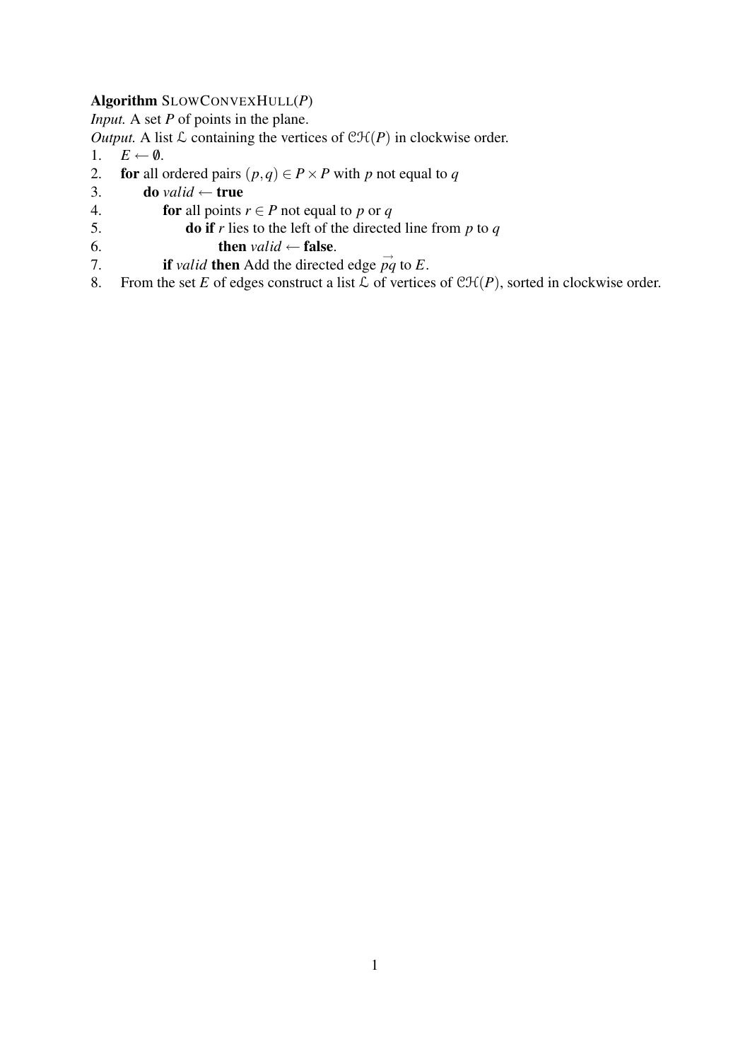**Algorithm** SLOWCONVEXHULL($P$)

*Input.* A set $P$ of points in the plane.

*Output.* A list $\mathcal{L}$ containing the vertices of $\mathcal{CH}(P)$ in clockwise order.

1. $E \leftarrow \emptyset$.
2. **for** all ordered pairs $(p, q) \in P \times P$ with $p$ not equal to $q$
3. &nbsp;&nbsp;&nbsp;&nbsp;**do** *valid* $\leftarrow$ **true**
4. &nbsp;&nbsp;&nbsp;&nbsp;&nbsp;&nbsp;&nbsp;&nbsp;**for** all points $r \in P$ not equal to $p$ or $q$
5. &nbsp;&nbsp;&nbsp;&nbsp;&nbsp;&nbsp;&nbsp;&nbsp;&nbsp;&nbsp;&nbsp;&nbsp;**do if** $r$ lies to the left of the directed line from $p$ to $q$
6. &nbsp;&nbsp;&nbsp;&nbsp;&nbsp;&nbsp;&nbsp;&nbsp;&nbsp;&nbsp;&nbsp;&nbsp;&nbsp;&nbsp;&nbsp;&nbsp;**then** *valid* $\leftarrow$ **false**.
7. &nbsp;&nbsp;&nbsp;&nbsp;&nbsp;&nbsp;&nbsp;&nbsp;**if** *valid* **then** Add the directed edge $\vec{pq}$ to $E$.
8. From the set $E$ of edges construct a list $\mathcal{L}$ of vertices of $\mathcal{CH}(P)$, sorted in clockwise order.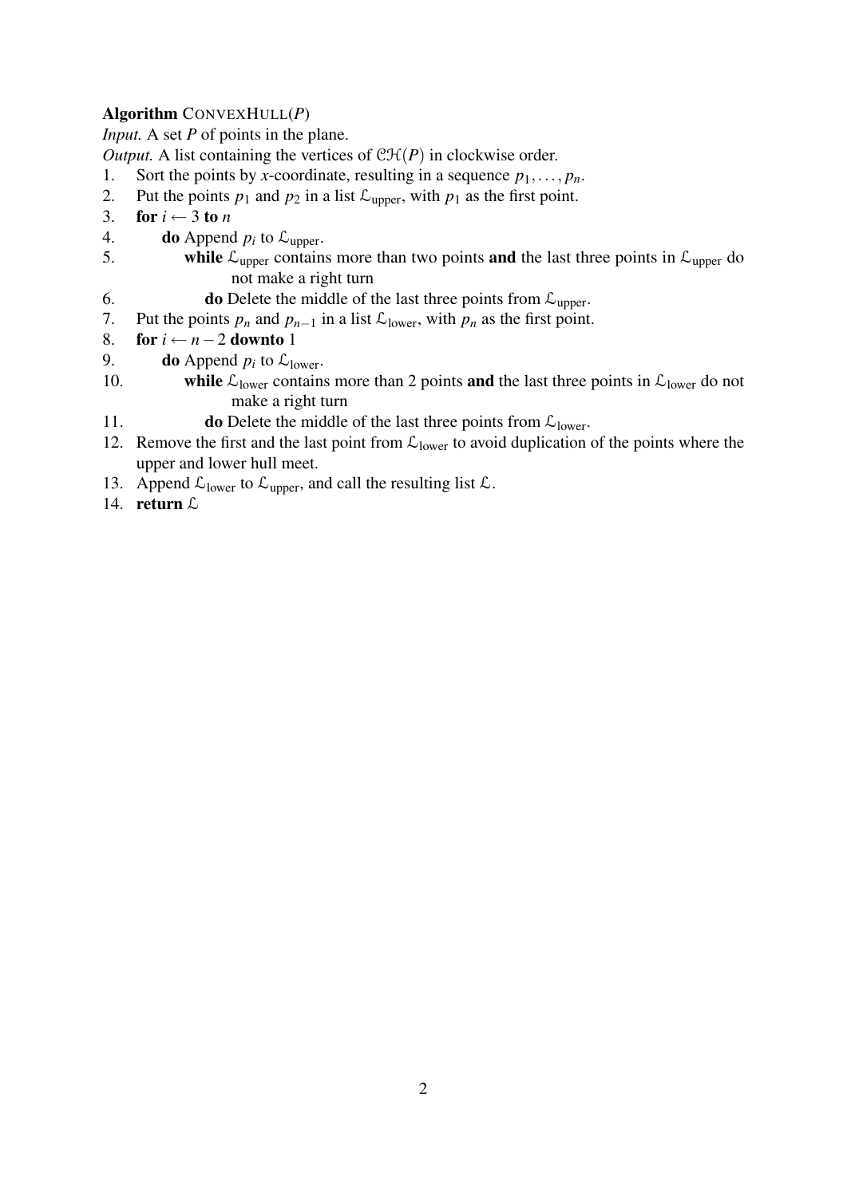**Algorithm** CONVEXHULL($P$)

*Input.* A set $P$ of points in the plane.

*Output.* A list containing the vertices of $\mathcal{CH}(P)$ in clockwise order.

1. Sort the points by $x$-coordinate, resulting in a sequence $p_1, \ldots, p_n$.
2. Put the points $p_1$ and $p_2$ in a list $\mathcal{L}_{\text{upper}}$, with $p_1$ as the first point.
3. **for** $i \leftarrow 3$ **to** $n$
4. &nbsp;&nbsp;&nbsp;&nbsp;**do** Append $p_i$ to $\mathcal{L}_{\text{upper}}$.
5. &nbsp;&nbsp;&nbsp;&nbsp;&nbsp;&nbsp;&nbsp;&nbsp;**while** $\mathcal{L}_{\text{upper}}$ contains more than two points **and** the last three points in $\mathcal{L}_{\text{upper}}$ do not make a right turn
6. &nbsp;&nbsp;&nbsp;&nbsp;&nbsp;&nbsp;&nbsp;&nbsp;&nbsp;&nbsp;&nbsp;&nbsp;**do** Delete the middle of the last three points from $\mathcal{L}_{\text{upper}}$.
7. Put the points $p_n$ and $p_{n-1}$ in a list $\mathcal{L}_{\text{lower}}$, with $p_n$ as the first point.
8. **for** $i \leftarrow n-2$ **downto** 1
9. &nbsp;&nbsp;&nbsp;&nbsp;**do** Append $p_i$ to $\mathcal{L}_{\text{lower}}$.
10. &nbsp;&nbsp;&nbsp;&nbsp;&nbsp;&nbsp;&nbsp;&nbsp;**while** $\mathcal{L}_{\text{lower}}$ contains more than 2 points **and** the last three points in $\mathcal{L}_{\text{lower}}$ do not make a right turn
11. &nbsp;&nbsp;&nbsp;&nbsp;&nbsp;&nbsp;&nbsp;&nbsp;&nbsp;&nbsp;&nbsp;&nbsp;**do** Delete the middle of the last three points from $\mathcal{L}_{\text{lower}}$.
12. Remove the first and the last point from $\mathcal{L}_{\text{lower}}$ to avoid duplication of the points where the upper and lower hull meet.
13. Append $\mathcal{L}_{\text{lower}}$ to $\mathcal{L}_{\text{upper}}$, and call the resulting list $\mathcal{L}$.
14. **return** $\mathcal{L}$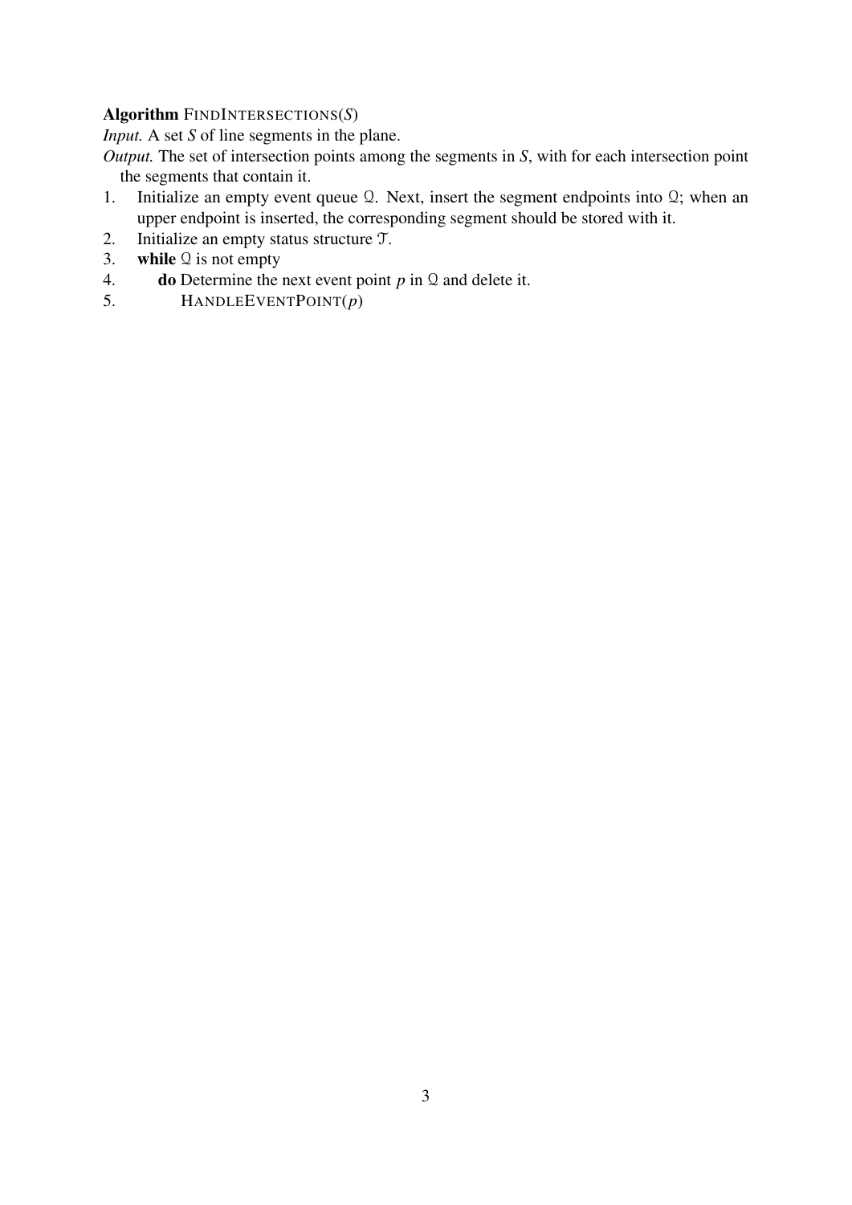**Algorithm** FINDINTERSECTIONS($S$)

*Input.* A set $S$ of line segments in the plane.

*Output.* The set of intersection points among the segments in $S$, with for each intersection point the segments that contain it.

1. Initialize an empty event queue $\mathcal{Q}$. Next, insert the segment endpoints into $\mathcal{Q}$; when an upper endpoint is inserted, the corresponding segment should be stored with it.
2. Initialize an empty status structure $\mathcal{T}$.
3. **while** $\mathcal{Q}$ is not empty
4. &nbsp;&nbsp;&nbsp;&nbsp;**do** Determine the next event point $p$ in $\mathcal{Q}$ and delete it.
5. &nbsp;&nbsp;&nbsp;&nbsp;&nbsp;&nbsp;&nbsp;&nbsp;HANDLEEVENTPOINT($p$)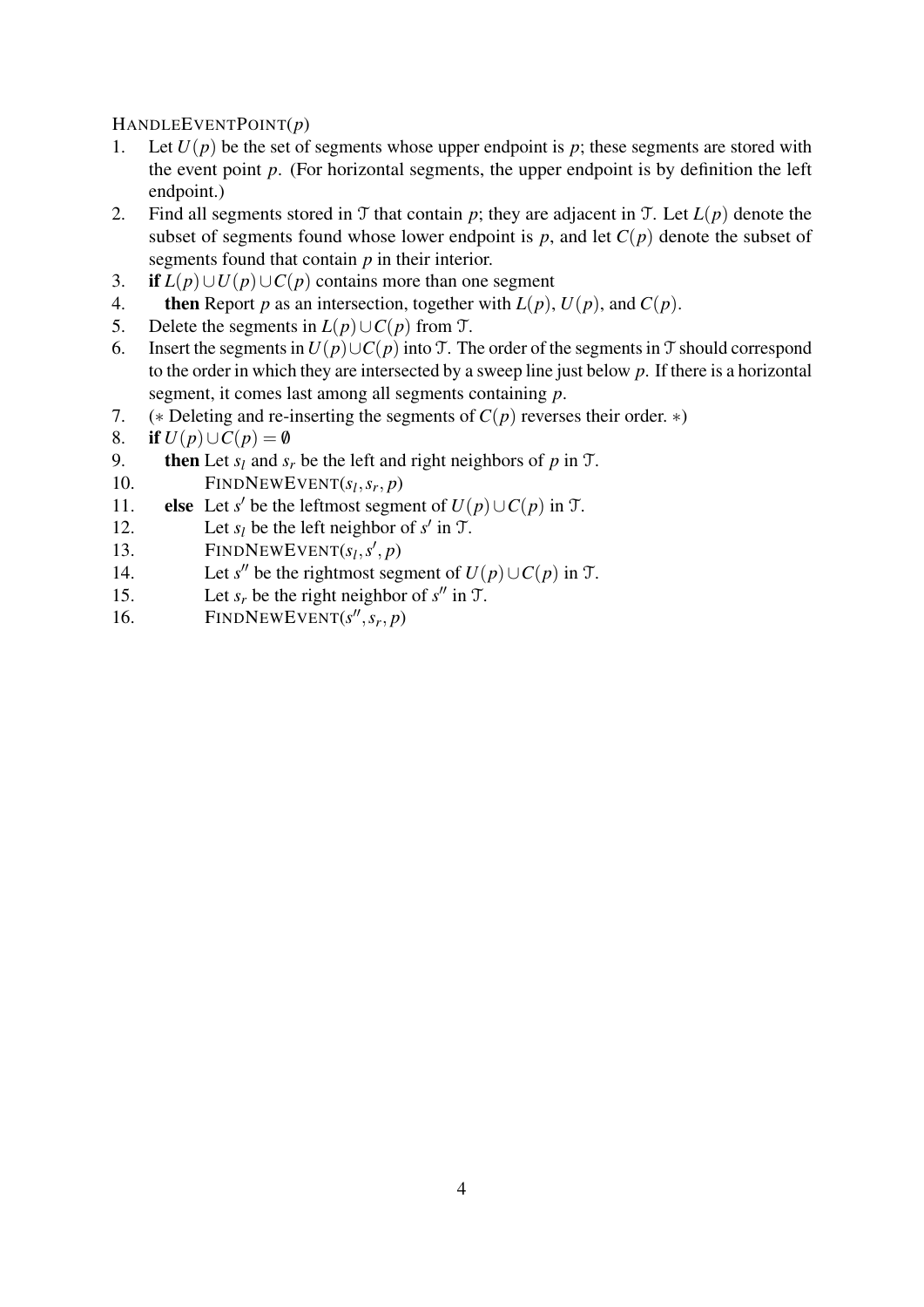HANDLEEVENTPOINT($p$)

1. Let $U(p)$ be the set of segments whose upper endpoint is $p$; these segments are stored with the event point $p$. (For horizontal segments, the upper endpoint is by definition the left endpoint.)
2. Find all segments stored in $\mathcal{T}$ that contain $p$; they are adjacent in $\mathcal{T}$. Let $L(p)$ denote the subset of segments found whose lower endpoint is $p$, and let $C(p)$ denote the subset of segments found that contain $p$ in their interior.
3. **if** $L(p) \cup U(p) \cup C(p)$ contains more than one segment
4. &nbsp;&nbsp;&nbsp;&nbsp;**then** Report $p$ as an intersection, together with $L(p)$, $U(p)$, and $C(p)$.
5. Delete the segments in $L(p) \cup C(p)$ from $\mathcal{T}$.
6. Insert the segments in $U(p) \cup C(p)$ into $\mathcal{T}$. The order of the segments in $\mathcal{T}$ should correspond to the order in which they are intersected by a sweep line just below $p$. If there is a horizontal segment, it comes last among all segments containing $p$.
7. (∗ Deleting and re-inserting the segments of $C(p)$ reverses their order. ∗)
8. **if** $U(p) \cup C(p) = \emptyset$
9. &nbsp;&nbsp;&nbsp;&nbsp;**then** Let $s_l$ and $s_r$ be the left and right neighbors of $p$ in $\mathcal{T}$.
10. &nbsp;&nbsp;&nbsp;&nbsp;&nbsp;&nbsp;&nbsp;&nbsp;FINDNEWEVENT($s_l, s_r, p$)
11. &nbsp;&nbsp;&nbsp;&nbsp;**else** Let $s'$ be the leftmost segment of $U(p) \cup C(p)$ in $\mathcal{T}$.
12. &nbsp;&nbsp;&nbsp;&nbsp;&nbsp;&nbsp;&nbsp;&nbsp;Let $s_l$ be the left neighbor of $s'$ in $\mathcal{T}$.
13. &nbsp;&nbsp;&nbsp;&nbsp;&nbsp;&nbsp;&nbsp;&nbsp;FINDNEWEVENT($s_l, s', p$)
14. &nbsp;&nbsp;&nbsp;&nbsp;&nbsp;&nbsp;&nbsp;&nbsp;Let $s''$ be the rightmost segment of $U(p) \cup C(p)$ in $\mathcal{T}$.
15. &nbsp;&nbsp;&nbsp;&nbsp;&nbsp;&nbsp;&nbsp;&nbsp;Let $s_r$ be the right neighbor of $s''$ in $\mathcal{T}$.
16. &nbsp;&nbsp;&nbsp;&nbsp;&nbsp;&nbsp;&nbsp;&nbsp;FINDNEWEVENT($s'', s_r, p$)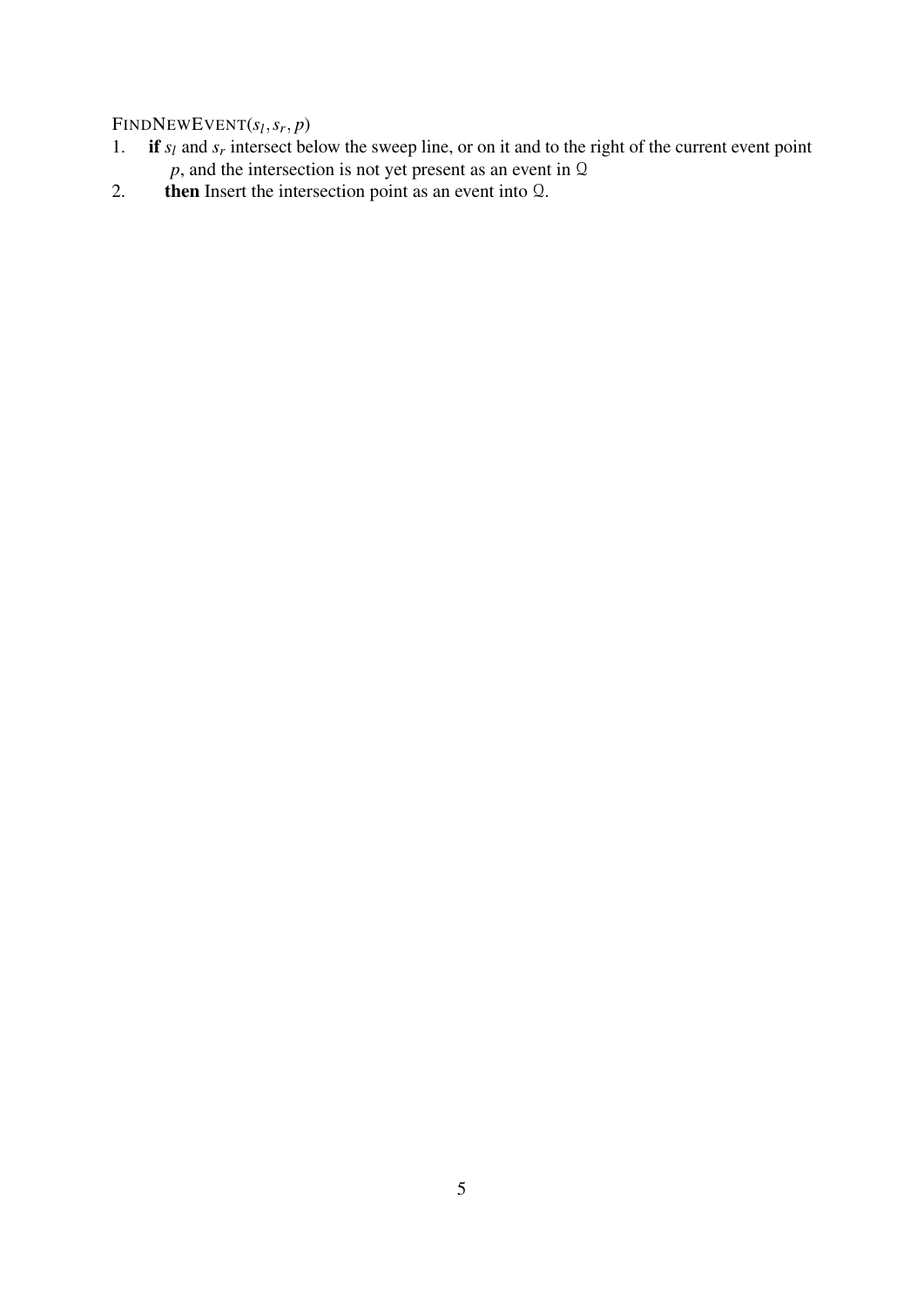FindNewEvent($s_l, s_r, p$)

1. **if** $s_l$ and $s_r$ intersect below the sweep line, or on it and to the right of the current event point $p$, and the intersection is not yet present as an event in $\mathcal{Q}$
2. **then** Insert the intersection point as an event into $\mathcal{Q}$.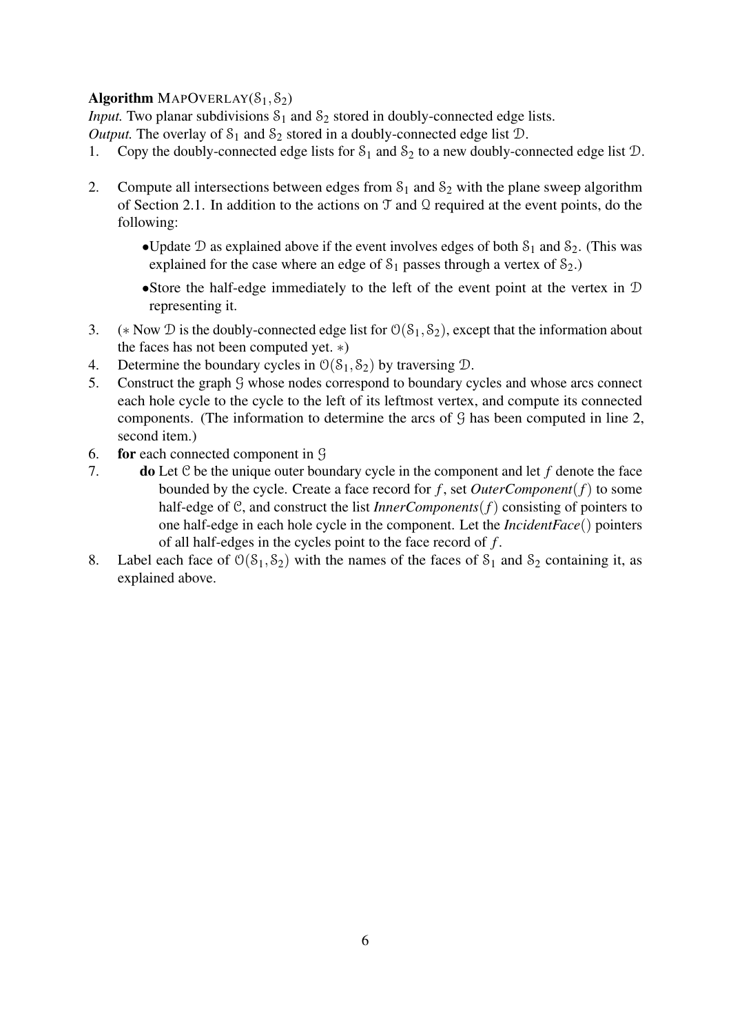**Algorithm** MAPOVERLAY($\mathcal{S}_1, \mathcal{S}_2$)

*Input.* Two planar subdivisions $\mathcal{S}_1$ and $\mathcal{S}_2$ stored in doubly-connected edge lists.

*Output.* The overlay of $\mathcal{S}_1$ and $\mathcal{S}_2$ stored in a doubly-connected edge list $\mathcal{D}$.

1. Copy the doubly-connected edge lists for $\mathcal{S}_1$ and $\mathcal{S}_2$ to a new doubly-connected edge list $\mathcal{D}$.
2. Compute all intersections between edges from $\mathcal{S}_1$ and $\mathcal{S}_2$ with the plane sweep algorithm of Section 2.1. In addition to the actions on $\mathcal{T}$ and $\mathcal{Q}$ required at the event points, do the following:
   - Update $\mathcal{D}$ as explained above if the event involves edges of both $\mathcal{S}_1$ and $\mathcal{S}_2$. (This was explained for the case where an edge of $\mathcal{S}_1$ passes through a vertex of $\mathcal{S}_2$.)
   - Store the half-edge immediately to the left of the event point at the vertex in $\mathcal{D}$ representing it.
3. (* Now $\mathcal{D}$ is the doubly-connected edge list for $\mathcal{O}(\mathcal{S}_1, \mathcal{S}_2)$, except that the information about the faces has not been computed yet. *)
4. Determine the boundary cycles in $\mathcal{O}(\mathcal{S}_1, \mathcal{S}_2)$ by traversing $\mathcal{D}$.
5. Construct the graph $\mathcal{G}$ whose nodes correspond to boundary cycles and whose arcs connect each hole cycle to the cycle to the left of its leftmost vertex, and compute its connected components. (The information to determine the arcs of $\mathcal{G}$ has been computed in line 2, second item.)
6. **for** each connected component in $\mathcal{G}$
7. &nbsp;&nbsp;&nbsp;&nbsp;**do** Let $\mathcal{C}$ be the unique outer boundary cycle in the component and let $f$ denote the face bounded by the cycle. Create a face record for $f$, set *OuterComponent*$(f)$ to some half-edge of $\mathcal{C}$, and construct the list *InnerComponents*$(f)$ consisting of pointers to one half-edge in each hole cycle in the component. Let the *IncidentFace*$()$ pointers of all half-edges in the cycles point to the face record of $f$.
8. Label each face of $\mathcal{O}(\mathcal{S}_1, \mathcal{S}_2)$ with the names of the faces of $\mathcal{S}_1$ and $\mathcal{S}_2$ containing it, as explained above.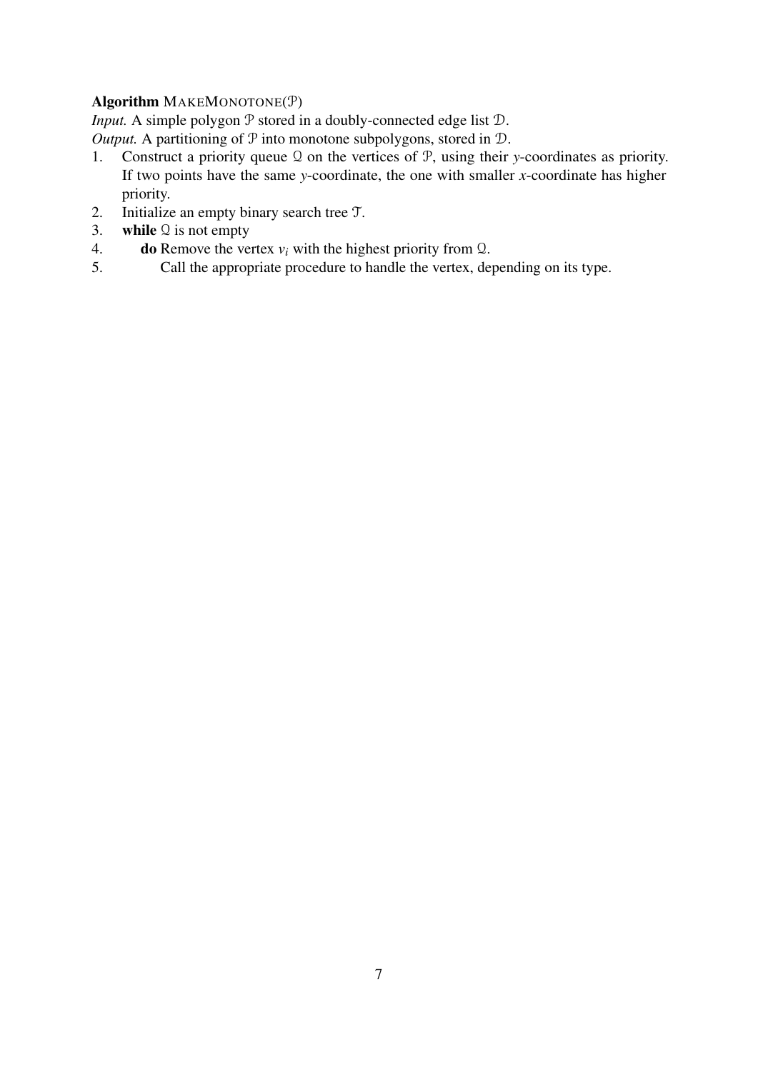**Algorithm** MAKEMONOTONE($\mathcal{P}$)

*Input.* A simple polygon $\mathcal{P}$ stored in a doubly-connected edge list $\mathcal{D}$.

*Output.* A partitioning of $\mathcal{P}$ into monotone subpolygons, stored in $\mathcal{D}$.

1. Construct a priority queue $\mathcal{Q}$ on the vertices of $\mathcal{P}$, using their $y$-coordinates as priority. If two points have the same $y$-coordinate, the one with smaller $x$-coordinate has higher priority.
2. Initialize an empty binary search tree $\mathcal{T}$.
3. **while** $\mathcal{Q}$ is not empty
4. &nbsp;&nbsp;&nbsp;&nbsp;**do** Remove the vertex $v_i$ with the highest priority from $\mathcal{Q}$.
5. &nbsp;&nbsp;&nbsp;&nbsp;&nbsp;&nbsp;&nbsp;&nbsp;Call the appropriate procedure to handle the vertex, depending on its type.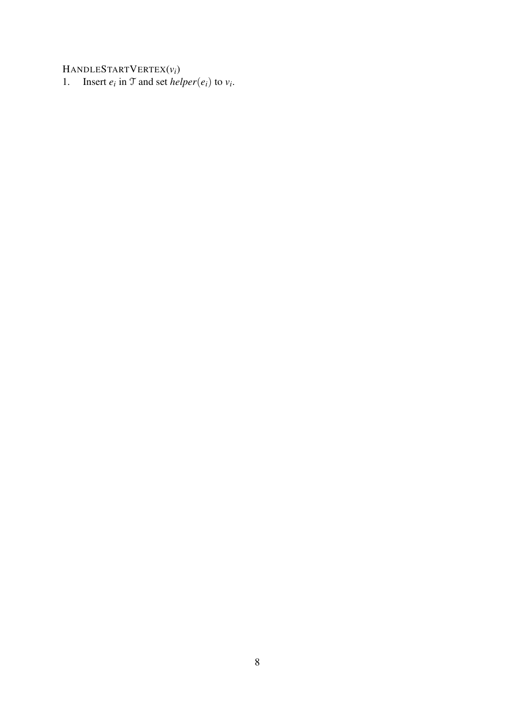HANDLESTARTVERTEX($v_i$)

1. Insert $e_i$ in $\mathcal{T}$ and set $helper(e_i)$ to $v_i$.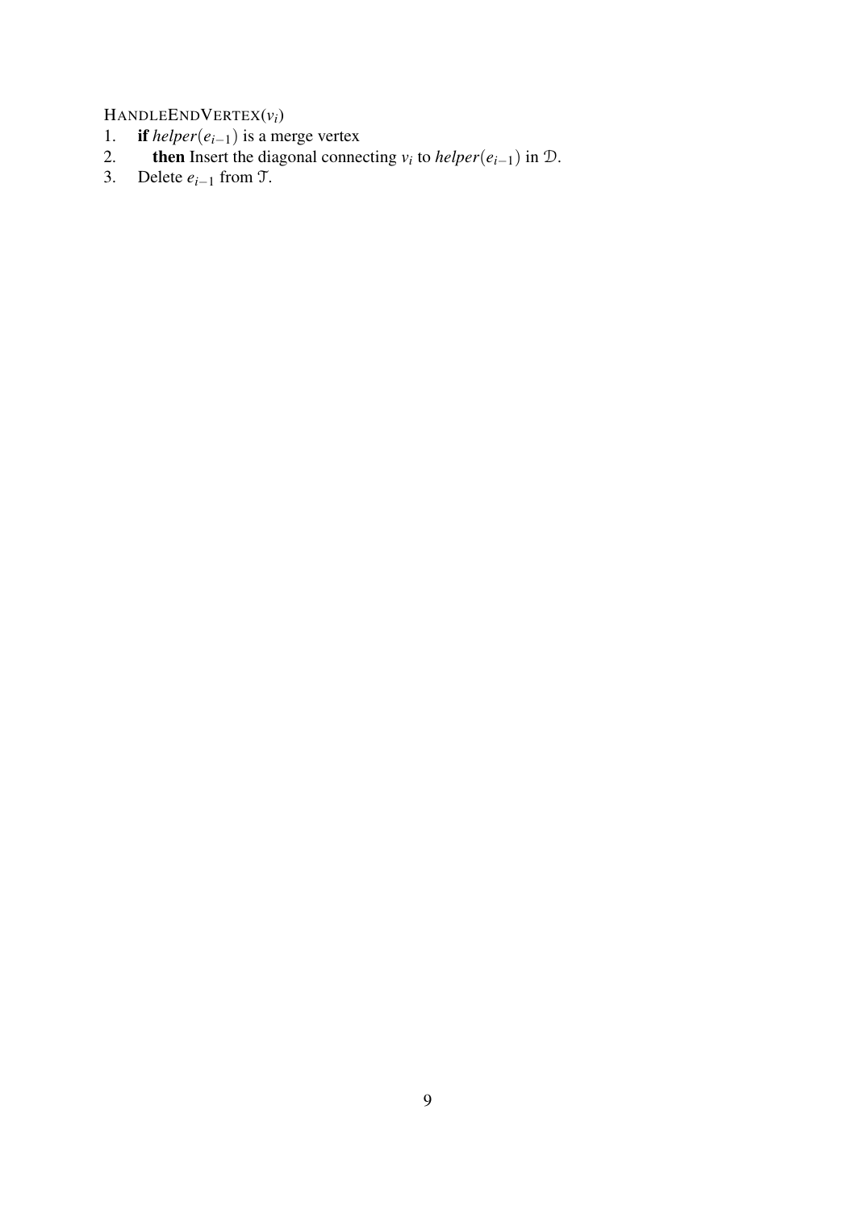HANDLEENDVERTEX($v_i$)

1. **if** *helper*($e_{i-1}$) is a merge vertex
2. **then** Insert the diagonal connecting $v_i$ to *helper*($e_{i-1}$) in $\mathcal{D}$.
3. Delete $e_{i-1}$ from $\mathcal{T}$.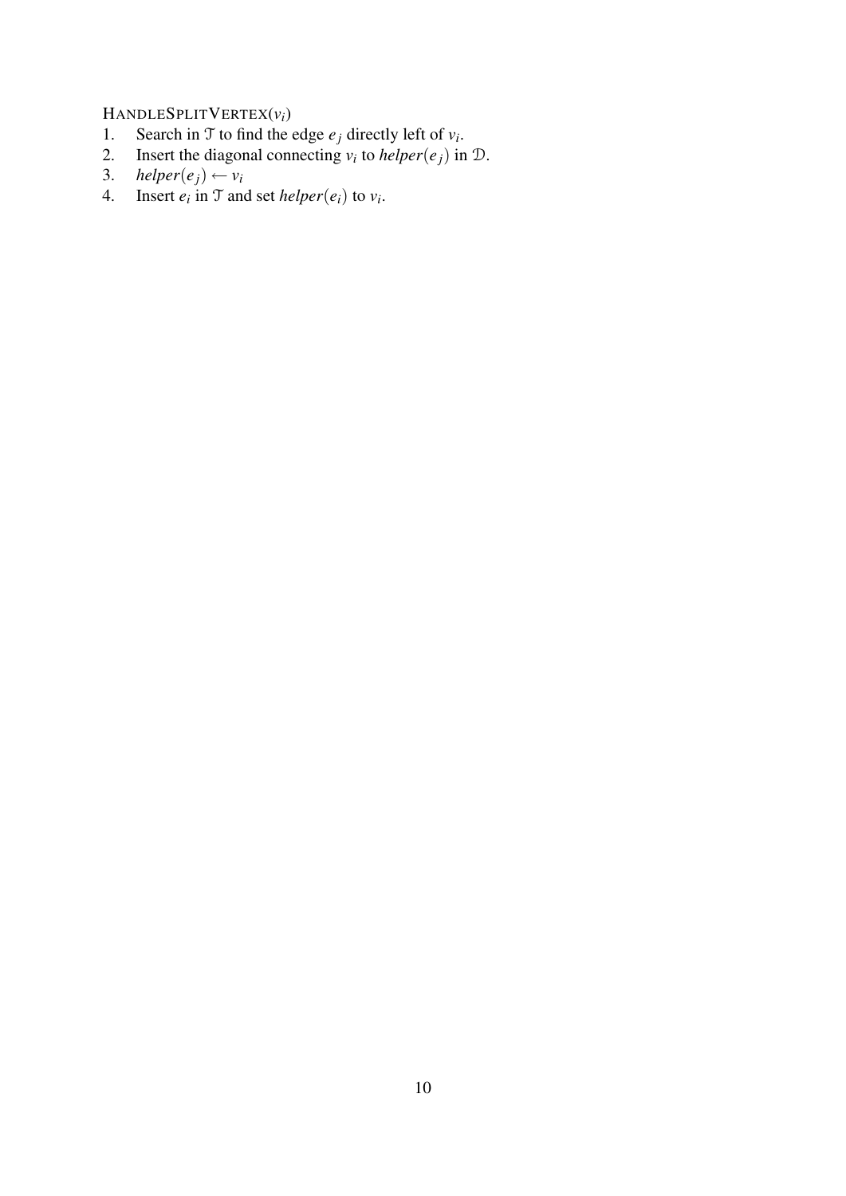HANDLESPLITVERTEX($v_i$)

1. Search in $\mathcal{T}$ to find the edge $e_j$ directly left of $v_i$.
2. Insert the diagonal connecting $v_i$ to $helper(e_j)$ in $\mathcal{D}$.
3. $helper(e_j) \leftarrow v_i$
4. Insert $e_i$ in $\mathcal{T}$ and set $helper(e_i)$ to $v_i$.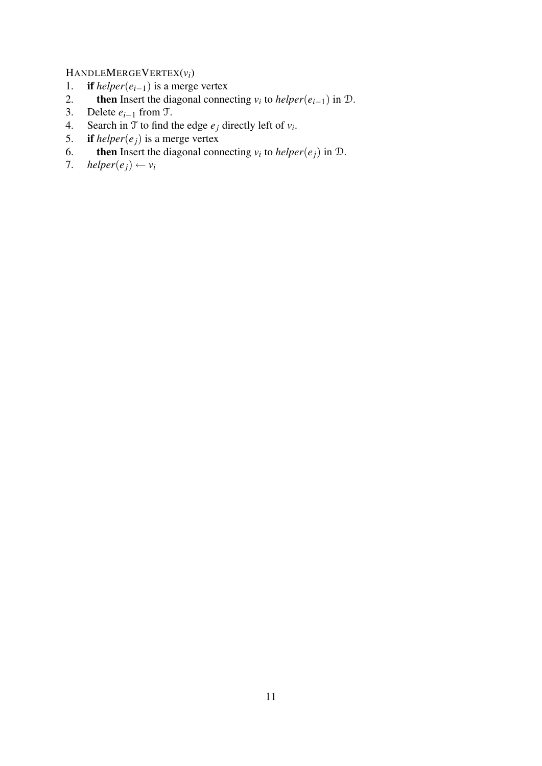HANDLEMERGEVERTEX($v_i$)

1. **if** *helper*($e_{i-1}$) is a merge vertex
2. **then** Insert the diagonal connecting $v_i$ to *helper*($e_{i-1}$) in $\mathcal{D}$.
3. Delete $e_{i-1}$ from $\mathcal{T}$.
4. Search in $\mathcal{T}$ to find the edge $e_j$ directly left of $v_i$.
5. **if** *helper*($e_j$) is a merge vertex
6. **then** Insert the diagonal connecting $v_i$ to *helper*($e_j$) in $\mathcal{D}$.
7. *helper*($e_j$) $\leftarrow v_i$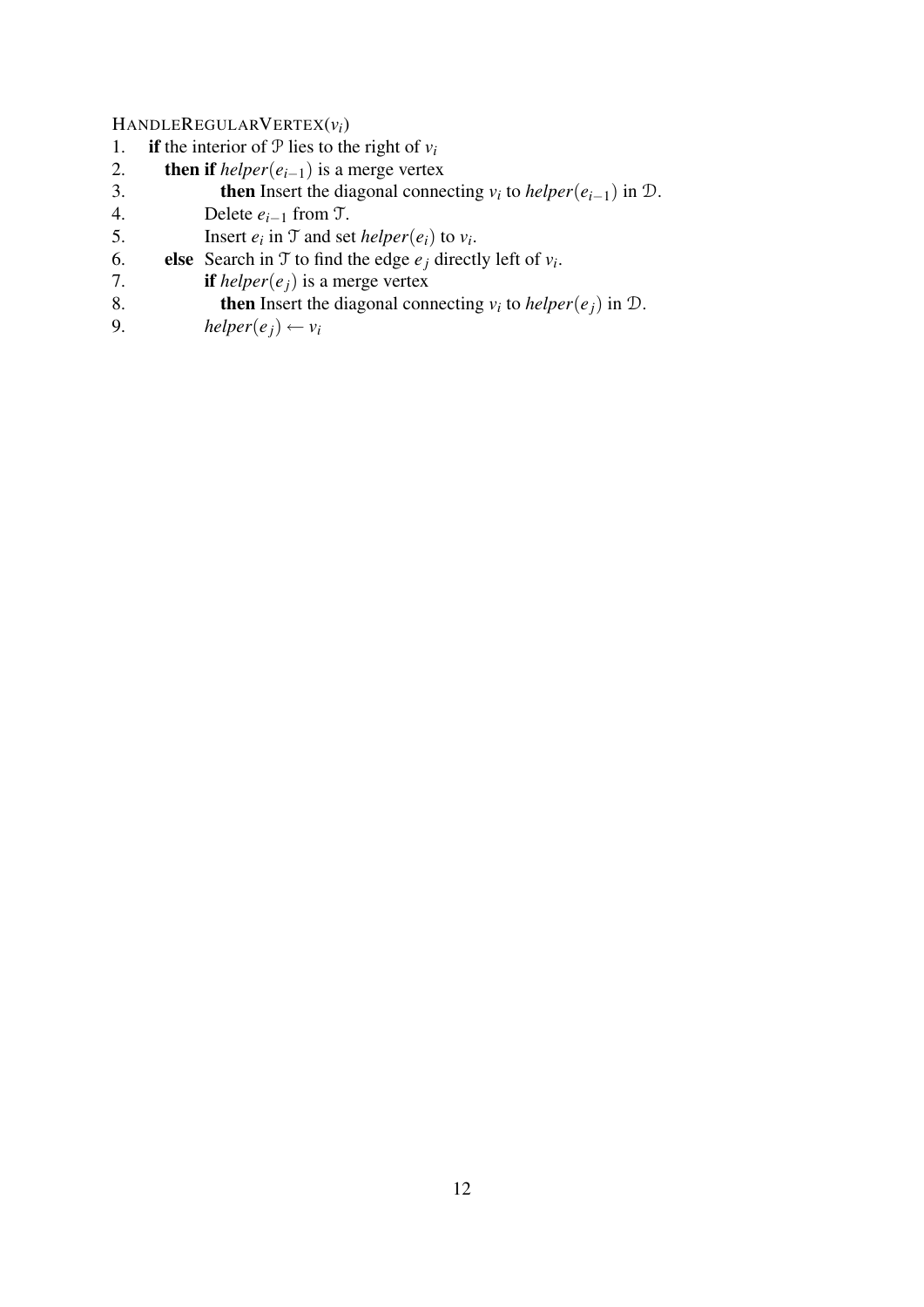HANDLEREGULARVERTEX($v_i$)

1. **if** the interior of $\mathcal{P}$ lies to the right of $v_i$
2. **then if** $helper(e_{i-1})$ is a merge vertex
3. **then** Insert the diagonal connecting $v_i$ to $helper(e_{i-1})$ in $\mathcal{D}$.
4. Delete $e_{i-1}$ from $\mathcal{T}$.
5. Insert $e_i$ in $\mathcal{T}$ and set $helper(e_i)$ to $v_i$.
6. **else** Search in $\mathcal{T}$ to find the edge $e_j$ directly left of $v_i$.
7. **if** $helper(e_j)$ is a merge vertex
8. **then** Insert the diagonal connecting $v_i$ to $helper(e_j)$ in $\mathcal{D}$.
9. $helper(e_j) \leftarrow v_i$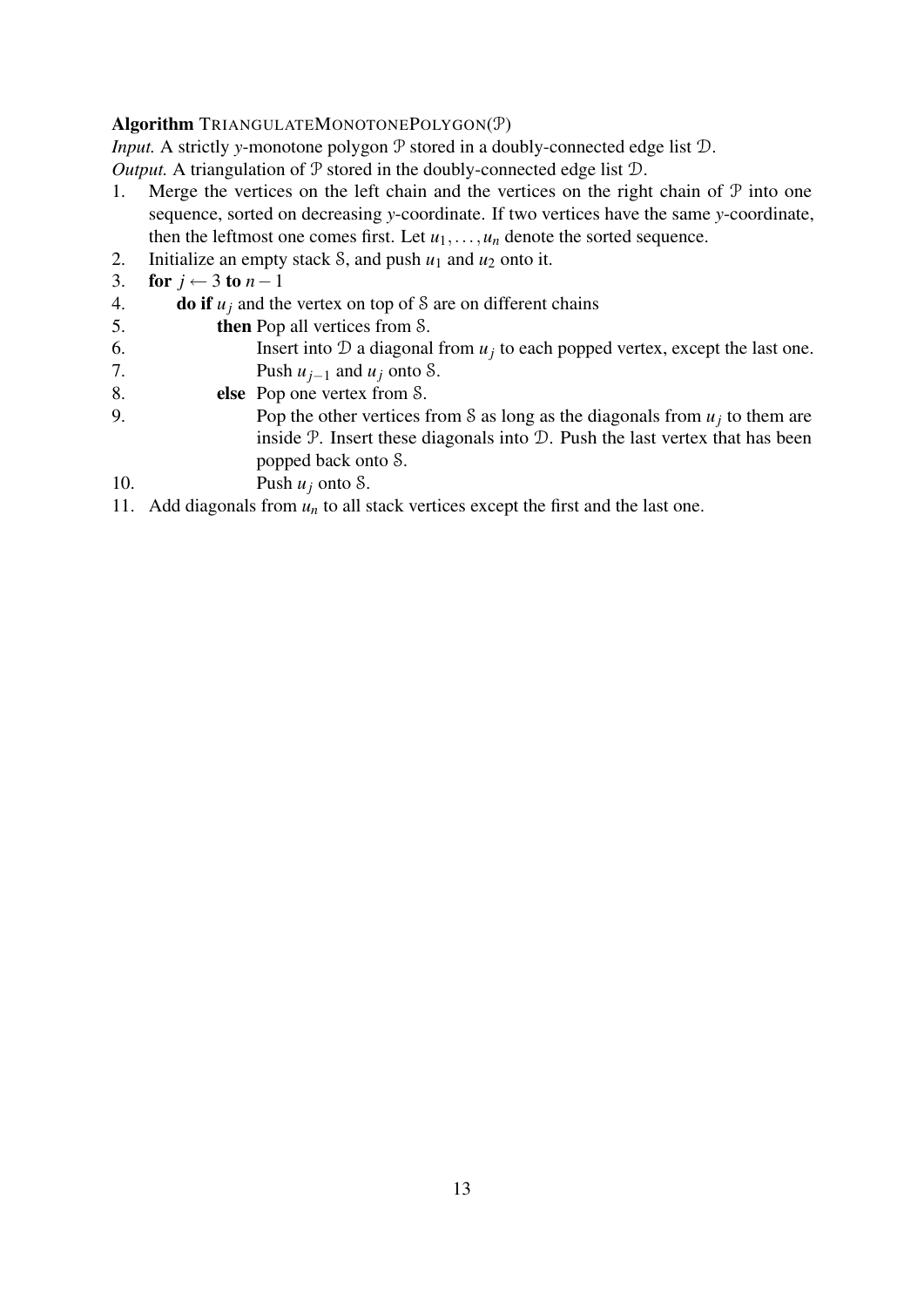**Algorithm** TriangulateMonotonePolygon($\mathcal{P}$)

*Input.* A strictly $y$-monotone polygon $\mathcal{P}$ stored in a doubly-connected edge list $\mathcal{D}$.

*Output.* A triangulation of $\mathcal{P}$ stored in the doubly-connected edge list $\mathcal{D}$.

1. Merge the vertices on the left chain and the vertices on the right chain of $\mathcal{P}$ into one sequence, sorted on decreasing $y$-coordinate. If two vertices have the same $y$-coordinate, then the leftmost one comes first. Let $u_1, \dots, u_n$ denote the sorted sequence.
2. Initialize an empty stack $\mathcal{S}$, and push $u_1$ and $u_2$ onto it.
3. **for** $j \leftarrow 3$ **to** $n-1$
4. &nbsp;&nbsp;&nbsp;&nbsp;**do if** $u_j$ and the vertex on top of $\mathcal{S}$ are on different chains
5. &nbsp;&nbsp;&nbsp;&nbsp;&nbsp;&nbsp;&nbsp;&nbsp;**then** Pop all vertices from $\mathcal{S}$.
6. &nbsp;&nbsp;&nbsp;&nbsp;&nbsp;&nbsp;&nbsp;&nbsp;&nbsp;&nbsp;&nbsp;&nbsp;Insert into $\mathcal{D}$ a diagonal from $u_j$ to each popped vertex, except the last one.
7. &nbsp;&nbsp;&nbsp;&nbsp;&nbsp;&nbsp;&nbsp;&nbsp;&nbsp;&nbsp;&nbsp;&nbsp;Push $u_{j-1}$ and $u_j$ onto $\mathcal{S}$.
8. &nbsp;&nbsp;&nbsp;&nbsp;&nbsp;&nbsp;&nbsp;&nbsp;**else** Pop one vertex from $\mathcal{S}$.
9. &nbsp;&nbsp;&nbsp;&nbsp;&nbsp;&nbsp;&nbsp;&nbsp;&nbsp;&nbsp;&nbsp;&nbsp;Pop the other vertices from $\mathcal{S}$ as long as the diagonals from $u_j$ to them are inside $\mathcal{P}$. Insert these diagonals into $\mathcal{D}$. Push the last vertex that has been popped back onto $\mathcal{S}$.
10. &nbsp;&nbsp;&nbsp;&nbsp;&nbsp;&nbsp;&nbsp;&nbsp;&nbsp;&nbsp;&nbsp;&nbsp;Push $u_j$ onto $\mathcal{S}$.
11. Add diagonals from $u_n$ to all stack vertices except the first and the last one.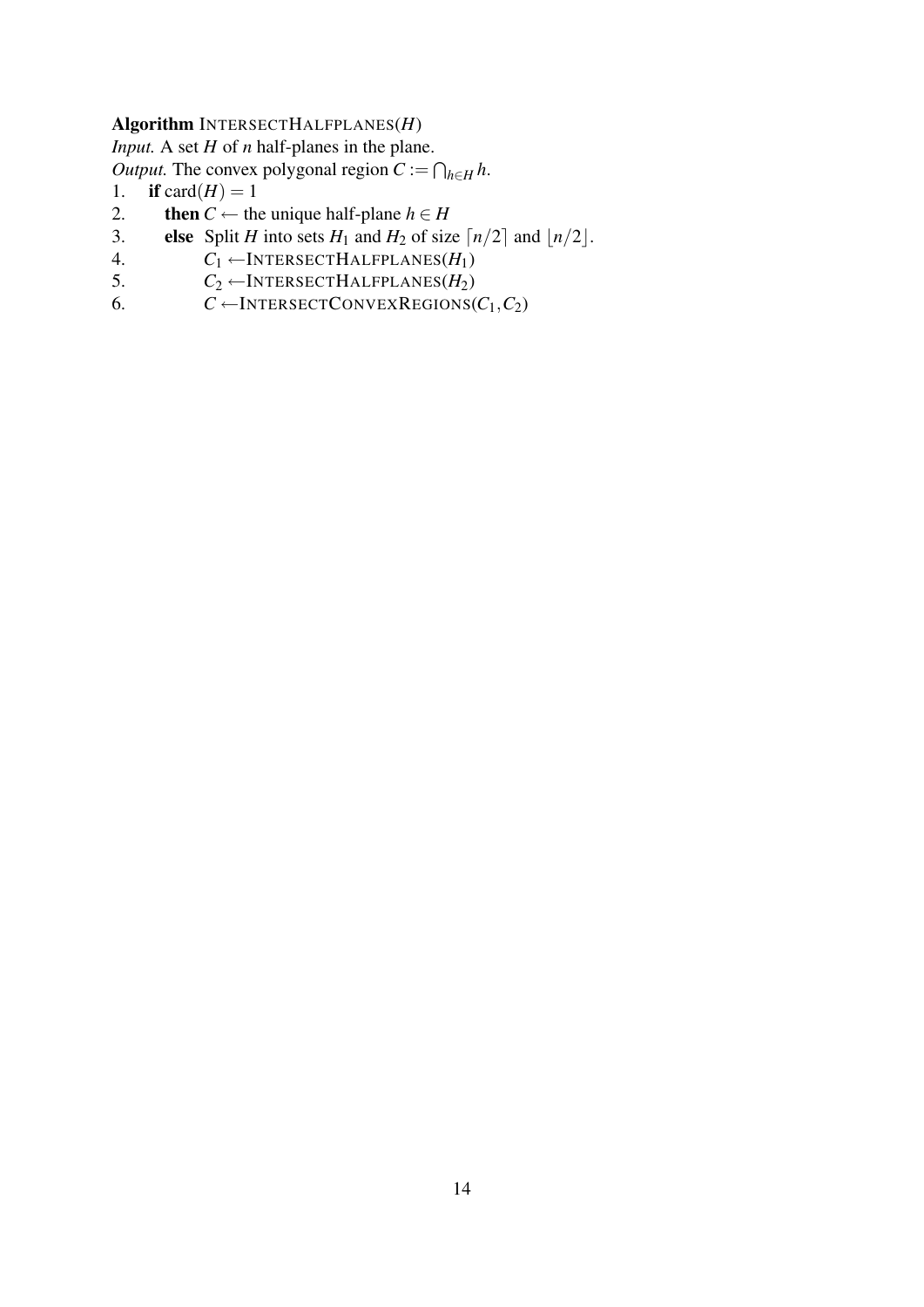**Algorithm** INTERSECTHALFPLANES($H$)

*Input.* A set $H$ of $n$ half-planes in the plane.

*Output.* The convex polygonal region $C := \bigcap_{h \in H} h$.

```
1.    if card(H) = 1
2.       then C ← the unique half-plane h ∈ H
3.       else  Split H into sets H1 and H2 of size ⌈n/2⌉ and ⌊n/2⌋.
4.             C1 ← INTERSECTHALFPLANES(H1)
5.             C2 ← INTERSECTHALFPLANES(H2)
6.             C ← INTERSECTCONVEXREGIONS(C1, C2)
```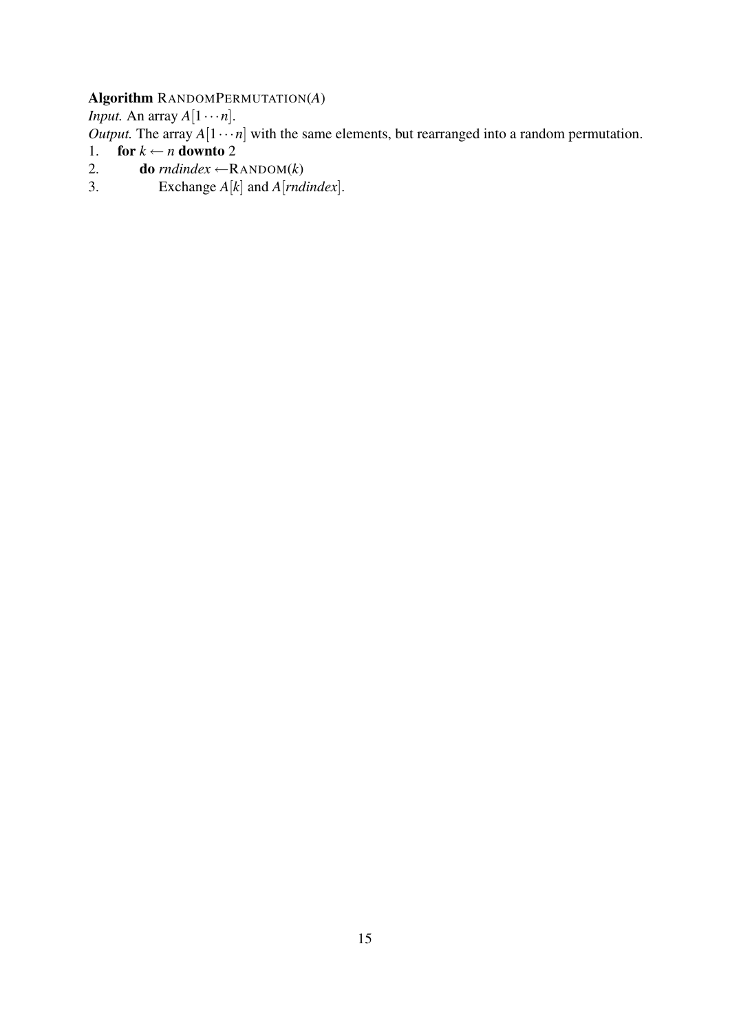**Algorithm** RANDOMPERMUTATION($A$)

*Input.* An array $A[1 \cdots n]$.

*Output.* The array $A[1 \cdots n]$ with the same elements, but rearranged into a random permutation.

1. **for** $k \leftarrow n$ **downto** 2
2. &nbsp;&nbsp;&nbsp;&nbsp;**do** *rndindex* $\leftarrow$RANDOM($k$)
3. &nbsp;&nbsp;&nbsp;&nbsp;&nbsp;&nbsp;&nbsp;&nbsp;Exchange $A[k]$ and $A[rndindex]$.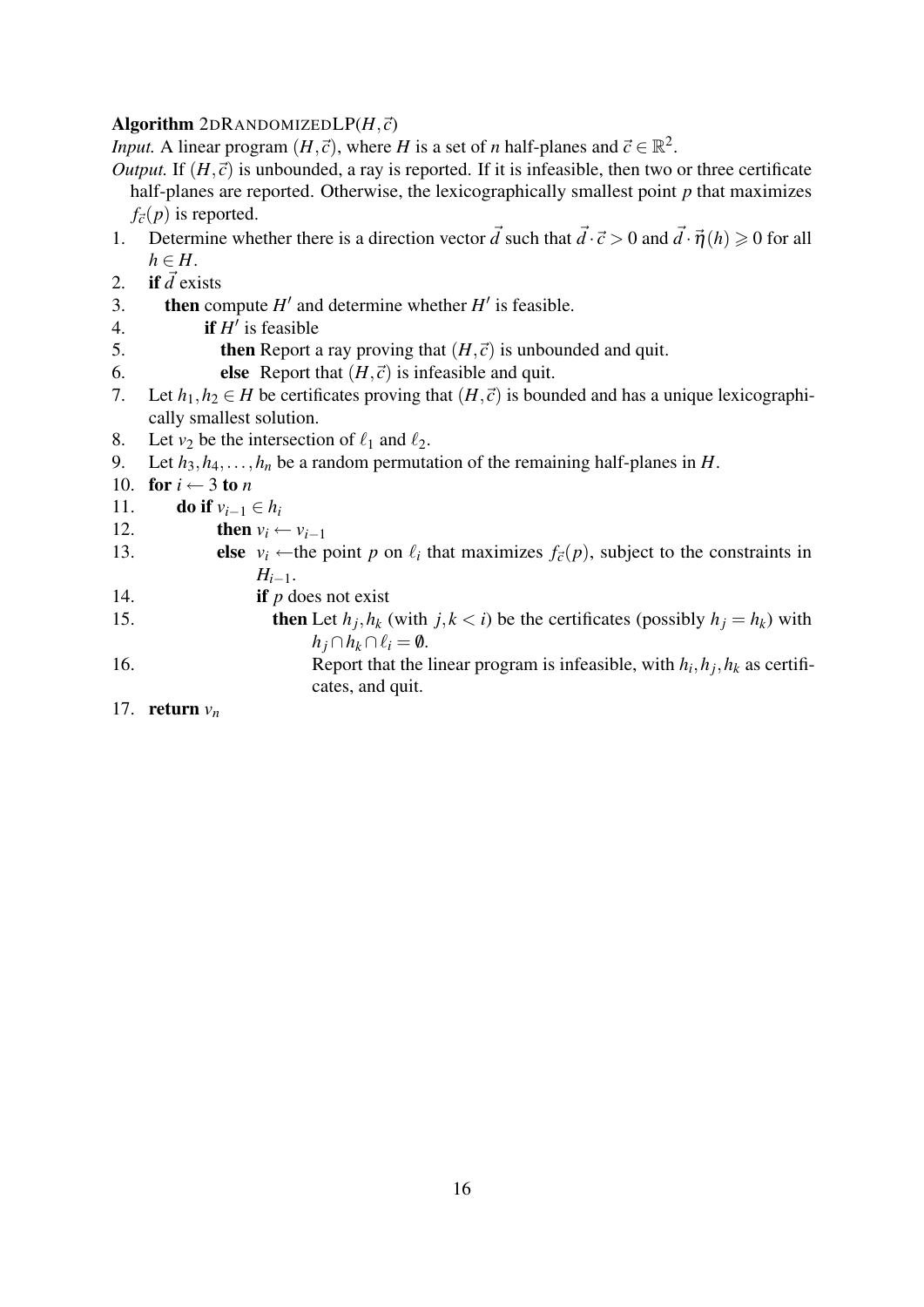**Algorithm** 2DRANDOMIZEDLP($H, \vec{c}$)

*Input.* A linear program $(H, \vec{c})$, where $H$ is a set of $n$ half-planes and $\vec{c} \in \mathbb{R}^2$.

*Output.* If $(H, \vec{c})$ is unbounded, a ray is reported. If it is infeasible, then two or three certificate half-planes are reported. Otherwise, the lexicographically smallest point $p$ that maximizes $f_{\vec{c}}(p)$ is reported.

1. Determine whether there is a direction vector $\vec{d}$ such that $\vec{d} \cdot \vec{c} > 0$ and $\vec{d} \cdot \vec{\eta}(h) \geqslant 0$ for all $h \in H$.
2. **if** $\vec{d}$ exists
3. &nbsp;&nbsp;&nbsp;&nbsp;**then** compute $H'$ and determine whether $H'$ is feasible.
4. &nbsp;&nbsp;&nbsp;&nbsp;&nbsp;&nbsp;&nbsp;&nbsp;**if** $H'$ is feasible
5. &nbsp;&nbsp;&nbsp;&nbsp;&nbsp;&nbsp;&nbsp;&nbsp;&nbsp;&nbsp;&nbsp;&nbsp;**then** Report a ray proving that $(H, \vec{c})$ is unbounded and quit.
6. &nbsp;&nbsp;&nbsp;&nbsp;&nbsp;&nbsp;&nbsp;&nbsp;&nbsp;&nbsp;&nbsp;&nbsp;**else** Report that $(H, \vec{c})$ is infeasible and quit.
7. Let $h_1, h_2 \in H$ be certificates proving that $(H, \vec{c})$ is bounded and has a unique lexicographically smallest solution.
8. Let $v_2$ be the intersection of $\ell_1$ and $\ell_2$.
9. Let $h_3, h_4, \dots, h_n$ be a random permutation of the remaining half-planes in $H$.
10. **for** $i \leftarrow 3$ **to** $n$
11. &nbsp;&nbsp;&nbsp;&nbsp;**do if** $v_{i-1} \in h_i$
12. &nbsp;&nbsp;&nbsp;&nbsp;&nbsp;&nbsp;&nbsp;&nbsp;**then** $v_i \leftarrow v_{i-1}$
13. &nbsp;&nbsp;&nbsp;&nbsp;&nbsp;&nbsp;&nbsp;&nbsp;**else** $v_i \leftarrow$the point $p$ on $\ell_i$ that maximizes $f_{\vec{c}}(p)$, subject to the constraints in $H_{i-1}$.
14. &nbsp;&nbsp;&nbsp;&nbsp;&nbsp;&nbsp;&nbsp;&nbsp;&nbsp;&nbsp;&nbsp;&nbsp;**if** $p$ does not exist
15. &nbsp;&nbsp;&nbsp;&nbsp;&nbsp;&nbsp;&nbsp;&nbsp;&nbsp;&nbsp;&nbsp;&nbsp;&nbsp;&nbsp;&nbsp;&nbsp;**then** Let $h_j, h_k$ (with $j, k < i$) be the certificates (possibly $h_j = h_k$) with $h_j \cap h_k \cap \ell_i = \emptyset$.
16. &nbsp;&nbsp;&nbsp;&nbsp;&nbsp;&nbsp;&nbsp;&nbsp;&nbsp;&nbsp;&nbsp;&nbsp;&nbsp;&nbsp;&nbsp;&nbsp;&nbsp;&nbsp;&nbsp;&nbsp;Report that the linear program is infeasible, with $h_i, h_j, h_k$ as certificates, and quit.
17. **return** $v_n$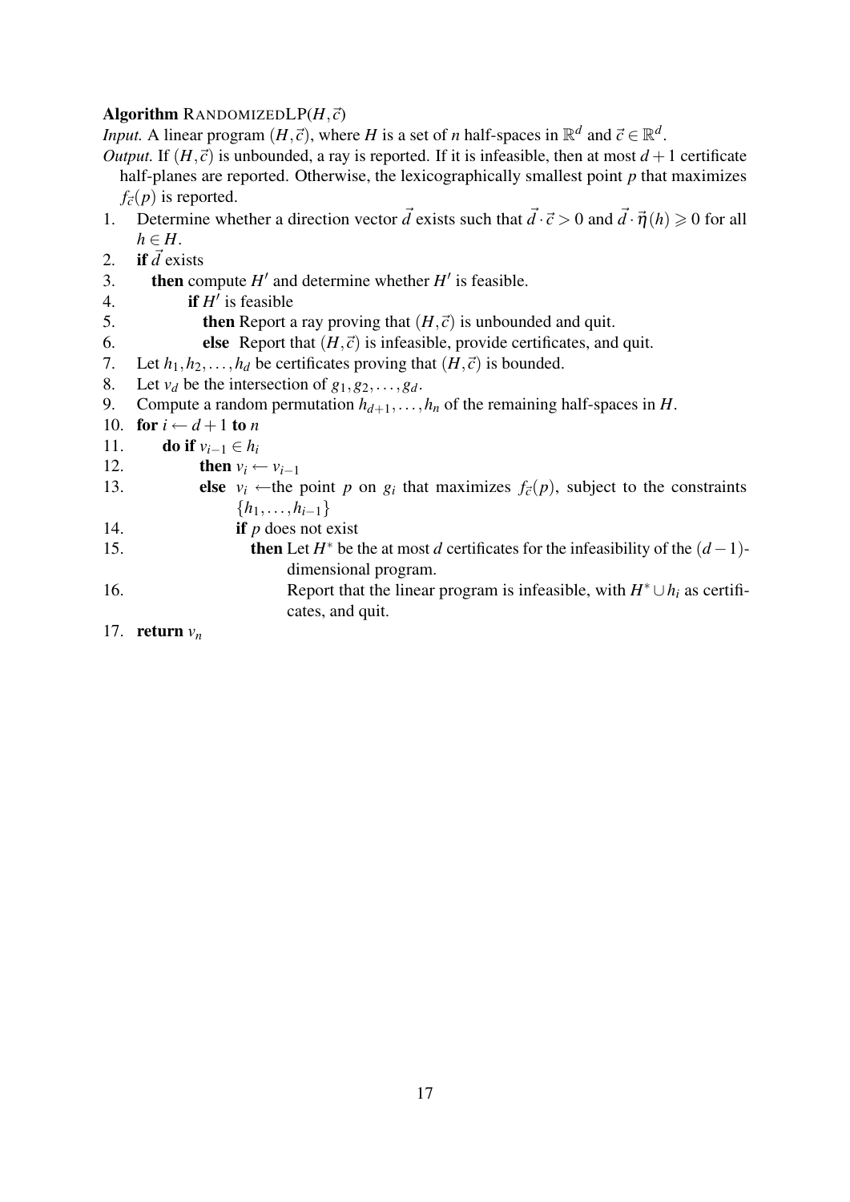**Algorithm** RANDOMIZEDLP($H, \vec{c}$)

*Input.* A linear program $(H, \vec{c})$, where $H$ is a set of $n$ half-spaces in $\mathbb{R}^d$ and $\vec{c} \in \mathbb{R}^d$.

*Output.* If $(H, \vec{c})$ is unbounded, a ray is reported. If it is infeasible, then at most $d+1$ certificate half-planes are reported. Otherwise, the lexicographically smallest point $p$ that maximizes $f_{\vec{c}}(p)$ is reported.

1. Determine whether a direction vector $\vec{d}$ exists such that $\vec{d} \cdot \vec{c} > 0$ and $\vec{d} \cdot \vec{\eta}(h) \geqslant 0$ for all $h \in H$.
2. **if** $\vec{d}$ exists
3. &nbsp;&nbsp;&nbsp;&nbsp;**then** compute $H'$ and determine whether $H'$ is feasible.
4. &nbsp;&nbsp;&nbsp;&nbsp;&nbsp;&nbsp;&nbsp;&nbsp;**if** $H'$ is feasible
5. &nbsp;&nbsp;&nbsp;&nbsp;&nbsp;&nbsp;&nbsp;&nbsp;&nbsp;&nbsp;&nbsp;&nbsp;**then** Report a ray proving that $(H, \vec{c})$ is unbounded and quit.
6. &nbsp;&nbsp;&nbsp;&nbsp;&nbsp;&nbsp;&nbsp;&nbsp;&nbsp;&nbsp;&nbsp;&nbsp;**else** Report that $(H, \vec{c})$ is infeasible, provide certificates, and quit.
7. Let $h_1, h_2, \ldots, h_d$ be certificates proving that $(H, \vec{c})$ is bounded.
8. Let $v_d$ be the intersection of $g_1, g_2, \ldots, g_d$.
9. Compute a random permutation $h_{d+1}, \ldots, h_n$ of the remaining half-spaces in $H$.
10. **for** $i \leftarrow d+1$ **to** $n$
11. &nbsp;&nbsp;&nbsp;&nbsp;**do if** $v_{i-1} \in h_i$
12. &nbsp;&nbsp;&nbsp;&nbsp;&nbsp;&nbsp;&nbsp;&nbsp;**then** $v_i \leftarrow v_{i-1}$
13. &nbsp;&nbsp;&nbsp;&nbsp;&nbsp;&nbsp;&nbsp;&nbsp;**else** $v_i \leftarrow$the point $p$ on $g_i$ that maximizes $f_{\vec{c}}(p)$, subject to the constraints $\{h_1, \ldots, h_{i-1}\}$
14. &nbsp;&nbsp;&nbsp;&nbsp;&nbsp;&nbsp;&nbsp;&nbsp;&nbsp;&nbsp;&nbsp;&nbsp;**if** $p$ does not exist
15. &nbsp;&nbsp;&nbsp;&nbsp;&nbsp;&nbsp;&nbsp;&nbsp;&nbsp;&nbsp;&nbsp;&nbsp;&nbsp;&nbsp;&nbsp;&nbsp;**then** Let $H^*$ be the at most $d$ certificates for the infeasibility of the $(d-1)$-dimensional program.
16. &nbsp;&nbsp;&nbsp;&nbsp;&nbsp;&nbsp;&nbsp;&nbsp;&nbsp;&nbsp;&nbsp;&nbsp;&nbsp;&nbsp;&nbsp;&nbsp;&nbsp;&nbsp;&nbsp;&nbsp;Report that the linear program is infeasible, with $H^* \cup h_i$ as certificates, and quit.
17. **return** $v_n$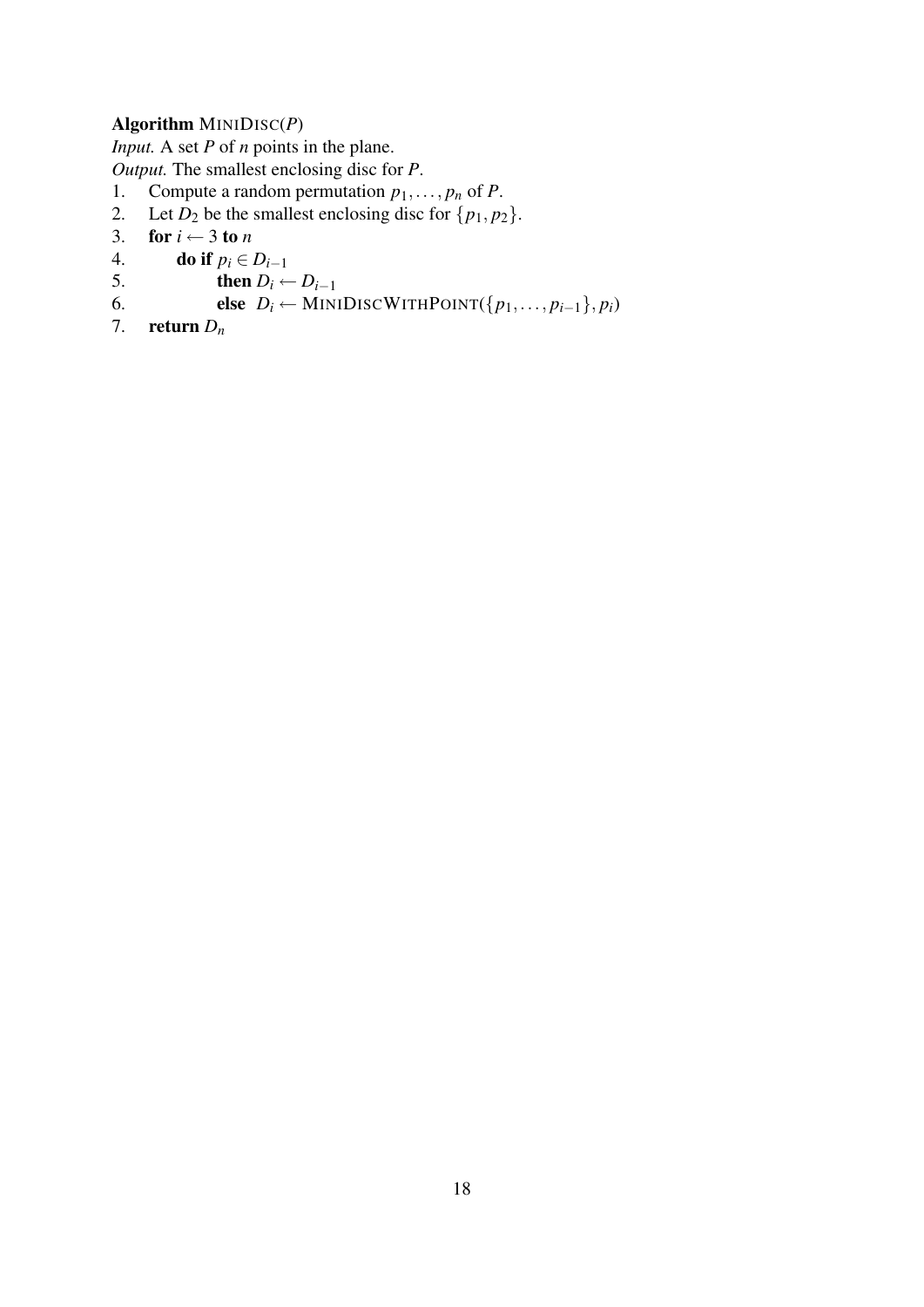**Algorithm** MINIDISC($P$)
*Input.* A set $P$ of $n$ points in the plane.
*Output.* The smallest enclosing disc for $P$.

1. Compute a random permutation $p_1, \dots, p_n$ of $P$.
2. Let $D_2$ be the smallest enclosing disc for $\{p_1, p_2\}$.
3. **for** $i \leftarrow 3$ **to** $n$
4. &nbsp;&nbsp;&nbsp;&nbsp;**do if** $p_i \in D_{i-1}$
5. &nbsp;&nbsp;&nbsp;&nbsp;&nbsp;&nbsp;&nbsp;&nbsp;**then** $D_i \leftarrow D_{i-1}$
6. &nbsp;&nbsp;&nbsp;&nbsp;&nbsp;&nbsp;&nbsp;&nbsp;**else** $D_i \leftarrow$ MINIDISCWITHPOINT($\{p_1, \dots, p_{i-1}\}, p_i$)
7. **return** $D_n$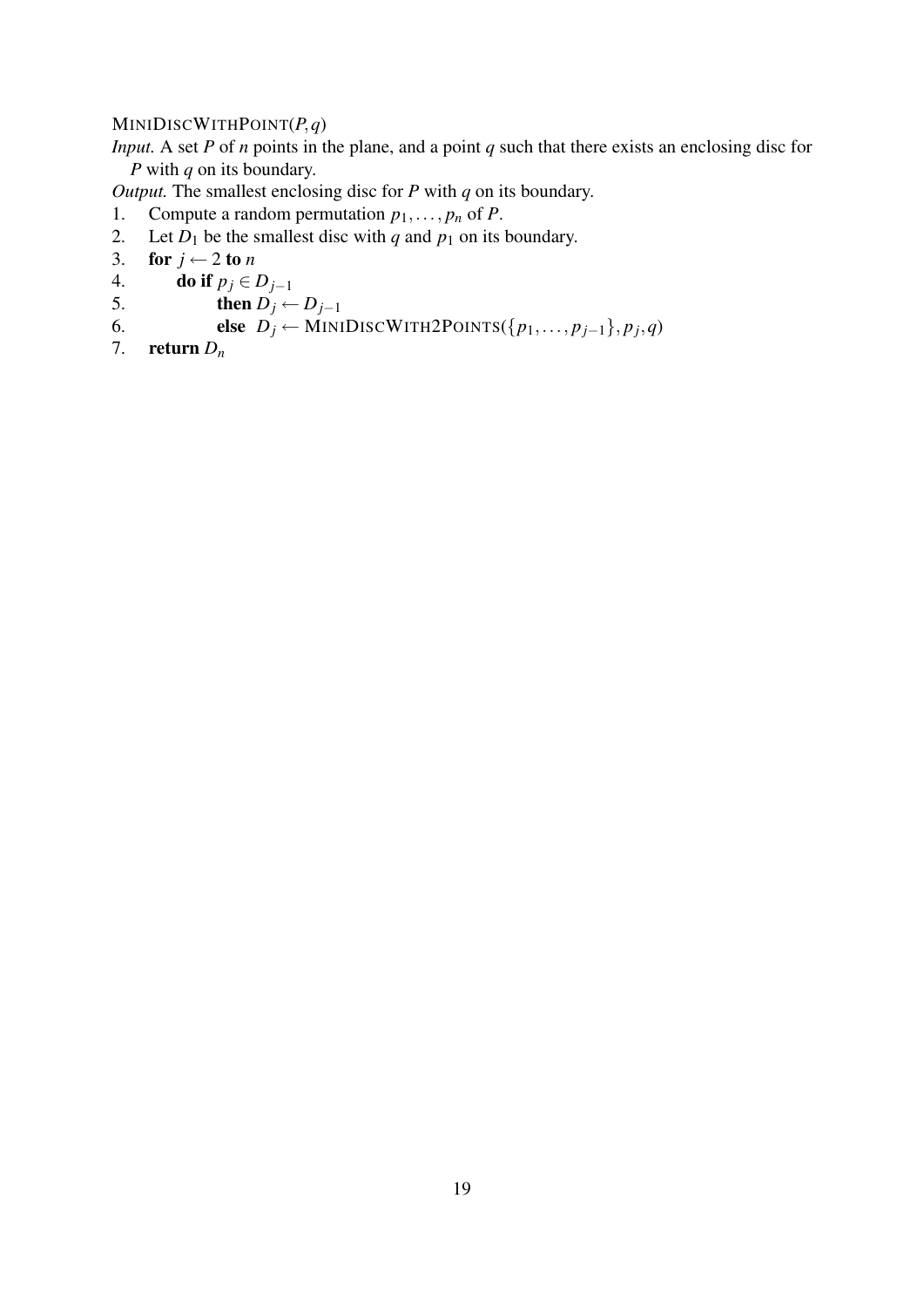MINIDISCWITHPOINT($P, q$)

*Input.* A set $P$ of $n$ points in the plane, and a point $q$ such that there exists an enclosing disc for $P$ with $q$ on its boundary.

*Output.* The smallest enclosing disc for $P$ with $q$ on its boundary.

1. Compute a random permutation $p_1, \ldots, p_n$ of $P$.
2. Let $D_1$ be the smallest disc with $q$ and $p_1$ on its boundary.
3. **for** $j \leftarrow 2$ **to** $n$
4. &nbsp;&nbsp;&nbsp;&nbsp;**do if** $p_j \in D_{j-1}$
5. &nbsp;&nbsp;&nbsp;&nbsp;&nbsp;&nbsp;&nbsp;&nbsp;**then** $D_j \leftarrow D_{j-1}$
6. &nbsp;&nbsp;&nbsp;&nbsp;&nbsp;&nbsp;&nbsp;&nbsp;**else** $D_j \leftarrow$ MINIDISCWITH2POINTS($\{p_1, \ldots, p_{j-1}\}, p_j, q$)
7. **return** $D_n$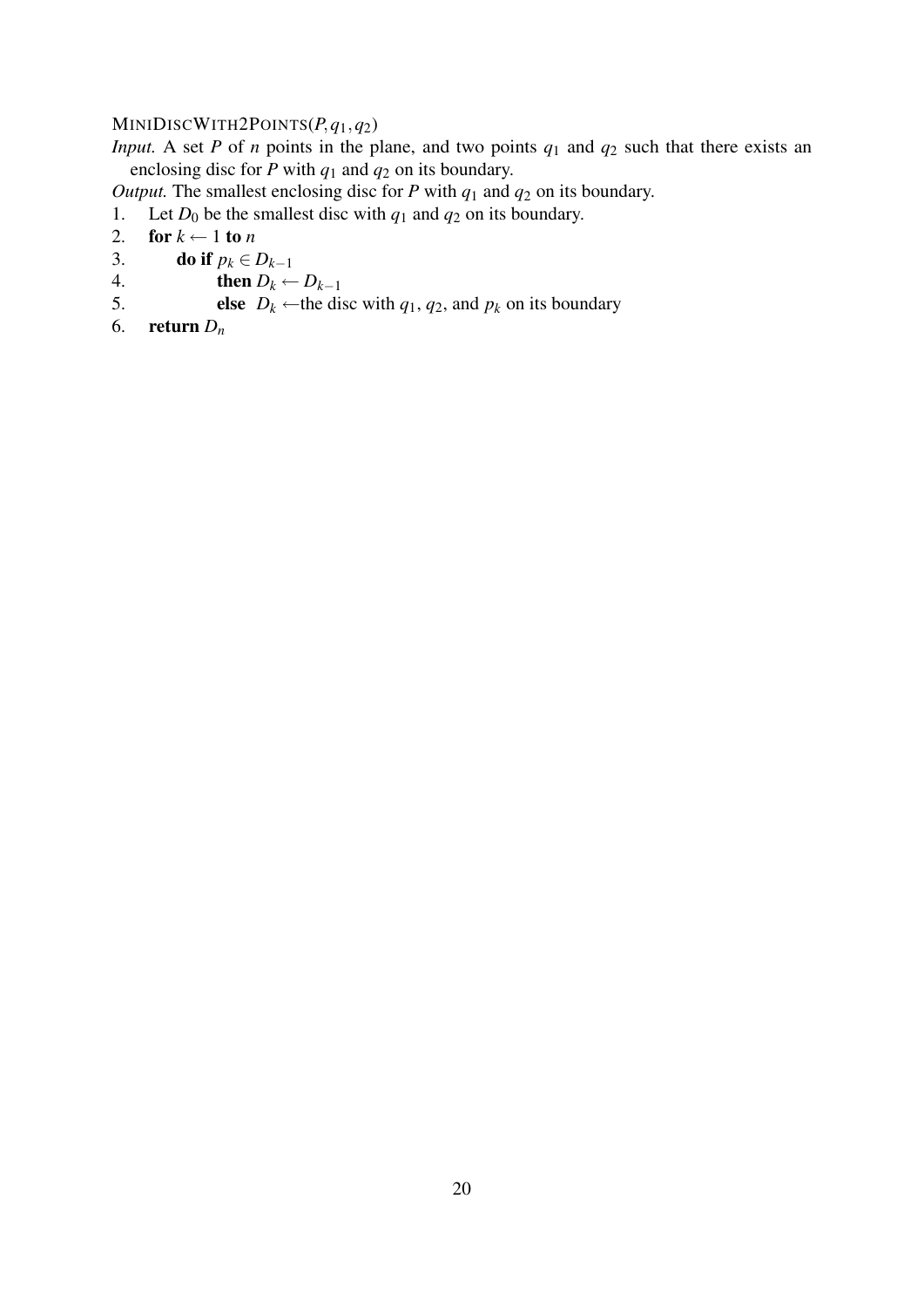MINIDISCWITH2POINTS($P, q_1, q_2$)

*Input.* A set $P$ of $n$ points in the plane, and two points $q_1$ and $q_2$ such that there exists an enclosing disc for $P$ with $q_1$ and $q_2$ on its boundary.

*Output.* The smallest enclosing disc for $P$ with $q_1$ and $q_2$ on its boundary.

1. Let $D_0$ be the smallest disc with $q_1$ and $q_2$ on its boundary.
2. **for** $k \leftarrow 1$ **to** $n$
3. &nbsp;&nbsp;&nbsp;&nbsp;**do if** $p_k \in D_{k-1}$
4. &nbsp;&nbsp;&nbsp;&nbsp;&nbsp;&nbsp;&nbsp;&nbsp;**then** $D_k \leftarrow D_{k-1}$
5. &nbsp;&nbsp;&nbsp;&nbsp;&nbsp;&nbsp;&nbsp;&nbsp;**else** $D_k \leftarrow$the disc with $q_1$, $q_2$, and $p_k$ on its boundary
6. **return** $D_n$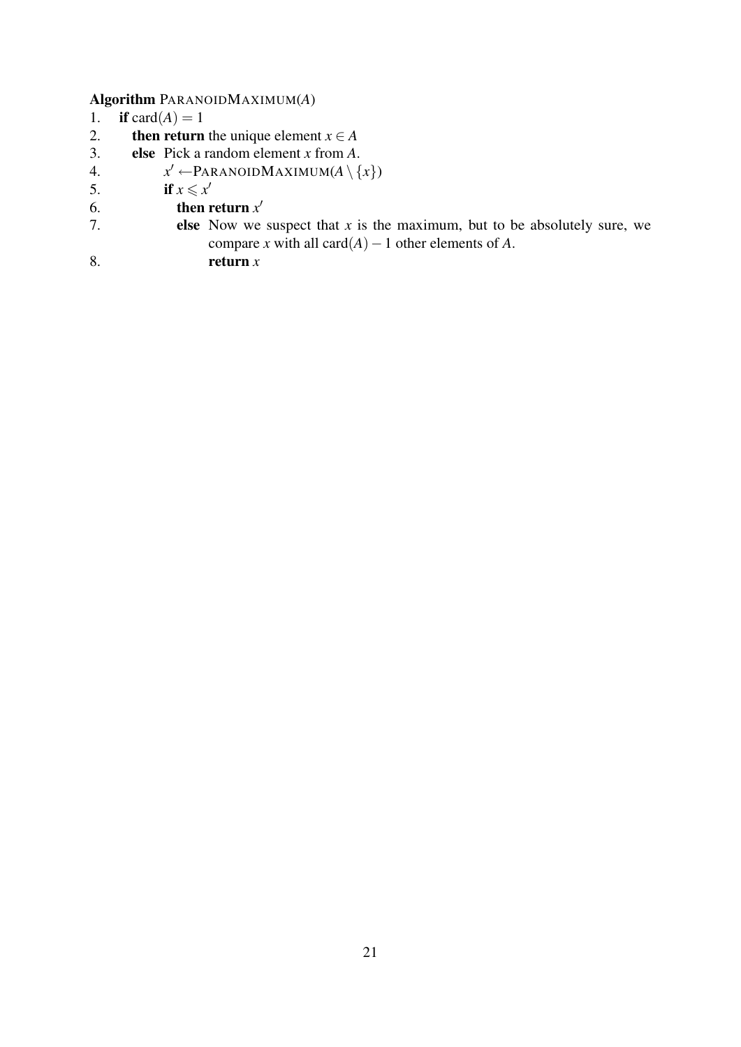**Algorithm** ParanoidMaximum($A$)

1. **if** $\mathrm{card}(A) = 1$
2.   **then return** the unique element $x \in A$
3.   **else** Pick a random element $x$ from $A$.
4.     $x' \leftarrow$ParanoidMaximum($A \setminus \{x\}$)
5.     **if** $x \leqslant x'$
6.       **then return** $x'$
7.       **else** Now we suspect that $x$ is the maximum, but to be absolutely sure, we compare $x$ with all $\mathrm{card}(A) - 1$ other elements of $A$.
8.         **return** $x$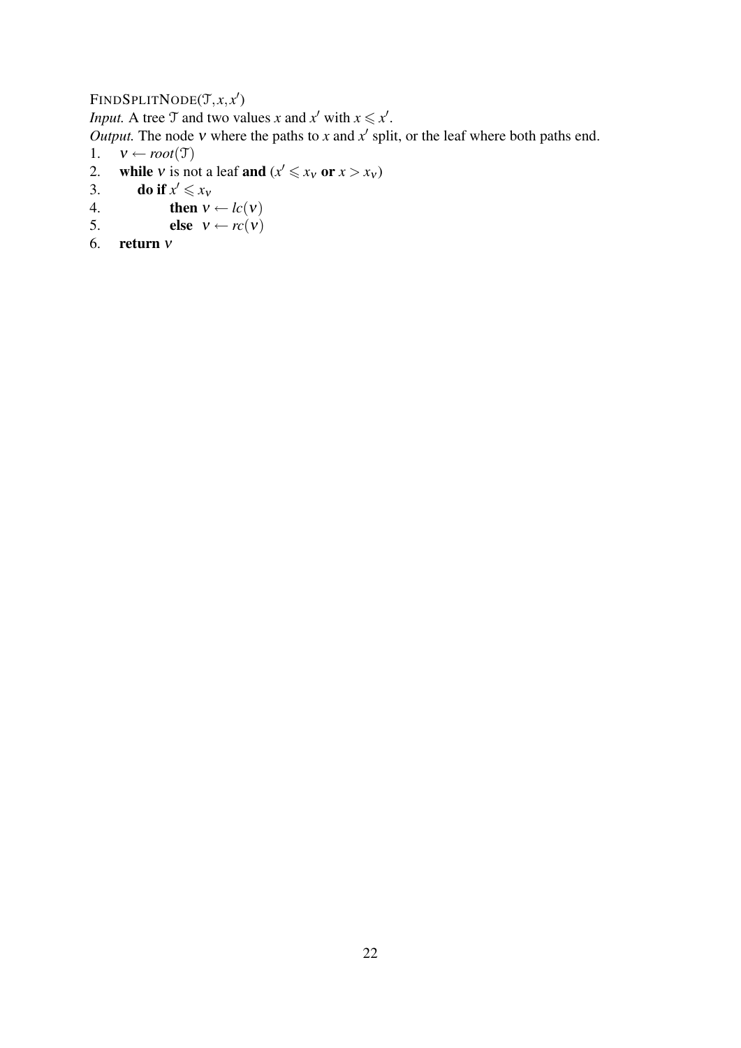FINDSPLITNODE($\mathcal{T}, x, x'$)

*Input.* A tree $\mathcal{T}$ and two values $x$ and $x'$ with $x \leqslant x'$.

*Output.* The node $\nu$ where the paths to $x$ and $x'$ split, or the leaf where both paths end.

1. $\nu \leftarrow root(\mathcal{T})$
2. **while** $\nu$ is not a leaf **and** ($x' \leqslant x_\nu$ **or** $x > x_\nu$)
3. &nbsp;&nbsp;&nbsp;&nbsp;**do if** $x' \leqslant x_\nu$
4. &nbsp;&nbsp;&nbsp;&nbsp;&nbsp;&nbsp;&nbsp;&nbsp;**then** $\nu \leftarrow lc(\nu)$
5. &nbsp;&nbsp;&nbsp;&nbsp;&nbsp;&nbsp;&nbsp;&nbsp;**else** $\nu \leftarrow rc(\nu)$
6. **return** $\nu$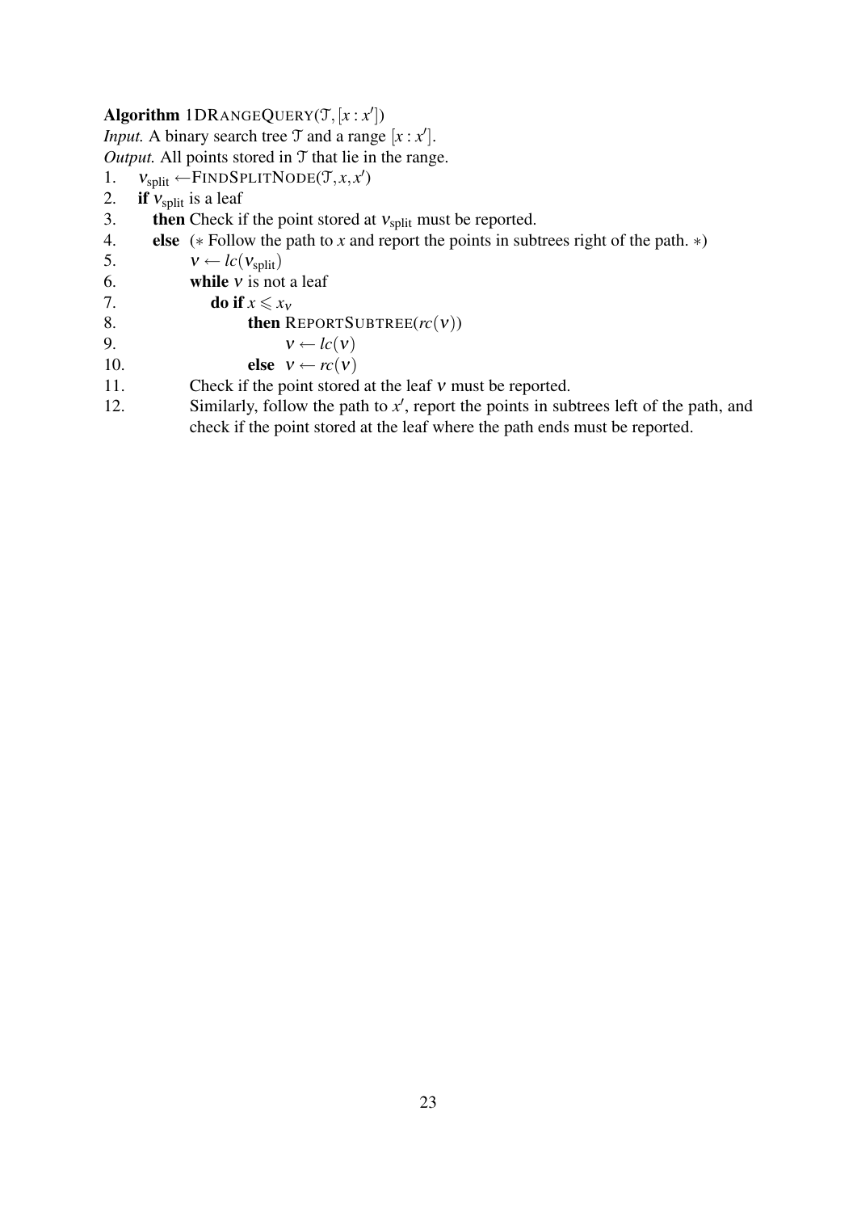**Algorithm** 1DRANGEQUERY($\mathcal{T}, [x : x']$)
*Input.* A binary search tree $\mathcal{T}$ and a range $[x : x']$.
*Output.* All points stored in $\mathcal{T}$ that lie in the range.

```
1.   v_split ← FINDSPLITNODE(T, x, x')
2.   if v_split is a leaf
3.     then Check if the point stored at v_split must be reported.
4.     else (* Follow the path to x and report the points in subtrees right of the path. *)
5.          v ← lc(v_split)
6.          while v is not a leaf
7.            do if x ⩽ x_v
8.                 then REPORTSUBTREE(rc(v))
9.                      v ← lc(v)
10.                else v ← rc(v)
11.         Check if the point stored at the leaf v must be reported.
12.         Similarly, follow the path to x', report the points in subtrees left of the path, and
            check if the point stored at the leaf where the path ends must be reported.
```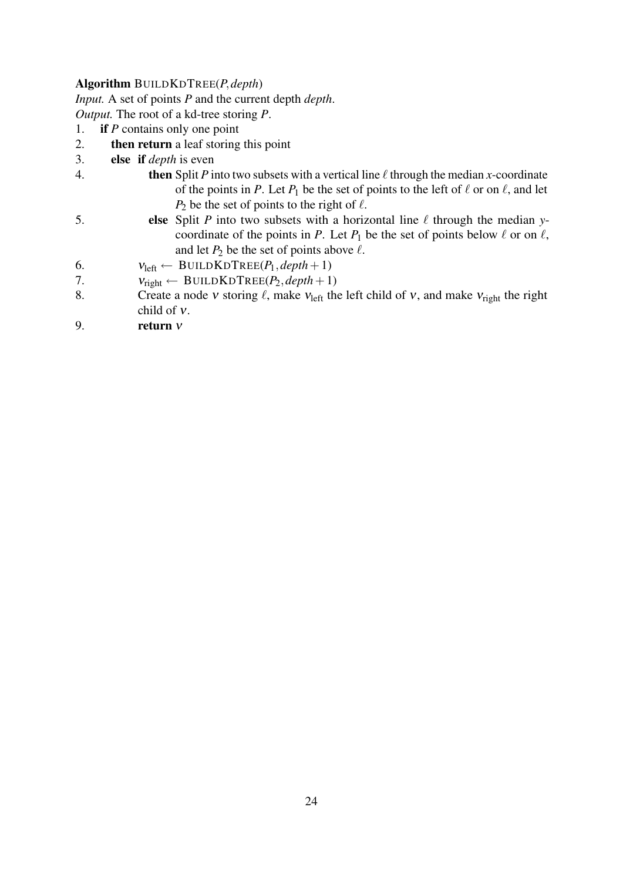**Algorithm** BUILDKDTREE($P, depth$)

*Input.* A set of points $P$ and the current depth *depth*.

*Output.* The root of a kd-tree storing $P$.

1. **if** $P$ contains only one point
2. **then return** a leaf storing this point
3. **else if** *depth* is even
4. **then** Split $P$ into two subsets with a vertical line $\ell$ through the median $x$-coordinate of the points in $P$. Let $P_1$ be the set of points to the left of $\ell$ or on $\ell$, and let $P_2$ be the set of points to the right of $\ell$.
5. **else** Split $P$ into two subsets with a horizontal line $\ell$ through the median $y$-coordinate of the points in $P$. Let $P_1$ be the set of points below $\ell$ or on $\ell$, and let $P_2$ be the set of points above $\ell$.
6. $v_{\text{left}} \leftarrow$ BUILDKDTREE($P_1, depth + 1$)
7. $v_{\text{right}} \leftarrow$ BUILDKDTREE($P_2, depth + 1$)
8. Create a node $v$ storing $\ell$, make $v_{\text{left}}$ the left child of $v$, and make $v_{\text{right}}$ the right child of $v$.
9. **return** $v$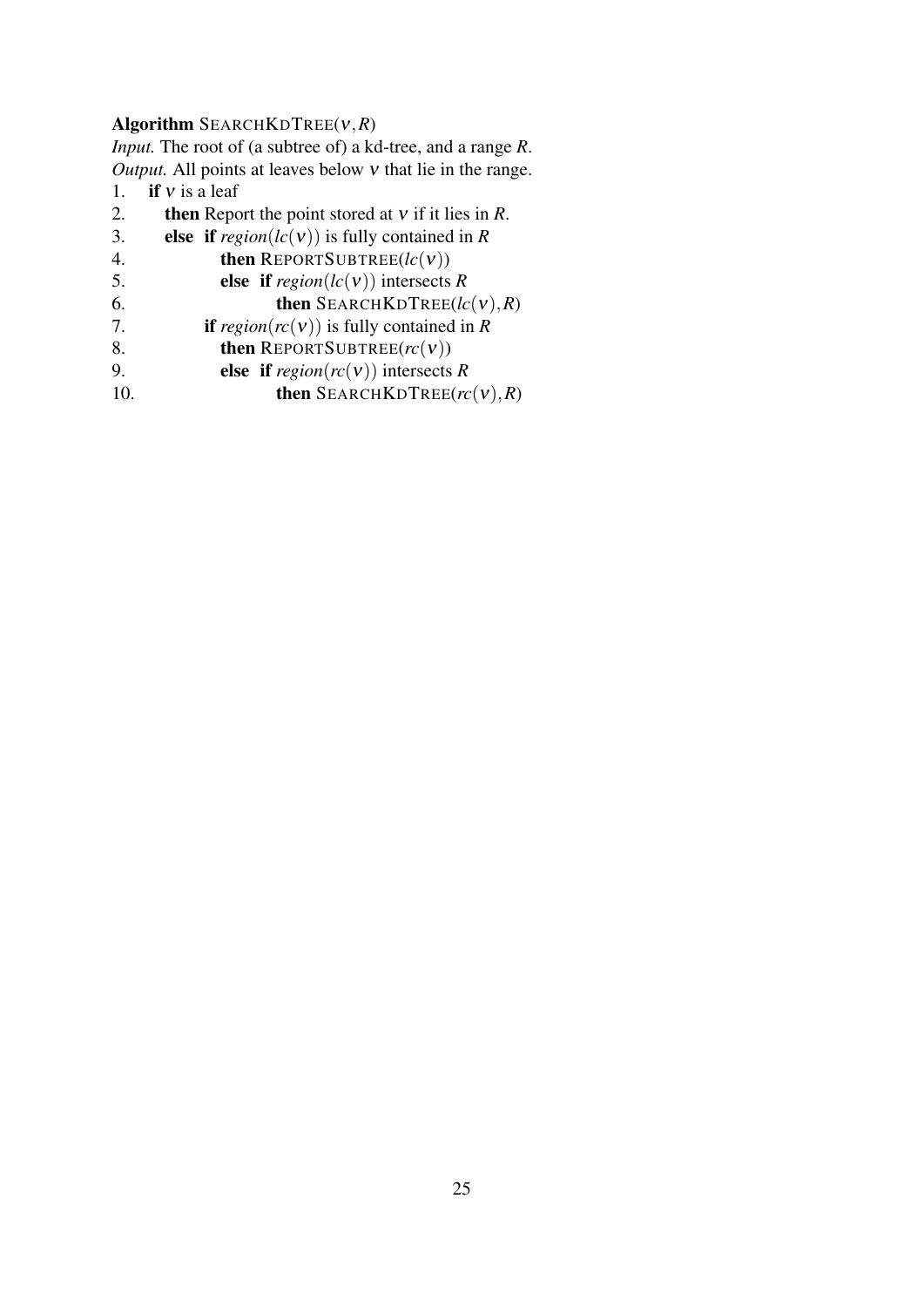**Algorithm** SEARCHKDTREE($\nu, R$)

*Input.* The root of (a subtree of) a kd-tree, and a range $R$.

*Output.* All points at leaves below $\nu$ that lie in the range.

```
1.   if ν is a leaf
2.     then Report the point stored at ν if it lies in R.
3.     else if region(lc(ν)) is fully contained in R
4.            then REPORTSUBTREE(lc(ν))
5.            else if region(lc(ν)) intersects R
6.                   then SEARCHKDTREE(lc(ν), R)
7.          if region(rc(ν)) is fully contained in R
8.            then REPORTSUBTREE(rc(ν))
9.            else if region(rc(ν)) intersects R
10.                  then SEARCHKDTREE(rc(ν), R)
```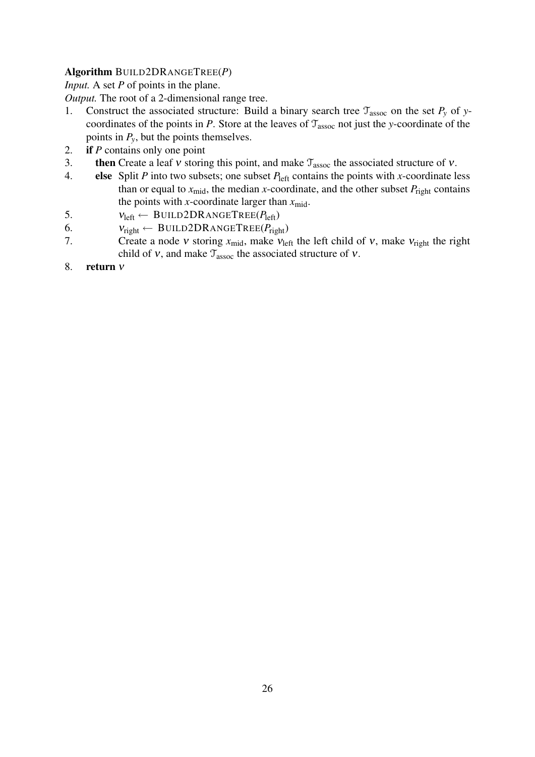**Algorithm** BUILD2DRANGETREE($P$)

*Input.* A set $P$ of points in the plane.

*Output.* The root of a 2-dimensional range tree.

1. Construct the associated structure: Build a binary search tree $\mathcal{T}_{\text{assoc}}$ on the set $P_y$ of $y$-coordinates of the points in $P$. Store at the leaves of $\mathcal{T}_{\text{assoc}}$ not just the $y$-coordinate of the points in $P_y$, but the points themselves.
2. **if** $P$ contains only one point
3. **then** Create a leaf $\nu$ storing this point, and make $\mathcal{T}_{\text{assoc}}$ the associated structure of $\nu$.
4. **else** Split $P$ into two subsets; one subset $P_{\text{left}}$ contains the points with $x$-coordinate less than or equal to $x_{\text{mid}}$, the median $x$-coordinate, and the other subset $P_{\text{right}}$ contains the points with $x$-coordinate larger than $x_{\text{mid}}$.
5. $\nu_{\text{left}} \leftarrow$ BUILD2DRANGETREE($P_{\text{left}}$)
6. $\nu_{\text{right}} \leftarrow$ BUILD2DRANGETREE($P_{\text{right}}$)
7. Create a node $\nu$ storing $x_{\text{mid}}$, make $\nu_{\text{left}}$ the left child of $\nu$, make $\nu_{\text{right}}$ the right child of $\nu$, and make $\mathcal{T}_{\text{assoc}}$ the associated structure of $\nu$.
8. **return** $\nu$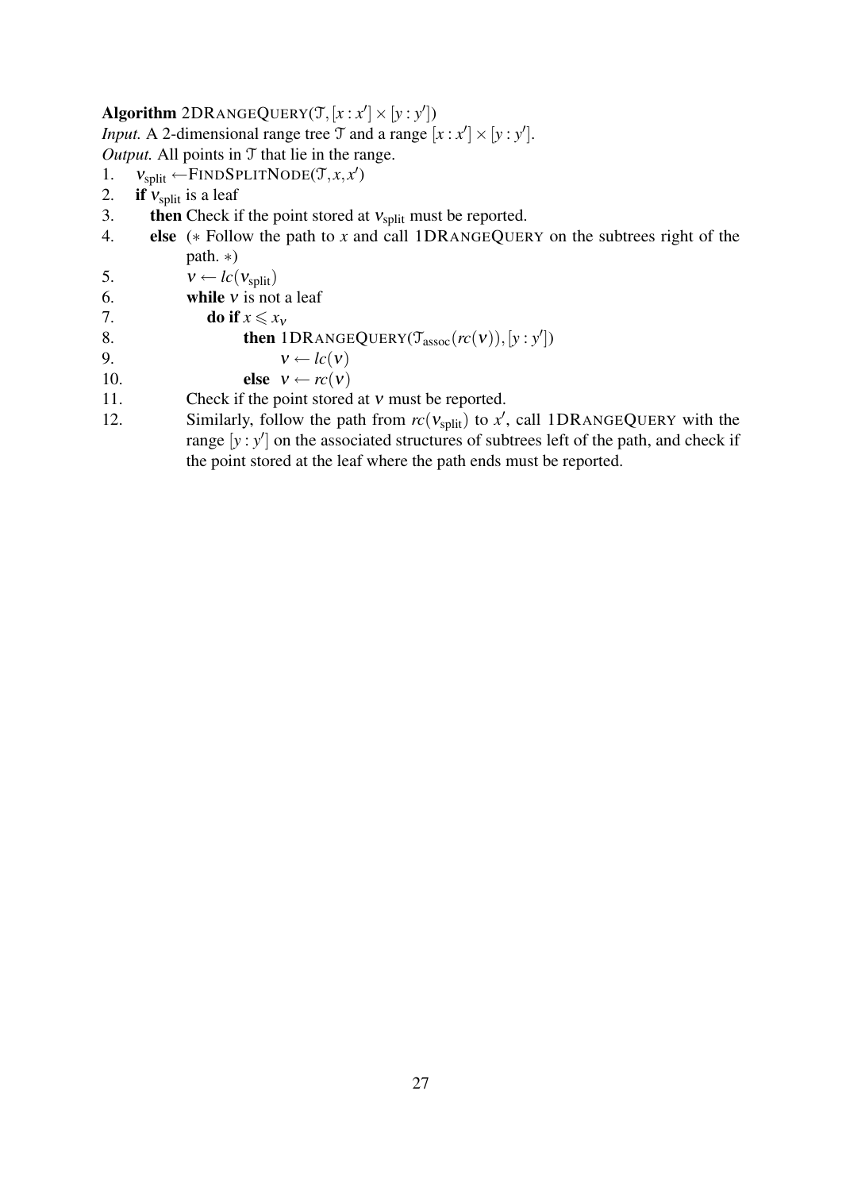**Algorithm** 2DRANGEQUERY($\mathcal{T}, [x : x'] \times [y : y']$)
*Input.* A 2-dimensional range tree $\mathcal{T}$ and a range $[x : x'] \times [y : y']$.
*Output.* All points in $\mathcal{T}$ that lie in the range.

1. $\nu_{\text{split}} \leftarrow$ FINDSPLITNODE($\mathcal{T}, x, x'$)
2. **if** $\nu_{\text{split}}$ is a leaf
3. &nbsp;&nbsp;&nbsp;**then** Check if the point stored at $\nu_{\text{split}}$ must be reported.
4. &nbsp;&nbsp;&nbsp;**else** (* Follow the path to $x$ and call 1DRANGEQUERY on the subtrees right of the path. *)
5. &nbsp;&nbsp;&nbsp;&nbsp;&nbsp;&nbsp;$\nu \leftarrow lc(\nu_{\text{split}})$
6. &nbsp;&nbsp;&nbsp;&nbsp;&nbsp;&nbsp;**while** $\nu$ is not a leaf
7. &nbsp;&nbsp;&nbsp;&nbsp;&nbsp;&nbsp;&nbsp;&nbsp;&nbsp;**do if** $x \leqslant x_\nu$
8. &nbsp;&nbsp;&nbsp;&nbsp;&nbsp;&nbsp;&nbsp;&nbsp;&nbsp;&nbsp;&nbsp;&nbsp;**then** 1DRANGEQUERY($\mathcal{T}_{\text{assoc}}(rc(\nu)), [y : y']$)
9. &nbsp;&nbsp;&nbsp;&nbsp;&nbsp;&nbsp;&nbsp;&nbsp;&nbsp;&nbsp;&nbsp;&nbsp;&nbsp;&nbsp;&nbsp;&nbsp;$\nu \leftarrow lc(\nu)$
10. &nbsp;&nbsp;&nbsp;&nbsp;&nbsp;&nbsp;&nbsp;&nbsp;&nbsp;&nbsp;&nbsp;&nbsp;**else** $\nu \leftarrow rc(\nu)$
11. &nbsp;&nbsp;&nbsp;&nbsp;&nbsp;&nbsp;Check if the point stored at $\nu$ must be reported.
12. &nbsp;&nbsp;&nbsp;&nbsp;&nbsp;&nbsp;Similarly, follow the path from $rc(\nu_{\text{split}})$ to $x'$, call 1DRANGEQUERY with the range $[y : y']$ on the associated structures of subtrees left of the path, and check if the point stored at the leaf where the path ends must be reported.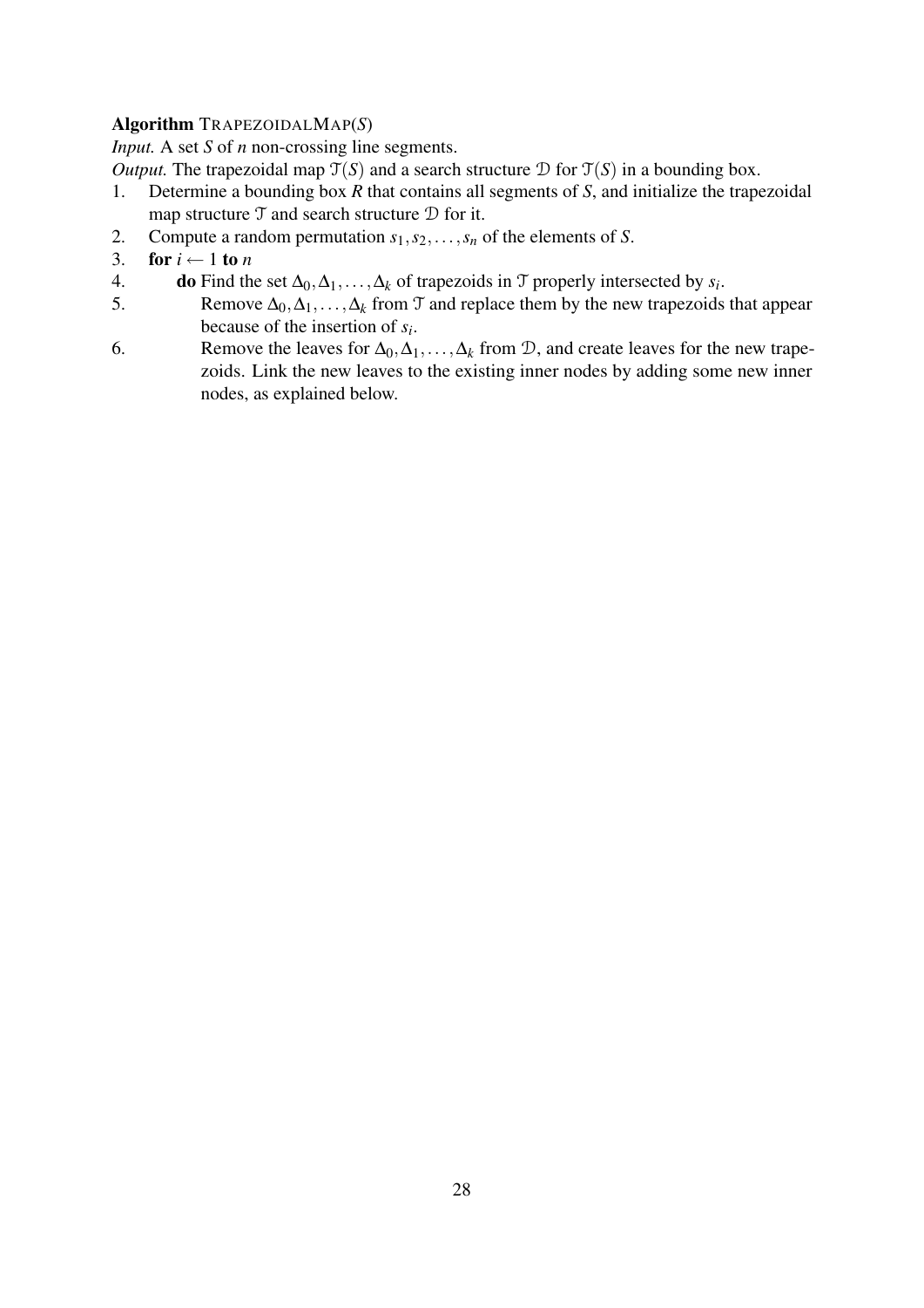**Algorithm** TRAPEZOIDALMAP($S$)

*Input.* A set $S$ of $n$ non-crossing line segments.

*Output.* The trapezoidal map $\mathcal{T}(S)$ and a search structure $\mathcal{D}$ for $\mathcal{T}(S)$ in a bounding box.

1. Determine a bounding box $R$ that contains all segments of $S$, and initialize the trapezoidal map structure $\mathcal{T}$ and search structure $\mathcal{D}$ for it.
2. Compute a random permutation $s_1, s_2, \ldots, s_n$ of the elements of $S$.
3. **for** $i \leftarrow 1$ **to** $n$
4. &nbsp;&nbsp;&nbsp;&nbsp;**do** Find the set $\Delta_0, \Delta_1, \ldots, \Delta_k$ of trapezoids in $\mathcal{T}$ properly intersected by $s_i$.
5. &nbsp;&nbsp;&nbsp;&nbsp;&nbsp;&nbsp;&nbsp;&nbsp;Remove $\Delta_0, \Delta_1, \ldots, \Delta_k$ from $\mathcal{T}$ and replace them by the new trapezoids that appear because of the insertion of $s_i$.
6. &nbsp;&nbsp;&nbsp;&nbsp;&nbsp;&nbsp;&nbsp;&nbsp;Remove the leaves for $\Delta_0, \Delta_1, \ldots, \Delta_k$ from $\mathcal{D}$, and create leaves for the new trapezoids. Link the new leaves to the existing inner nodes by adding some new inner nodes, as explained below.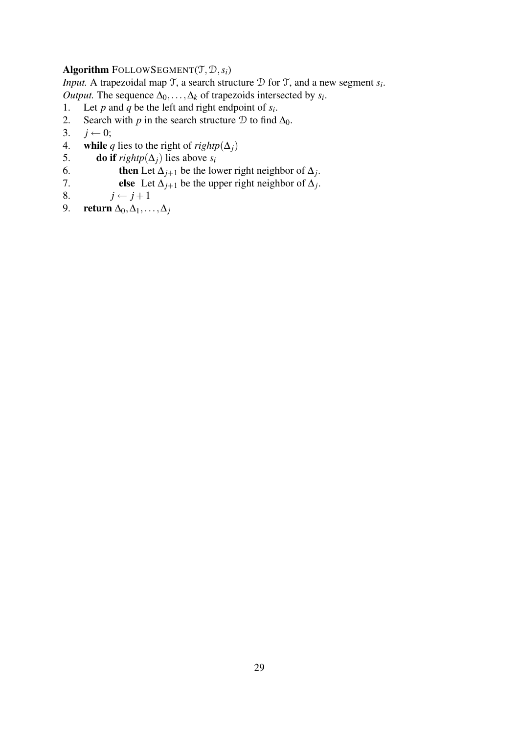**Algorithm** FOLLOWSEGMENT($\mathcal{T}, \mathcal{D}, s_i$)

*Input.* A trapezoidal map $\mathcal{T}$, a search structure $\mathcal{D}$ for $\mathcal{T}$, and a new segment $s_i$.

*Output.* The sequence $\Delta_0, \ldots, \Delta_k$ of trapezoids intersected by $s_i$.

1. Let $p$ and $q$ be the left and right endpoint of $s_i$.
2. Search with $p$ in the search structure $\mathcal{D}$ to find $\Delta_0$.
3. $j \leftarrow 0$;
4. **while** $q$ lies to the right of *rightp*$(\Delta_j)$
5. &nbsp;&nbsp;&nbsp;&nbsp;**do if** *rightp*$(\Delta_j)$ lies above $s_i$
6. &nbsp;&nbsp;&nbsp;&nbsp;&nbsp;&nbsp;&nbsp;&nbsp;**then** Let $\Delta_{j+1}$ be the lower right neighbor of $\Delta_j$.
7. &nbsp;&nbsp;&nbsp;&nbsp;&nbsp;&nbsp;&nbsp;&nbsp;**else** Let $\Delta_{j+1}$ be the upper right neighbor of $\Delta_j$.
8. &nbsp;&nbsp;&nbsp;&nbsp;&nbsp;&nbsp;$j \leftarrow j + 1$
9. **return** $\Delta_0, \Delta_1, \ldots, \Delta_j$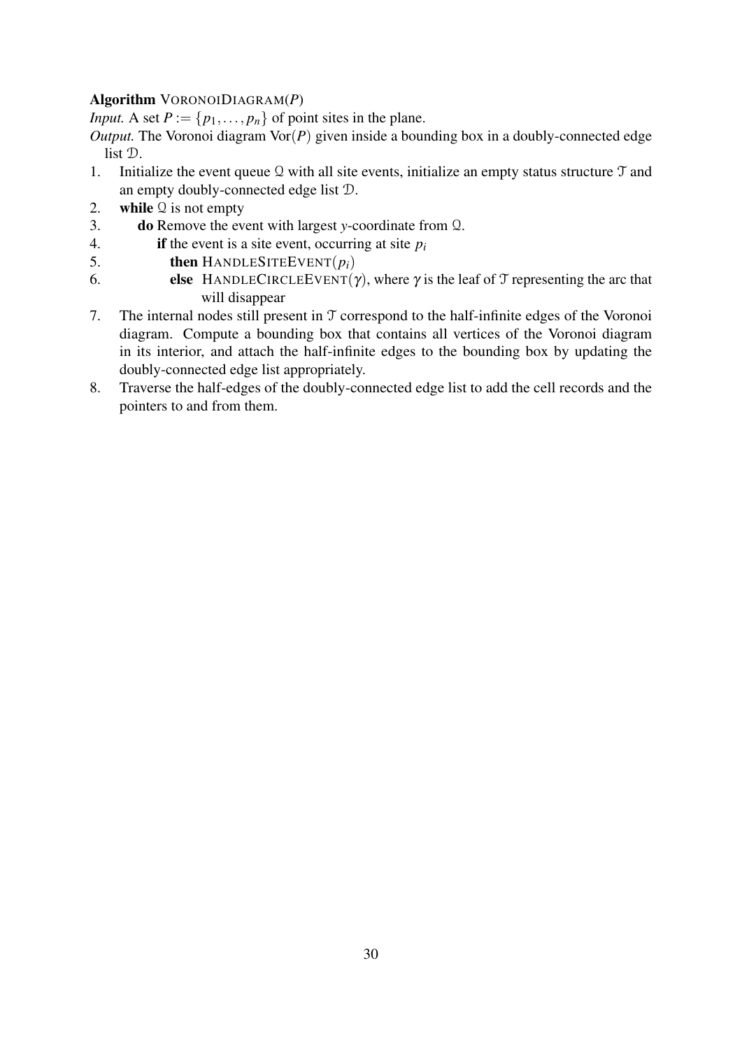**Algorithm** VORONOIDIAGRAM($P$)

*Input.* A set $P := \{p_1, \ldots, p_n\}$ of point sites in the plane.

*Output.* The Voronoi diagram $\mathrm{Vor}(P)$ given inside a bounding box in a doubly-connected edge list $\mathcal{D}$.

1. Initialize the event queue $\mathcal{Q}$ with all site events, initialize an empty status structure $\mathcal{T}$ and an empty doubly-connected edge list $\mathcal{D}$.
2. **while** $\mathcal{Q}$ is not empty
3. &nbsp;&nbsp;&nbsp;&nbsp;**do** Remove the event with largest $y$-coordinate from $\mathcal{Q}$.
4. &nbsp;&nbsp;&nbsp;&nbsp;&nbsp;&nbsp;&nbsp;&nbsp;**if** the event is a site event, occurring at site $p_i$
5. &nbsp;&nbsp;&nbsp;&nbsp;&nbsp;&nbsp;&nbsp;&nbsp;&nbsp;&nbsp;&nbsp;&nbsp;**then** HANDLESITEEVENT($p_i$)
6. &nbsp;&nbsp;&nbsp;&nbsp;&nbsp;&nbsp;&nbsp;&nbsp;&nbsp;&nbsp;&nbsp;&nbsp;**else** HANDLECIRCLEEVENT($\gamma$), where $\gamma$ is the leaf of $\mathcal{T}$ representing the arc that will disappear
7. The internal nodes still present in $\mathcal{T}$ correspond to the half-infinite edges of the Voronoi diagram. Compute a bounding box that contains all vertices of the Voronoi diagram in its interior, and attach the half-infinite edges to the bounding box by updating the doubly-connected edge list appropriately.
8. Traverse the half-edges of the doubly-connected edge list to add the cell records and the pointers to and from them.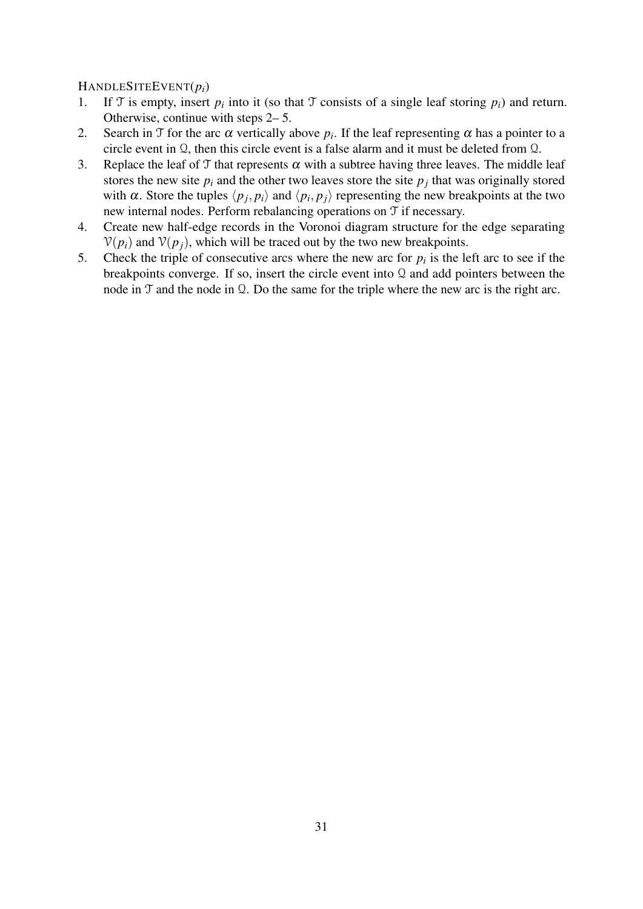HandleSiteEvent($p_i$)

1. If $\mathcal{T}$ is empty, insert $p_i$ into it (so that $\mathcal{T}$ consists of a single leaf storing $p_i$) and return. Otherwise, continue with steps 2– 5.
2. Search in $\mathcal{T}$ for the arc $\alpha$ vertically above $p_i$. If the leaf representing $\alpha$ has a pointer to a circle event in $\mathcal{Q}$, then this circle event is a false alarm and it must be deleted from $\mathcal{Q}$.
3. Replace the leaf of $\mathcal{T}$ that represents $\alpha$ with a subtree having three leaves. The middle leaf stores the new site $p_i$ and the other two leaves store the site $p_j$ that was originally stored with $\alpha$. Store the tuples $\langle p_j, p_i \rangle$ and $\langle p_i, p_j \rangle$ representing the new breakpoints at the two new internal nodes. Perform rebalancing operations on $\mathcal{T}$ if necessary.
4. Create new half-edge records in the Voronoi diagram structure for the edge separating $\mathcal{V}(p_i)$ and $\mathcal{V}(p_j)$, which will be traced out by the two new breakpoints.
5. Check the triple of consecutive arcs where the new arc for $p_i$ is the left arc to see if the breakpoints converge. If so, insert the circle event into $\mathcal{Q}$ and add pointers between the node in $\mathcal{T}$ and the node in $\mathcal{Q}$. Do the same for the triple where the new arc is the right arc.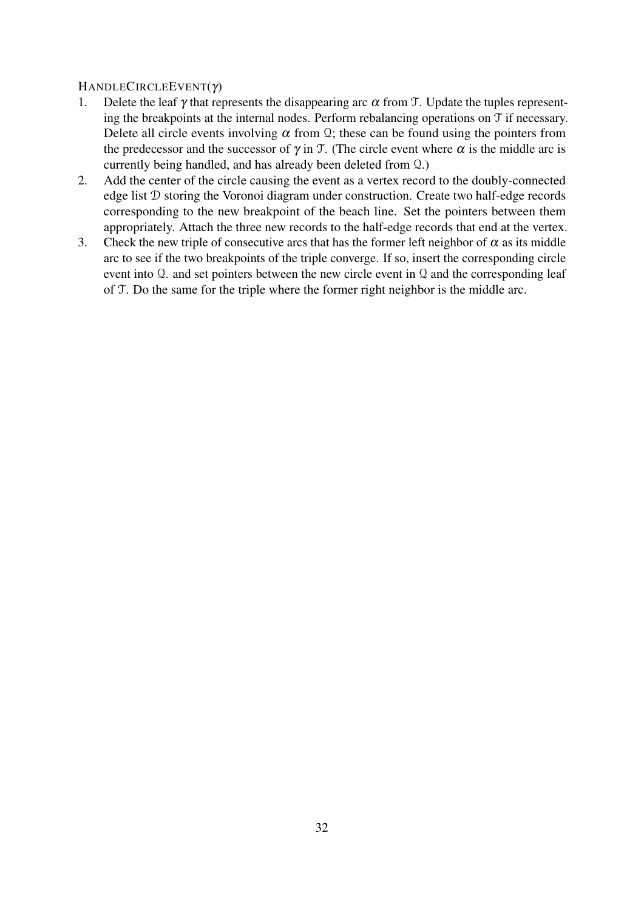HANDLECIRCLEEVENT($\gamma$)

1. Delete the leaf $\gamma$ that represents the disappearing arc $\alpha$ from $\mathcal{T}$. Update the tuples representing the breakpoints at the internal nodes. Perform rebalancing operations on $\mathcal{T}$ if necessary. Delete all circle events involving $\alpha$ from $\mathcal{Q}$; these can be found using the pointers from the predecessor and the successor of $\gamma$ in $\mathcal{T}$. (The circle event where $\alpha$ is the middle arc is currently being handled, and has already been deleted from $\mathcal{Q}$.)
2. Add the center of the circle causing the event as a vertex record to the doubly-connected edge list $\mathcal{D}$ storing the Voronoi diagram under construction. Create two half-edge records corresponding to the new breakpoint of the beach line. Set the pointers between them appropriately. Attach the three new records to the half-edge records that end at the vertex.
3. Check the new triple of consecutive arcs that has the former left neighbor of $\alpha$ as its middle arc to see if the two breakpoints of the triple converge. If so, insert the corresponding circle event into $\mathcal{Q}$. and set pointers between the new circle event in $\mathcal{Q}$ and the corresponding leaf of $\mathcal{T}$. Do the same for the triple where the former right neighbor is the middle arc.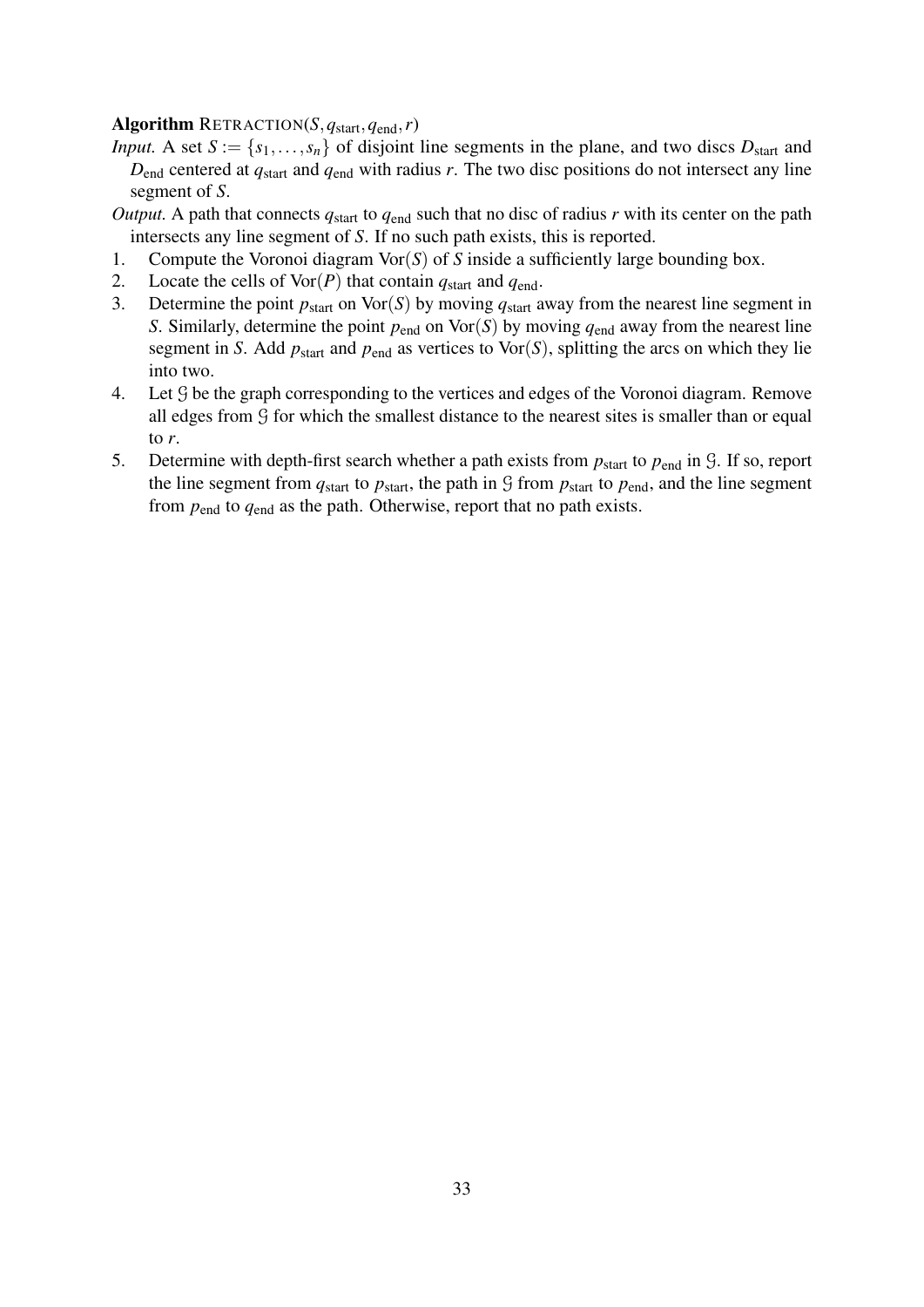**Algorithm** RETRACTION($S, q_{\text{start}}, q_{\text{end}}, r$)

*Input.* A set $S := \{s_1, \ldots, s_n\}$ of disjoint line segments in the plane, and two discs $D_{\text{start}}$ and $D_{\text{end}}$ centered at $q_{\text{start}}$ and $q_{\text{end}}$ with radius $r$. The two disc positions do not intersect any line segment of $S$.

*Output.* A path that connects $q_{\text{start}}$ to $q_{\text{end}}$ such that no disc of radius $r$ with its center on the path intersects any line segment of $S$. If no such path exists, this is reported.

1. Compute the Voronoi diagram $\text{Vor}(S)$ of $S$ inside a sufficiently large bounding box.
2. Locate the cells of $\text{Vor}(P)$ that contain $q_{\text{start}}$ and $q_{\text{end}}$.
3. Determine the point $p_{\text{start}}$ on $\text{Vor}(S)$ by moving $q_{\text{start}}$ away from the nearest line segment in $S$. Similarly, determine the point $p_{\text{end}}$ on $\text{Vor}(S)$ by moving $q_{\text{end}}$ away from the nearest line segment in $S$. Add $p_{\text{start}}$ and $p_{\text{end}}$ as vertices to $\text{Vor}(S)$, splitting the arcs on which they lie into two.
4. Let $\mathcal{G}$ be the graph corresponding to the vertices and edges of the Voronoi diagram. Remove all edges from $\mathcal{G}$ for which the smallest distance to the nearest sites is smaller than or equal to $r$.
5. Determine with depth-first search whether a path exists from $p_{\text{start}}$ to $p_{\text{end}}$ in $\mathcal{G}$. If so, report the line segment from $q_{\text{start}}$ to $p_{\text{start}}$, the path in $\mathcal{G}$ from $p_{\text{start}}$ to $p_{\text{end}}$, and the line segment from $p_{\text{end}}$ to $q_{\text{end}}$ as the path. Otherwise, report that no path exists.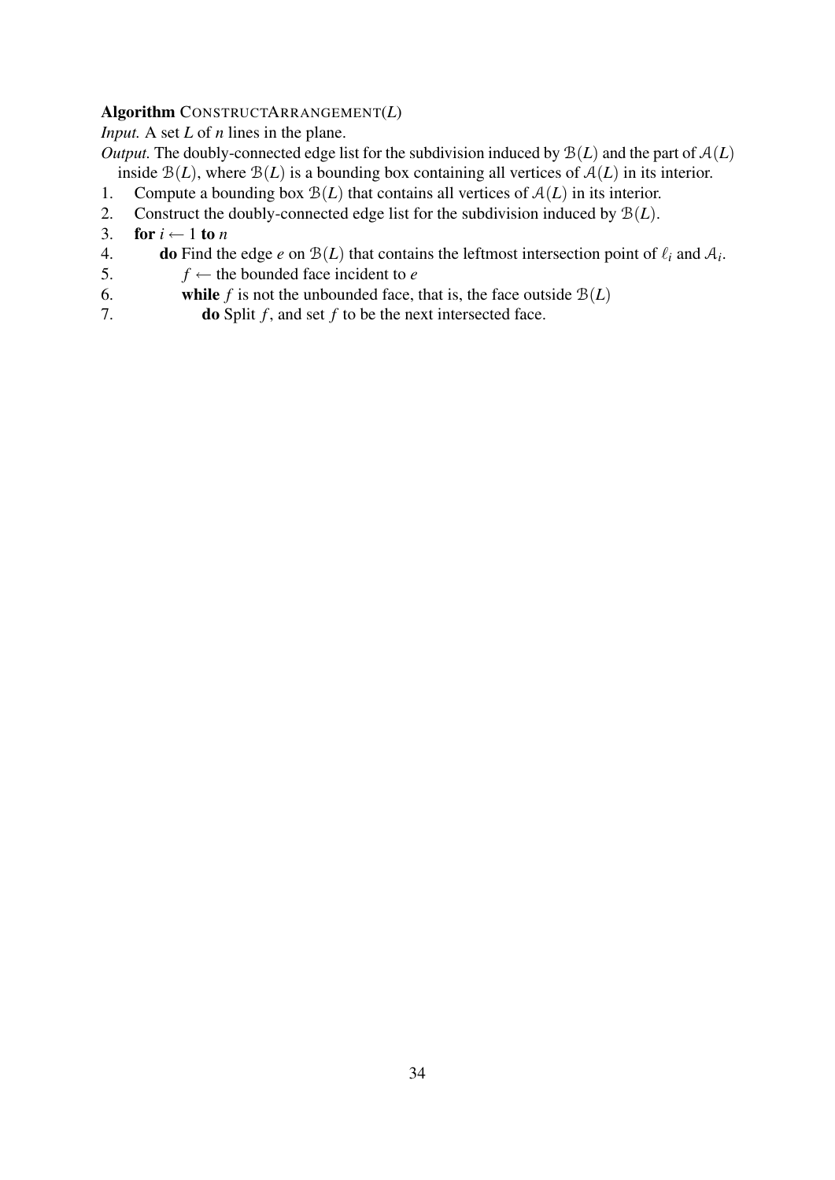**Algorithm** CONSTRUCTARRANGEMENT($L$)
*Input.* A set $L$ of $n$ lines in the plane.
*Output.* The doubly-connected edge list for the subdivision induced by $\mathcal{B}(L)$ and the part of $\mathcal{A}(L)$ inside $\mathcal{B}(L)$, where $\mathcal{B}(L)$ is a bounding box containing all vertices of $\mathcal{A}(L)$ in its interior.

1. Compute a bounding box $\mathcal{B}(L)$ that contains all vertices of $\mathcal{A}(L)$ in its interior.
2. Construct the doubly-connected edge list for the subdivision induced by $\mathcal{B}(L)$.
3. **for** $i \leftarrow 1$ **to** $n$
4. &nbsp;&nbsp;&nbsp;&nbsp;**do** Find the edge $e$ on $\mathcal{B}(L)$ that contains the leftmost intersection point of $\ell_i$ and $\mathcal{A}_i$.
5. &nbsp;&nbsp;&nbsp;&nbsp;&nbsp;&nbsp;&nbsp;&nbsp;$f \leftarrow$ the bounded face incident to $e$
6. &nbsp;&nbsp;&nbsp;&nbsp;&nbsp;&nbsp;&nbsp;&nbsp;**while** $f$ is not the unbounded face, that is, the face outside $\mathcal{B}(L)$
7. &nbsp;&nbsp;&nbsp;&nbsp;&nbsp;&nbsp;&nbsp;&nbsp;&nbsp;&nbsp;&nbsp;&nbsp;**do** Split $f$, and set $f$ to be the next intersected face.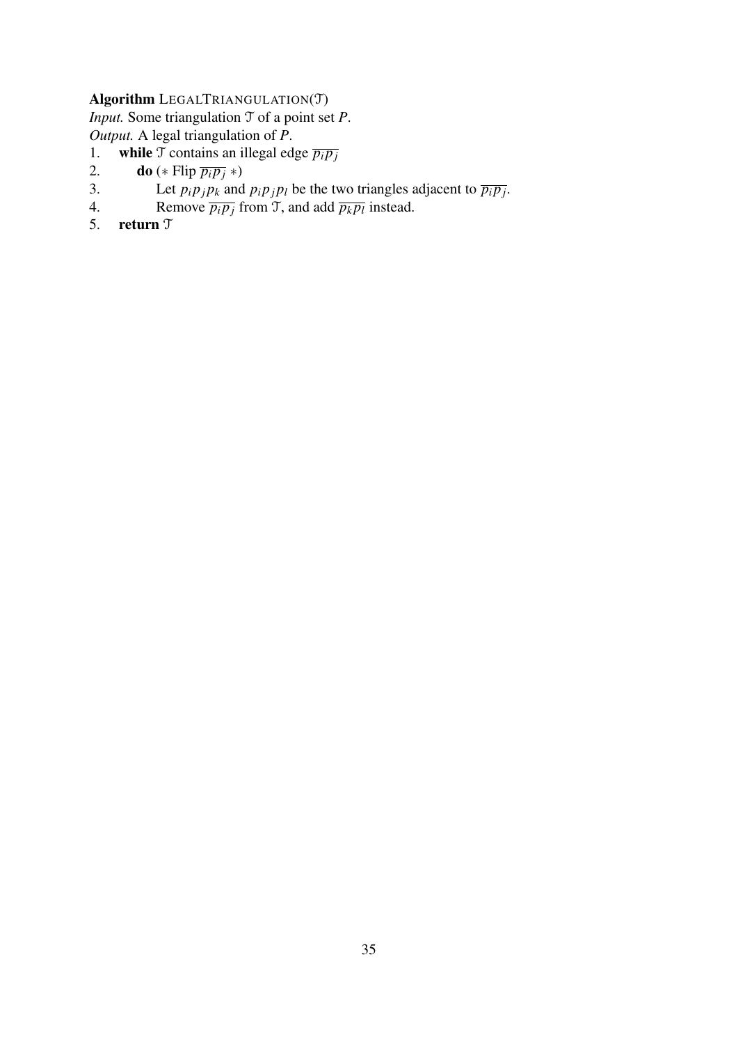**Algorithm** LEGALTRIANGULATION($\mathcal{T}$)
*Input.* Some triangulation $\mathcal{T}$ of a point set $P$.
*Output.* A legal triangulation of $P$.

1. **while** $\mathcal{T}$ contains an illegal edge $\overline{p_i p_j}$
2. &nbsp;&nbsp;&nbsp;&nbsp;**do** (* Flip $\overline{p_i p_j}$ *)
3. &nbsp;&nbsp;&nbsp;&nbsp;&nbsp;&nbsp;&nbsp;&nbsp;Let $p_i p_j p_k$ and $p_i p_j p_l$ be the two triangles adjacent to $\overline{p_i p_j}$.
4. &nbsp;&nbsp;&nbsp;&nbsp;&nbsp;&nbsp;&nbsp;&nbsp;Remove $\overline{p_i p_j}$ from $\mathcal{T}$, and add $\overline{p_k p_l}$ instead.
5. **return** $\mathcal{T}$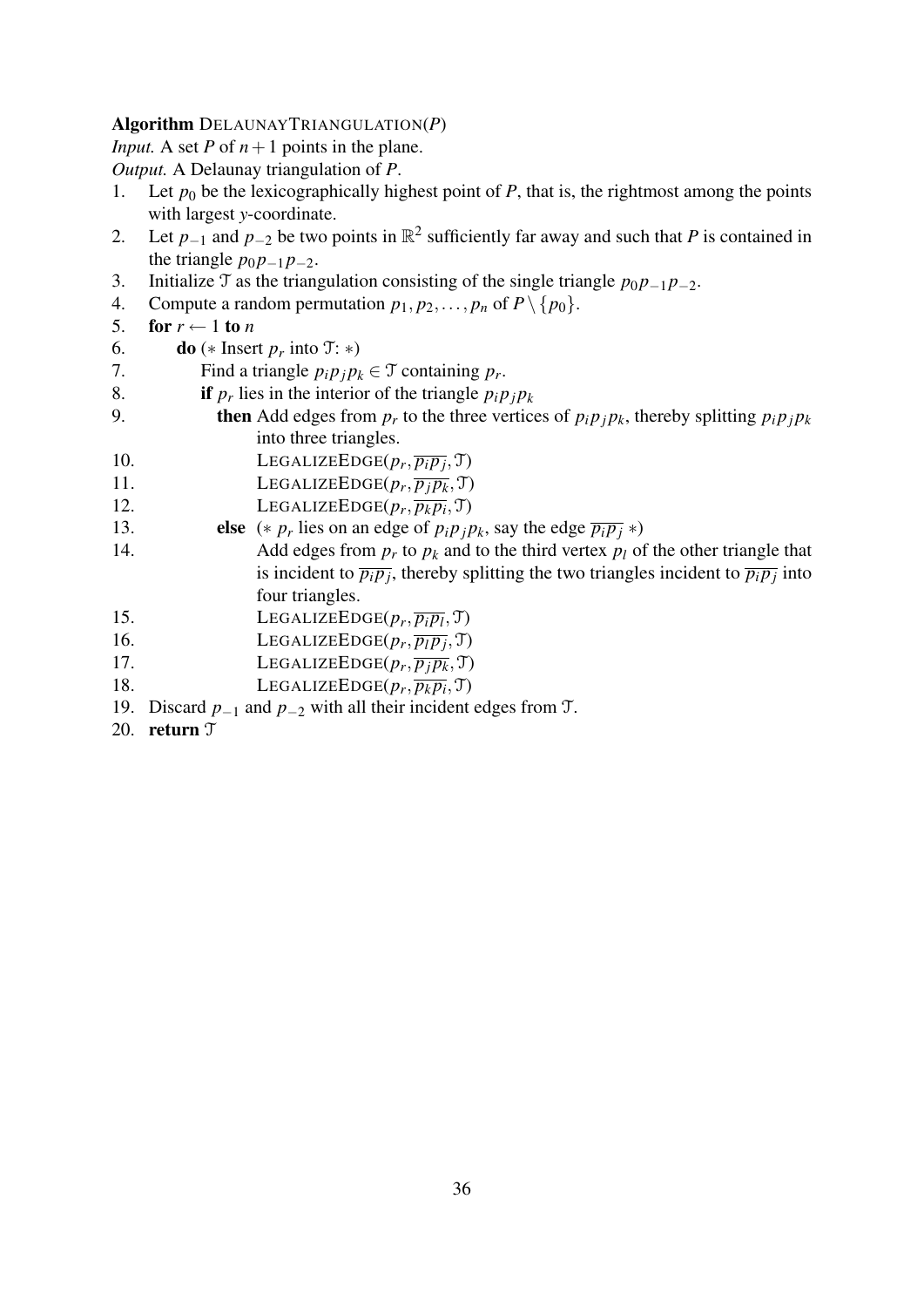**Algorithm** DELAUNAYTRIANGULATION($P$)

*Input.* A set $P$ of $n+1$ points in the plane.

*Output.* A Delaunay triangulation of $P$.

1. Let $p_0$ be the lexicographically highest point of $P$, that is, the rightmost among the points with largest $y$-coordinate.
2. Let $p_{-1}$ and $p_{-2}$ be two points in $\mathbb{R}^2$ sufficiently far away and such that $P$ is contained in the triangle $p_0 p_{-1} p_{-2}$.
3. Initialize $\mathcal{T}$ as the triangulation consisting of the single triangle $p_0 p_{-1} p_{-2}$.
4. Compute a random permutation $p_1, p_2, \ldots, p_n$ of $P \setminus \{p_0\}$.
5. **for** $r \leftarrow 1$ **to** $n$
6. &nbsp;&nbsp;&nbsp;&nbsp;**do** (∗ Insert $p_r$ into $\mathcal{T}$: ∗)
7. &nbsp;&nbsp;&nbsp;&nbsp;&nbsp;&nbsp;&nbsp;&nbsp;Find a triangle $p_i p_j p_k \in \mathcal{T}$ containing $p_r$.
8. &nbsp;&nbsp;&nbsp;&nbsp;&nbsp;&nbsp;&nbsp;&nbsp;**if** $p_r$ lies in the interior of the triangle $p_i p_j p_k$
9. &nbsp;&nbsp;&nbsp;&nbsp;&nbsp;&nbsp;&nbsp;&nbsp;&nbsp;&nbsp;**then** Add edges from $p_r$ to the three vertices of $p_i p_j p_k$, thereby splitting $p_i p_j p_k$ into three triangles.
10. &nbsp;&nbsp;&nbsp;&nbsp;&nbsp;&nbsp;&nbsp;&nbsp;&nbsp;&nbsp;&nbsp;&nbsp;&nbsp;&nbsp;LEGALIZEEDGE($p_r, \overline{p_i p_j}, \mathcal{T}$)
11. &nbsp;&nbsp;&nbsp;&nbsp;&nbsp;&nbsp;&nbsp;&nbsp;&nbsp;&nbsp;&nbsp;&nbsp;&nbsp;&nbsp;LEGALIZEEDGE($p_r, \overline{p_j p_k}, \mathcal{T}$)
12. &nbsp;&nbsp;&nbsp;&nbsp;&nbsp;&nbsp;&nbsp;&nbsp;&nbsp;&nbsp;&nbsp;&nbsp;&nbsp;&nbsp;LEGALIZEEDGE($p_r, \overline{p_k p_i}, \mathcal{T}$)
13. &nbsp;&nbsp;&nbsp;&nbsp;&nbsp;&nbsp;&nbsp;&nbsp;&nbsp;&nbsp;**else** (∗ $p_r$ lies on an edge of $p_i p_j p_k$, say the edge $\overline{p_i p_j}$ ∗)
14. &nbsp;&nbsp;&nbsp;&nbsp;&nbsp;&nbsp;&nbsp;&nbsp;&nbsp;&nbsp;&nbsp;&nbsp;&nbsp;&nbsp;Add edges from $p_r$ to $p_k$ and to the third vertex $p_l$ of the other triangle that is incident to $\overline{p_i p_j}$, thereby splitting the two triangles incident to $\overline{p_i p_j}$ into four triangles.
15. &nbsp;&nbsp;&nbsp;&nbsp;&nbsp;&nbsp;&nbsp;&nbsp;&nbsp;&nbsp;&nbsp;&nbsp;&nbsp;&nbsp;LEGALIZEEDGE($p_r, \overline{p_i p_l}, \mathcal{T}$)
16. &nbsp;&nbsp;&nbsp;&nbsp;&nbsp;&nbsp;&nbsp;&nbsp;&nbsp;&nbsp;&nbsp;&nbsp;&nbsp;&nbsp;LEGALIZEEDGE($p_r, \overline{p_l p_j}, \mathcal{T}$)
17. &nbsp;&nbsp;&nbsp;&nbsp;&nbsp;&nbsp;&nbsp;&nbsp;&nbsp;&nbsp;&nbsp;&nbsp;&nbsp;&nbsp;LEGALIZEEDGE($p_r, \overline{p_j p_k}, \mathcal{T}$)
18. &nbsp;&nbsp;&nbsp;&nbsp;&nbsp;&nbsp;&nbsp;&nbsp;&nbsp;&nbsp;&nbsp;&nbsp;&nbsp;&nbsp;LEGALIZEEDGE($p_r, \overline{p_k p_i}, \mathcal{T}$)
19. Discard $p_{-1}$ and $p_{-2}$ with all their incident edges from $\mathcal{T}$.
20. **return** $\mathcal{T}$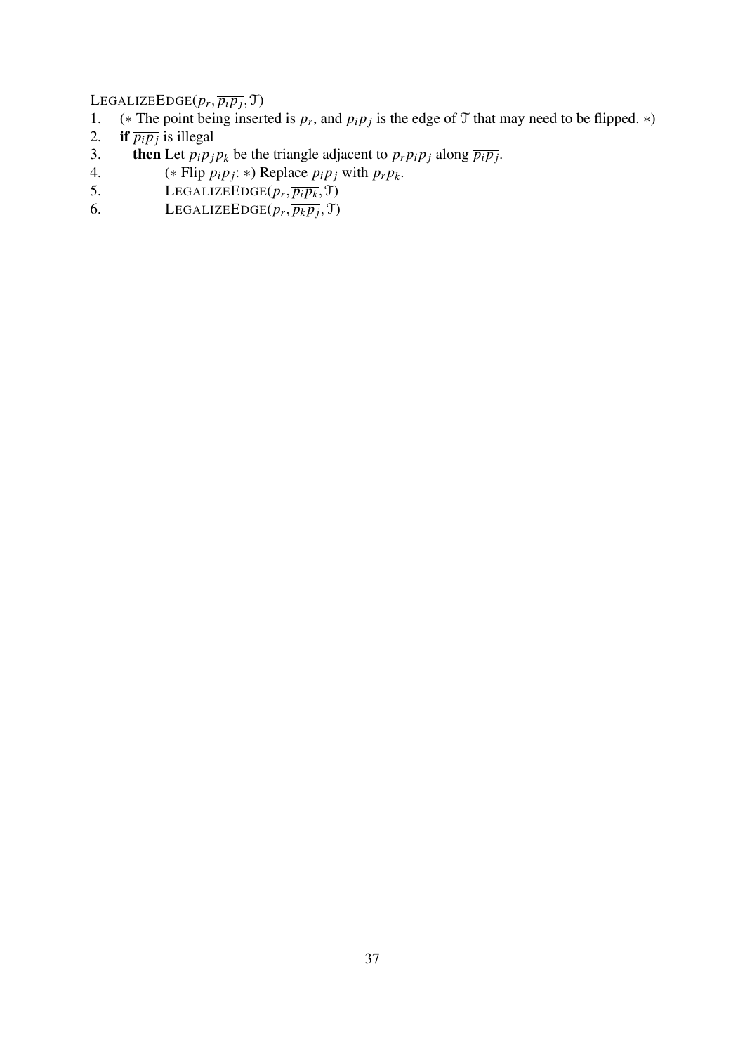LegalizeEdge($p_r, \overline{p_i p_j}, \mathcal{T}$)

1. (∗ The point being inserted is $p_r$, and $\overline{p_i p_j}$ is the edge of $\mathcal{T}$ that may need to be flipped. ∗)
2. **if** $\overline{p_i p_j}$ is illegal
3. &nbsp;&nbsp;&nbsp;**then** Let $p_i p_j p_k$ be the triangle adjacent to $p_r p_i p_j$ along $\overline{p_i p_j}$.
4. &nbsp;&nbsp;&nbsp;&nbsp;&nbsp;&nbsp;&nbsp;&nbsp;(∗ Flip $\overline{p_i p_j}$: ∗) Replace $\overline{p_i p_j}$ with $\overline{p_r p_k}$.
5. &nbsp;&nbsp;&nbsp;&nbsp;&nbsp;&nbsp;&nbsp;&nbsp;LegalizeEdge($p_r, \overline{p_i p_k}, \mathcal{T}$)
6. &nbsp;&nbsp;&nbsp;&nbsp;&nbsp;&nbsp;&nbsp;&nbsp;LegalizeEdge($p_r, \overline{p_k p_j}, \mathcal{T}$)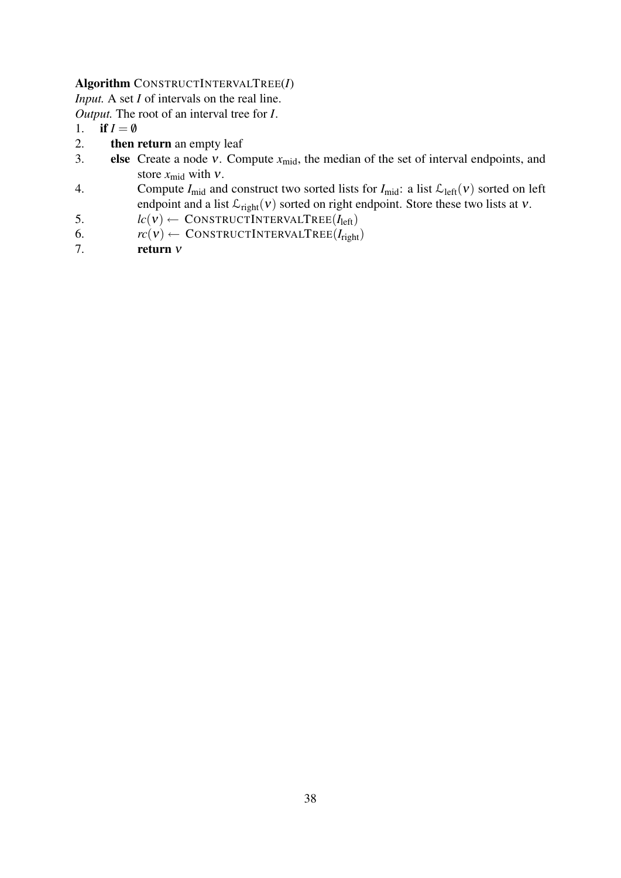**Algorithm** CONSTRUCTINTERVALTREE($I$)
*Input.* A set $I$ of intervals on the real line.
*Output.* The root of an interval tree for $I$.

1. **if** $I = \emptyset$
2. **then return** an empty leaf
3. **else** Create a node $\nu$. Compute $x_{\text{mid}}$, the median of the set of interval endpoints, and store $x_{\text{mid}}$ with $\nu$.
4. Compute $I_{\text{mid}}$ and construct two sorted lists for $I_{\text{mid}}$: a list $\mathcal{L}_{\text{left}}(\nu)$ sorted on left endpoint and a list $\mathcal{L}_{\text{right}}(\nu)$ sorted on right endpoint. Store these two lists at $\nu$.
5. $lc(\nu) \leftarrow$ CONSTRUCTINTERVALTREE($I_{\text{left}}$)
6. $rc(\nu) \leftarrow$ CONSTRUCTINTERVALTREE($I_{\text{right}}$)
7. **return** $\nu$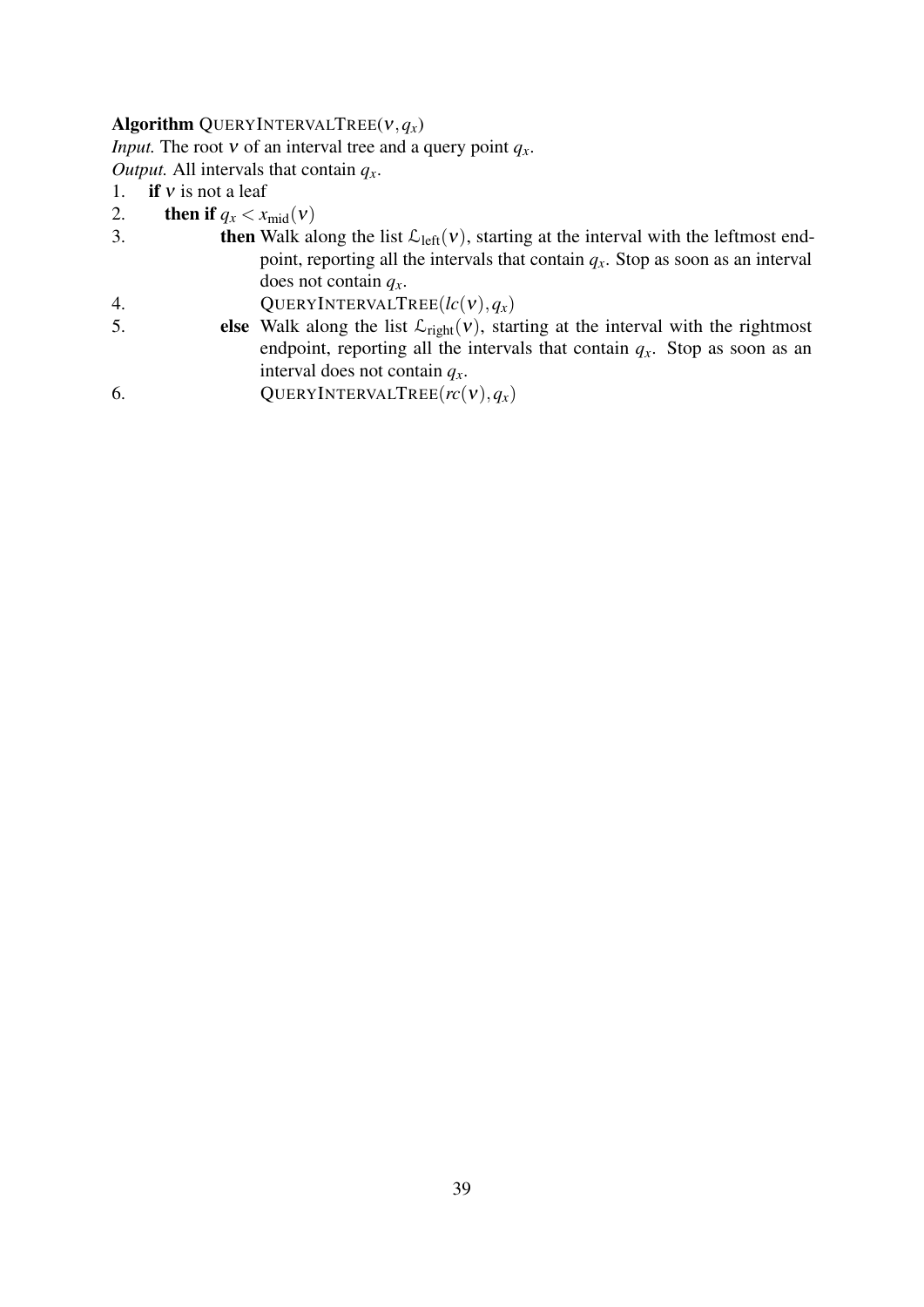**Algorithm** QUERYINTERVALTREE($\nu, q_x$)
*Input.* The root $\nu$ of an interval tree and a query point $q_x$.
*Output.* All intervals that contain $q_x$.

1. **if** $\nu$ is not a leaf
2. &nbsp;&nbsp;&nbsp;&nbsp;**then if** $q_x < x_{\text{mid}}(\nu)$
3. &nbsp;&nbsp;&nbsp;&nbsp;&nbsp;&nbsp;&nbsp;&nbsp;**then** Walk along the list $\mathcal{L}_{\text{left}}(\nu)$, starting at the interval with the leftmost endpoint, reporting all the intervals that contain $q_x$. Stop as soon as an interval does not contain $q_x$.
4. &nbsp;&nbsp;&nbsp;&nbsp;&nbsp;&nbsp;&nbsp;&nbsp;&nbsp;&nbsp;&nbsp;&nbsp;QUERYINTERVALTREE($lc(\nu), q_x$)
5. &nbsp;&nbsp;&nbsp;&nbsp;&nbsp;&nbsp;&nbsp;&nbsp;**else** Walk along the list $\mathcal{L}_{\text{right}}(\nu)$, starting at the interval with the rightmost endpoint, reporting all the intervals that contain $q_x$. Stop as soon as an interval does not contain $q_x$.
6. &nbsp;&nbsp;&nbsp;&nbsp;&nbsp;&nbsp;&nbsp;&nbsp;&nbsp;&nbsp;&nbsp;&nbsp;QUERYINTERVALTREE($rc(\nu), q_x$)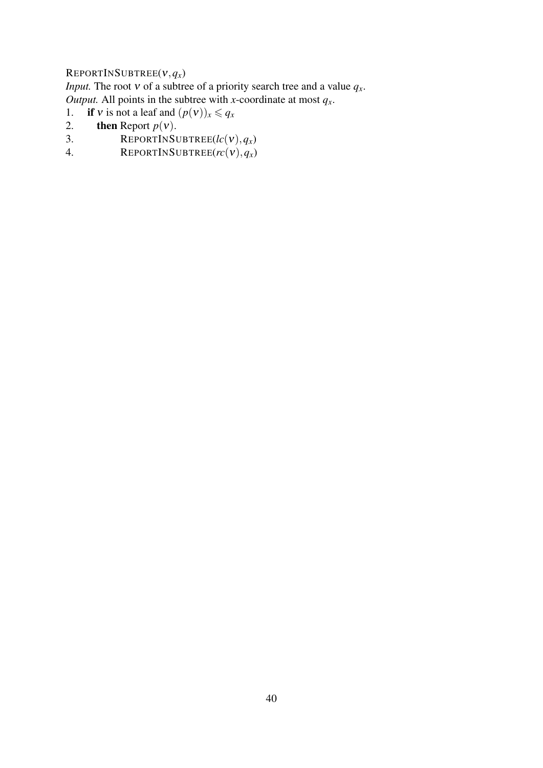REPORTINSUBTREE($\nu, q_x$)

*Input.* The root $\nu$ of a subtree of a priority search tree and a value $q_x$.
*Output.* All points in the subtree with $x$-coordinate at most $q_x$.

1. **if** $\nu$ is not a leaf and $(p(\nu))_x \leqslant q_x$
2. **then** Report $p(\nu)$.
3. REPORTINSUBTREE($lc(\nu), q_x$)
4. REPORTINSUBTREE($rc(\nu), q_x$)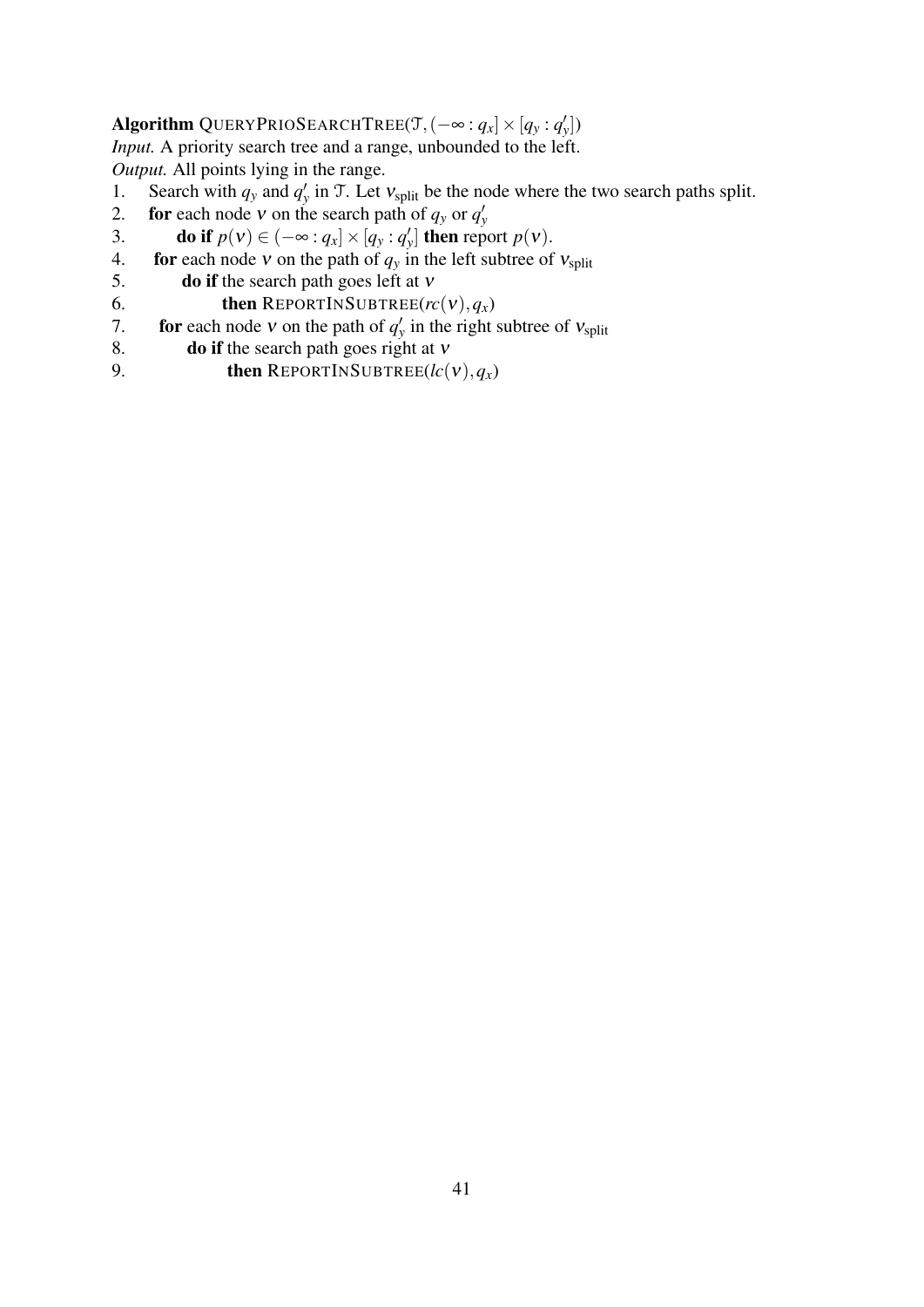**Algorithm** QUERYPRIOSEARCHTREE($\mathcal{T}, (-\infty : q_x] \times [q_y : q'_y]$)

*Input.* A priority search tree and a range, unbounded to the left.

*Output.* All points lying in the range.

1. Search with $q_y$ and $q'_y$ in $\mathcal{T}$. Let $\nu_{\text{split}}$ be the node where the two search paths split.
2. **for** each node $\nu$ on the search path of $q_y$ or $q'_y$
3. &nbsp;&nbsp;&nbsp;&nbsp;**do if** $p(\nu) \in (-\infty : q_x] \times [q_y : q'_y]$ **then** report $p(\nu)$.
4. **for** each node $\nu$ on the path of $q_y$ in the left subtree of $\nu_{\text{split}}$
5. &nbsp;&nbsp;&nbsp;&nbsp;**do if** the search path goes left at $\nu$
6. &nbsp;&nbsp;&nbsp;&nbsp;&nbsp;&nbsp;&nbsp;&nbsp;**then** REPORTINSUBTREE($rc(\nu), q_x$)
7. **for** each node $\nu$ on the path of $q'_y$ in the right subtree of $\nu_{\text{split}}$
8. &nbsp;&nbsp;&nbsp;&nbsp;**do if** the search path goes right at $\nu$
9. &nbsp;&nbsp;&nbsp;&nbsp;&nbsp;&nbsp;&nbsp;&nbsp;**then** REPORTINSUBTREE($lc(\nu), q_x$)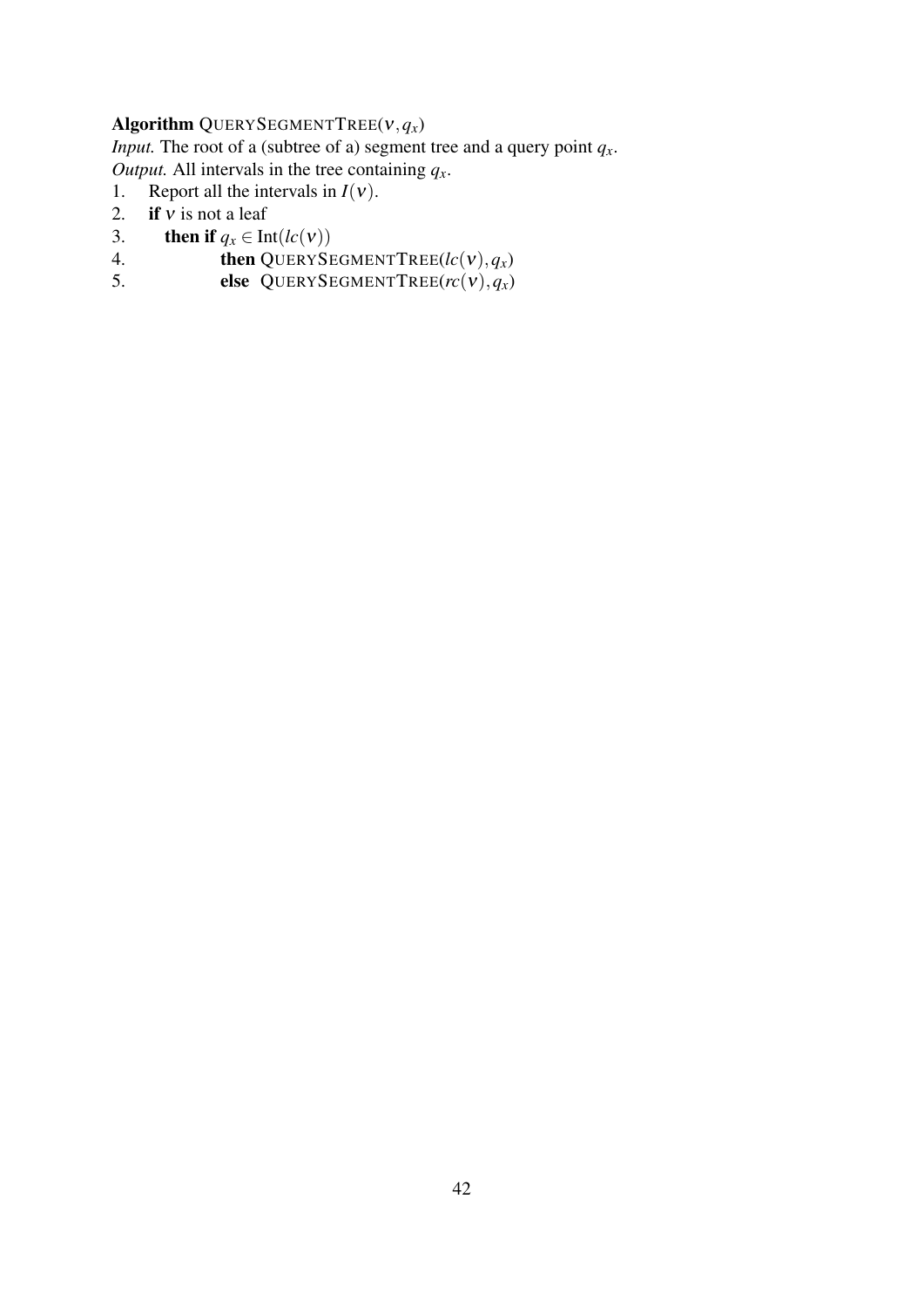**Algorithm** QUERYSEGMENTTREE($\nu, q_x$)

*Input.* The root of a (subtree of a) segment tree and a query point $q_x$.

*Output.* All intervals in the tree containing $q_x$.

1. Report all the intervals in $I(\nu)$.
2. **if** $\nu$ is not a leaf
3. &nbsp;&nbsp;&nbsp;**then if** $q_x \in \text{Int}(lc(\nu))$
4. &nbsp;&nbsp;&nbsp;&nbsp;&nbsp;&nbsp;&nbsp;&nbsp;**then** QUERYSEGMENTTREE($lc(\nu), q_x$)
5. &nbsp;&nbsp;&nbsp;&nbsp;&nbsp;&nbsp;&nbsp;&nbsp;**else** QUERYSEGMENTTREE($rc(\nu), q_x$)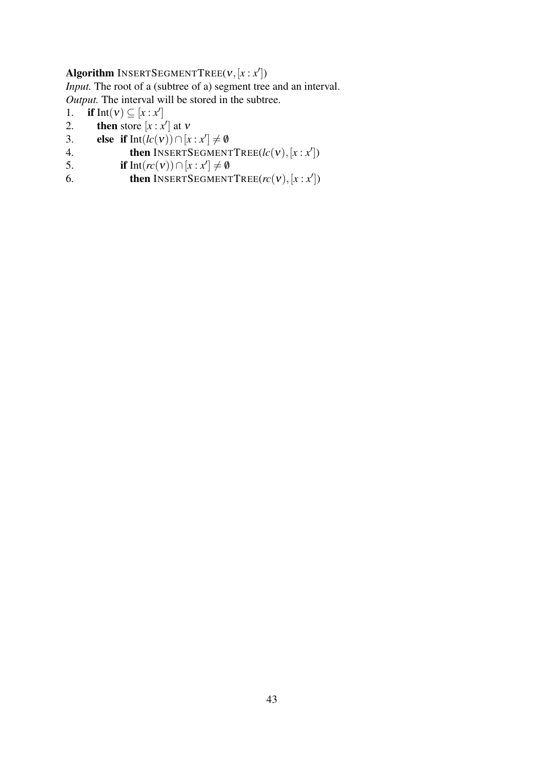**Algorithm** InsertSegmentTree($\nu, [x : x']$)
*Input.* The root of a (subtree of a) segment tree and an interval.
*Output.* The interval will be stored in the subtree.

1. **if** $\text{Int}(\nu) \subseteq [x : x']$
2. **then** store $[x : x']$ at $\nu$
3. **else** **if** $\text{Int}(lc(\nu)) \cap [x : x'] \neq \emptyset$
4. **then** InsertSegmentTree($lc(\nu), [x : x']$)
5. **if** $\text{Int}(rc(\nu)) \cap [x : x'] \neq \emptyset$
6. **then** InsertSegmentTree($rc(\nu), [x : x']$)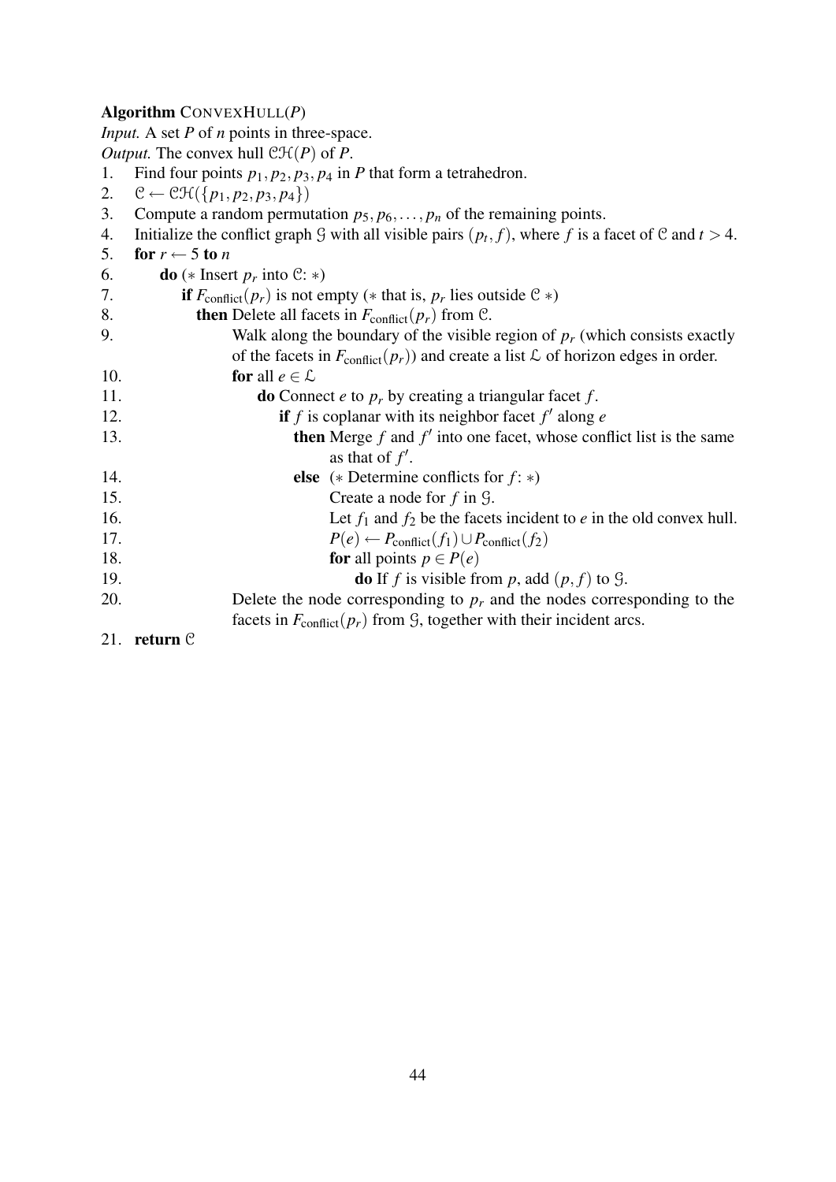**Algorithm** CONVEXHULL($P$)

*Input.* A set $P$ of $n$ points in three-space.

*Output.* The convex hull $\mathcal{CH}(P)$ of $P$.

```
1.   Find four points p1, p2, p3, p4 in P that form a tetrahedron.
2.   C ← CH({p1, p2, p3, p4})
3.   Compute a random permutation p5, p6, ..., pn of the remaining points.
4.   Initialize the conflict graph G with all visible pairs (pt, f), where f is a facet of C and t > 4.
5.   for r ← 5 to n
6.       do (* Insert pr into C: *)
7.          if Fconflict(pr) is not empty (* that is, pr lies outside C *)
8.             then Delete all facets in Fconflict(pr) from C.
9.                  Walk along the boundary of the visible region of pr (which consists exactly
                    of the facets in Fconflict(pr)) and create a list L of horizon edges in order.
10.                 for all e ∈ L
11.                     do Connect e to pr by creating a triangular facet f.
12.                        if f is coplanar with its neighbor facet f′ along e
13.                           then Merge f and f′ into one facet, whose conflict list is the same
                                   as that of f′.
14.                           else (* Determine conflicts for f: *)
15.                                Create a node for f in G.
16.                                Let f1 and f2 be the facets incident to e in the old convex hull.
17.                                P(e) ← Pconflict(f1) ∪ Pconflict(f2)
18.                                for all points p ∈ P(e)
19.                                    do If f is visible from p, add (p, f) to G.
20.                 Delete the node corresponding to pr and the nodes corresponding to the
                    facets in Fconflict(pr) from G, together with their incident arcs.
21.  return C
```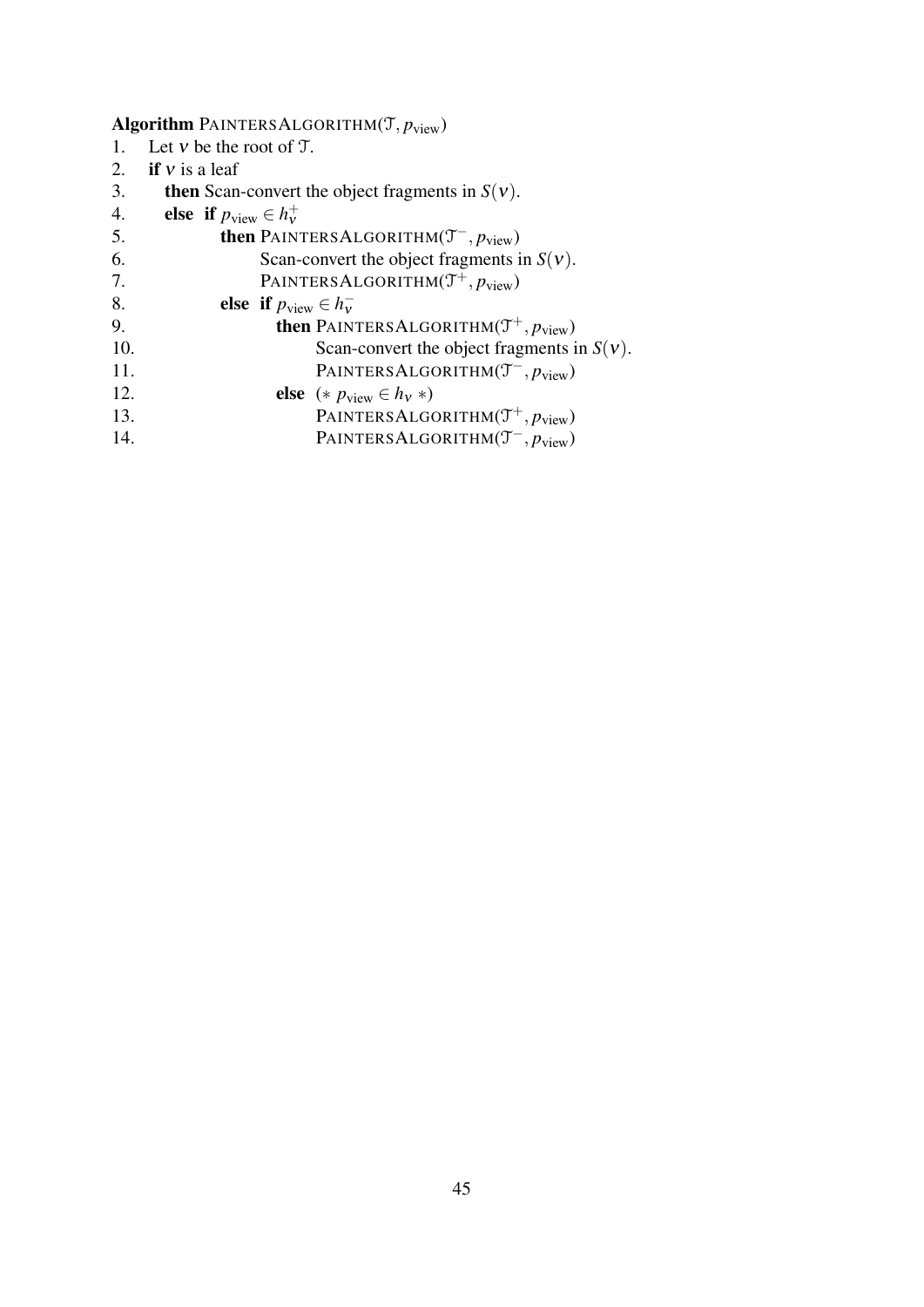**Algorithm** PAINTERSALGORITHM($\mathcal{T}, p_{\text{view}}$)

1. Let $\nu$ be the root of $\mathcal{T}$.
2. **if** $\nu$ is a leaf
3. &nbsp;&nbsp;&nbsp;**then** Scan-convert the object fragments in $S(\nu)$.
4. &nbsp;&nbsp;&nbsp;**else if** $p_{\text{view}} \in h_\nu^+$
5. &nbsp;&nbsp;&nbsp;&nbsp;&nbsp;&nbsp;&nbsp;&nbsp;&nbsp;**then** PAINTERSALGORITHM($\mathcal{T}^-, p_{\text{view}}$)
6. &nbsp;&nbsp;&nbsp;&nbsp;&nbsp;&nbsp;&nbsp;&nbsp;&nbsp;&nbsp;&nbsp;&nbsp;&nbsp;&nbsp;&nbsp;&nbsp;Scan-convert the object fragments in $S(\nu)$.
7. &nbsp;&nbsp;&nbsp;&nbsp;&nbsp;&nbsp;&nbsp;&nbsp;&nbsp;&nbsp;&nbsp;&nbsp;&nbsp;&nbsp;&nbsp;&nbsp;PAINTERSALGORITHM($\mathcal{T}^+, p_{\text{view}}$)
8. &nbsp;&nbsp;&nbsp;&nbsp;&nbsp;&nbsp;&nbsp;&nbsp;&nbsp;**else if** $p_{\text{view}} \in h_\nu^-$
9. &nbsp;&nbsp;&nbsp;&nbsp;&nbsp;&nbsp;&nbsp;&nbsp;&nbsp;&nbsp;&nbsp;&nbsp;&nbsp;&nbsp;&nbsp;&nbsp;**then** PAINTERSALGORITHM($\mathcal{T}^+, p_{\text{view}}$)
10. &nbsp;&nbsp;&nbsp;&nbsp;&nbsp;&nbsp;&nbsp;&nbsp;&nbsp;&nbsp;&nbsp;&nbsp;&nbsp;&nbsp;&nbsp;&nbsp;&nbsp;&nbsp;&nbsp;&nbsp;&nbsp;&nbsp;&nbsp;Scan-convert the object fragments in $S(\nu)$.
11. &nbsp;&nbsp;&nbsp;&nbsp;&nbsp;&nbsp;&nbsp;&nbsp;&nbsp;&nbsp;&nbsp;&nbsp;&nbsp;&nbsp;&nbsp;&nbsp;&nbsp;&nbsp;&nbsp;&nbsp;&nbsp;&nbsp;&nbsp;PAINTERSALGORITHM($\mathcal{T}^-, p_{\text{view}}$)
12. &nbsp;&nbsp;&nbsp;&nbsp;&nbsp;&nbsp;&nbsp;&nbsp;&nbsp;&nbsp;&nbsp;&nbsp;&nbsp;&nbsp;&nbsp;&nbsp;**else** (* $p_{\text{view}} \in h_\nu$ *)
13. &nbsp;&nbsp;&nbsp;&nbsp;&nbsp;&nbsp;&nbsp;&nbsp;&nbsp;&nbsp;&nbsp;&nbsp;&nbsp;&nbsp;&nbsp;&nbsp;&nbsp;&nbsp;&nbsp;&nbsp;&nbsp;&nbsp;&nbsp;PAINTERSALGORITHM($\mathcal{T}^+, p_{\text{view}}$)
14. &nbsp;&nbsp;&nbsp;&nbsp;&nbsp;&nbsp;&nbsp;&nbsp;&nbsp;&nbsp;&nbsp;&nbsp;&nbsp;&nbsp;&nbsp;&nbsp;&nbsp;&nbsp;&nbsp;&nbsp;&nbsp;&nbsp;&nbsp;PAINTERSALGORITHM($\mathcal{T}^-, p_{\text{view}}$)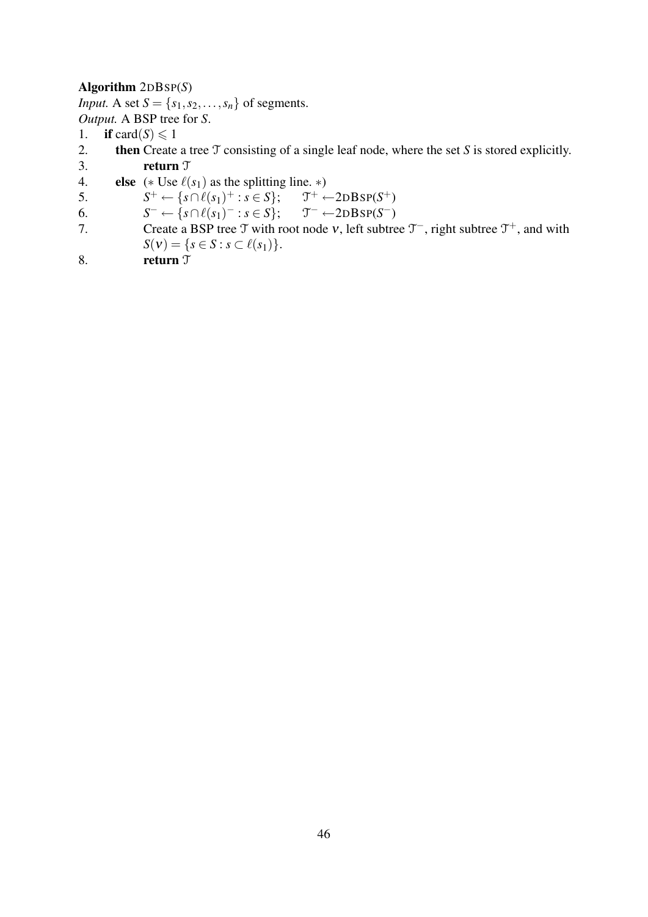**Algorithm** 2DBSP($S$)
*Input.* A set $S = \{s_1, s_2, \ldots, s_n\}$ of segments.
*Output.* A BSP tree for $S$.

1. **if** card$(S) \leqslant 1$
2. **then** Create a tree $\mathcal{T}$ consisting of a single leaf node, where the set $S$ is stored explicitly.
3. **return** $\mathcal{T}$
4. **else** (∗ Use $\ell(s_1)$ as the splitting line. ∗)
5. $S^+ \leftarrow \{s \cap \ell(s_1)^+ : s \in S\}$;  $\mathcal{T}^+ \leftarrow$2DBSP($S^+$)
6. $S^- \leftarrow \{s \cap \ell(s_1)^- : s \in S\}$;  $\mathcal{T}^- \leftarrow$2DBSP($S^-$)
7. Create a BSP tree $\mathcal{T}$ with root node $\nu$, left subtree $\mathcal{T}^-$, right subtree $\mathcal{T}^+$, and with $S(\nu) = \{s \in S : s \subset \ell(s_1)\}$.
8. **return** $\mathcal{T}$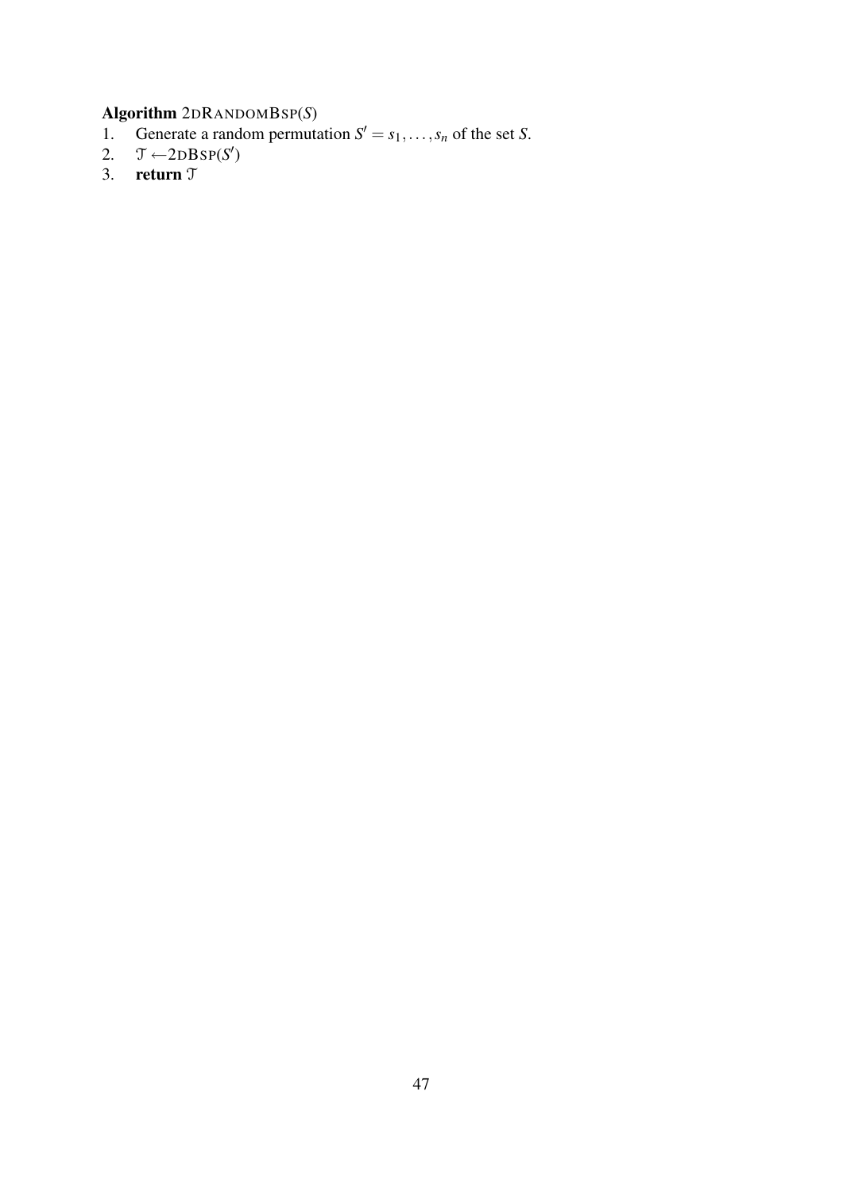**Algorithm** 2DRANDOMBSP($S$)
1. Generate a random permutation $S' = s_1, \ldots, s_n$ of the set $S$.
2. $\mathcal{T} \leftarrow$2DBSP($S'$)
3. **return** $\mathcal{T}$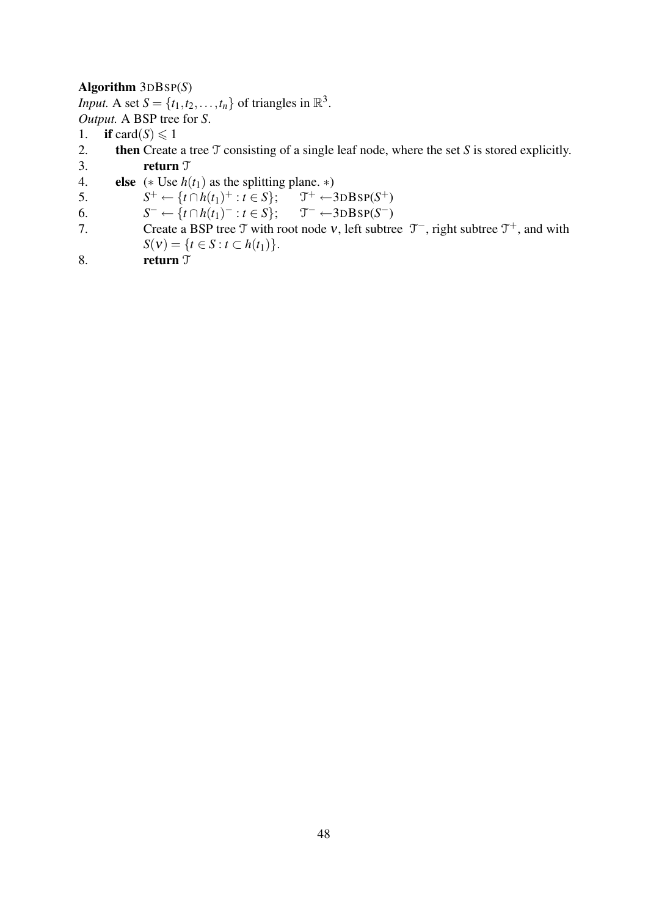**Algorithm** 3DBSP($S$)
*Input.* A set $S = \{t_1, t_2, \ldots, t_n\}$ of triangles in $\mathbb{R}^3$.
*Output.* A BSP tree for $S$.

1. **if** card($S$) $\leqslant 1$
2. **then** Create a tree $\mathcal{T}$ consisting of a single leaf node, where the set $S$ is stored explicitly.
3. **return** $\mathcal{T}$
4. **else** (∗ Use $h(t_1)$ as the splitting plane. ∗)
5. $S^+ \leftarrow \{t \cap h(t_1)^+ : t \in S\}$; $\mathcal{T}^+ \leftarrow$ 3DBSP($S^+$)
6. $S^- \leftarrow \{t \cap h(t_1)^- : t \in S\}$; $\mathcal{T}^- \leftarrow$ 3DBSP($S^-$)
7. Create a BSP tree $\mathcal{T}$ with root node $\nu$, left subtree $\mathcal{T}^-$, right subtree $\mathcal{T}^+$, and with $S(\nu) = \{t \in S : t \subset h(t_1)\}$.
8. **return** $\mathcal{T}$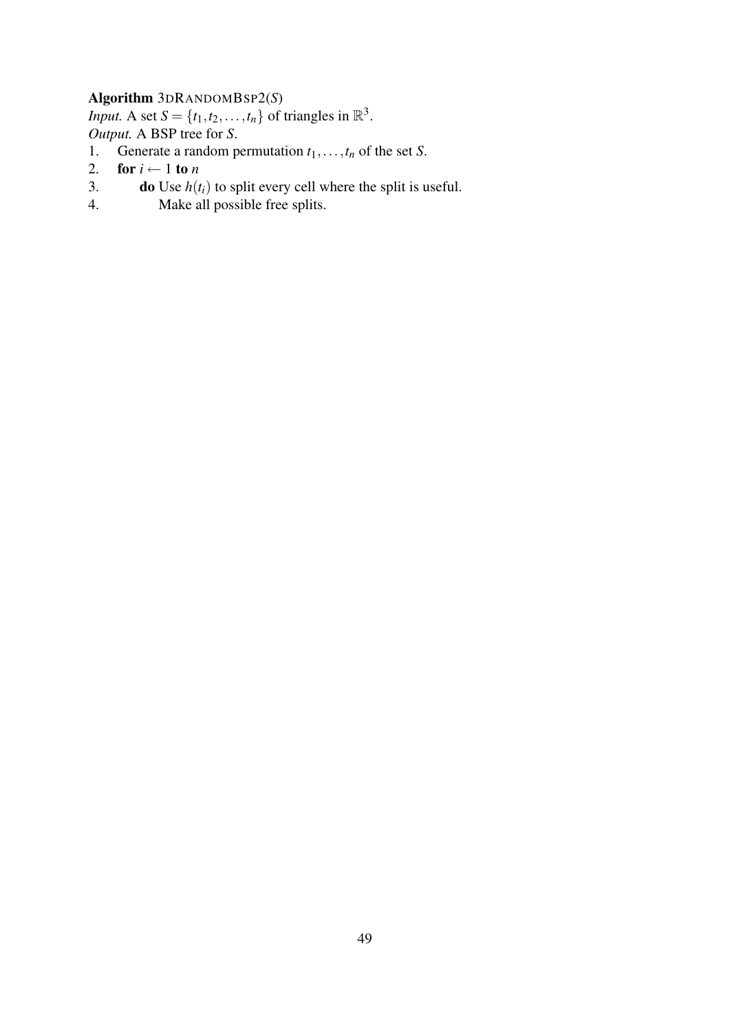**Algorithm** 3DRANDOMBSP2($S$)
*Input.* A set $S = \{t_1, t_2, \ldots, t_n\}$ of triangles in $\mathbb{R}^3$.
*Output.* A BSP tree for $S$.

```
1.   Generate a random permutation t_1, ..., t_n of the set S.
2.   for i ← 1 to n
3.        do Use h(t_i) to split every cell where the split is useful.
4.           Make all possible free splits.
```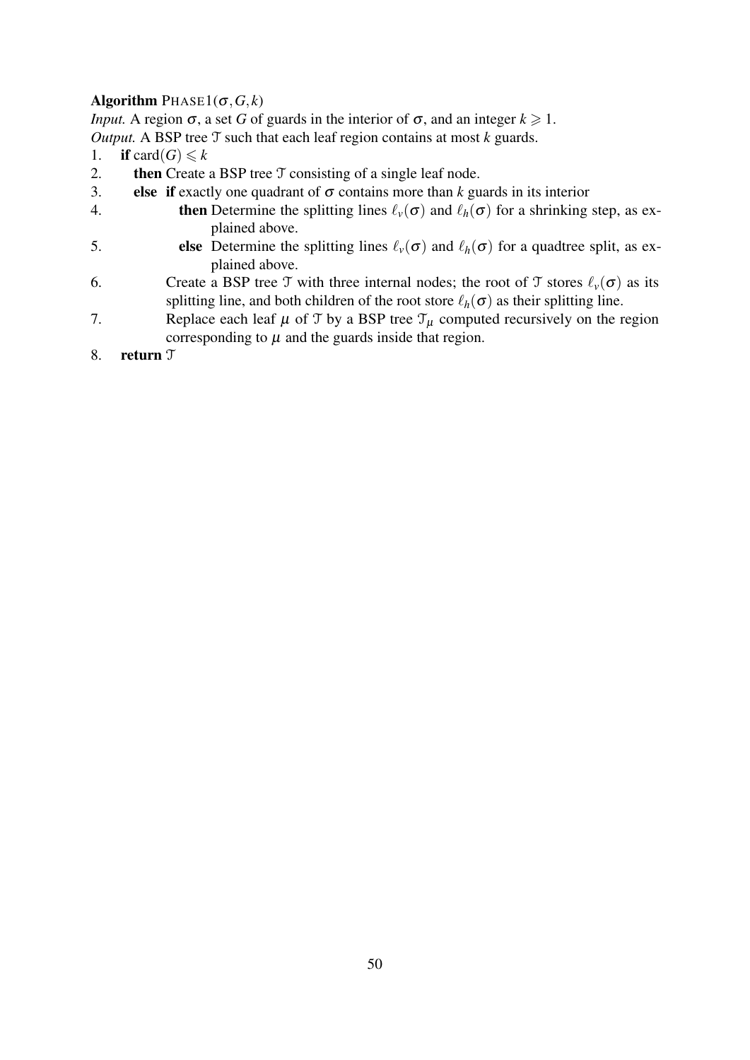**Algorithm** PHASE1$(\sigma, G, k)$

*Input.* A region $\sigma$, a set $G$ of guards in the interior of $\sigma$, and an integer $k \geqslant 1$.

*Output.* A BSP tree $\mathcal{T}$ such that each leaf region contains at most $k$ guards.

1. **if** $\text{card}(G) \leqslant k$
2. **then** Create a BSP tree $\mathcal{T}$ consisting of a single leaf node.
3. **else** **if** exactly one quadrant of $\sigma$ contains more than $k$ guards in its interior
4. **then** Determine the splitting lines $\ell_v(\sigma)$ and $\ell_h(\sigma)$ for a shrinking step, as explained above.
5. **else** Determine the splitting lines $\ell_v(\sigma)$ and $\ell_h(\sigma)$ for a quadtree split, as explained above.
6. Create a BSP tree $\mathcal{T}$ with three internal nodes; the root of $\mathcal{T}$ stores $\ell_v(\sigma)$ as its splitting line, and both children of the root store $\ell_h(\sigma)$ as their splitting line.
7. Replace each leaf $\mu$ of $\mathcal{T}$ by a BSP tree $\mathcal{T}_\mu$ computed recursively on the region corresponding to $\mu$ and the guards inside that region.
8. **return** $\mathcal{T}$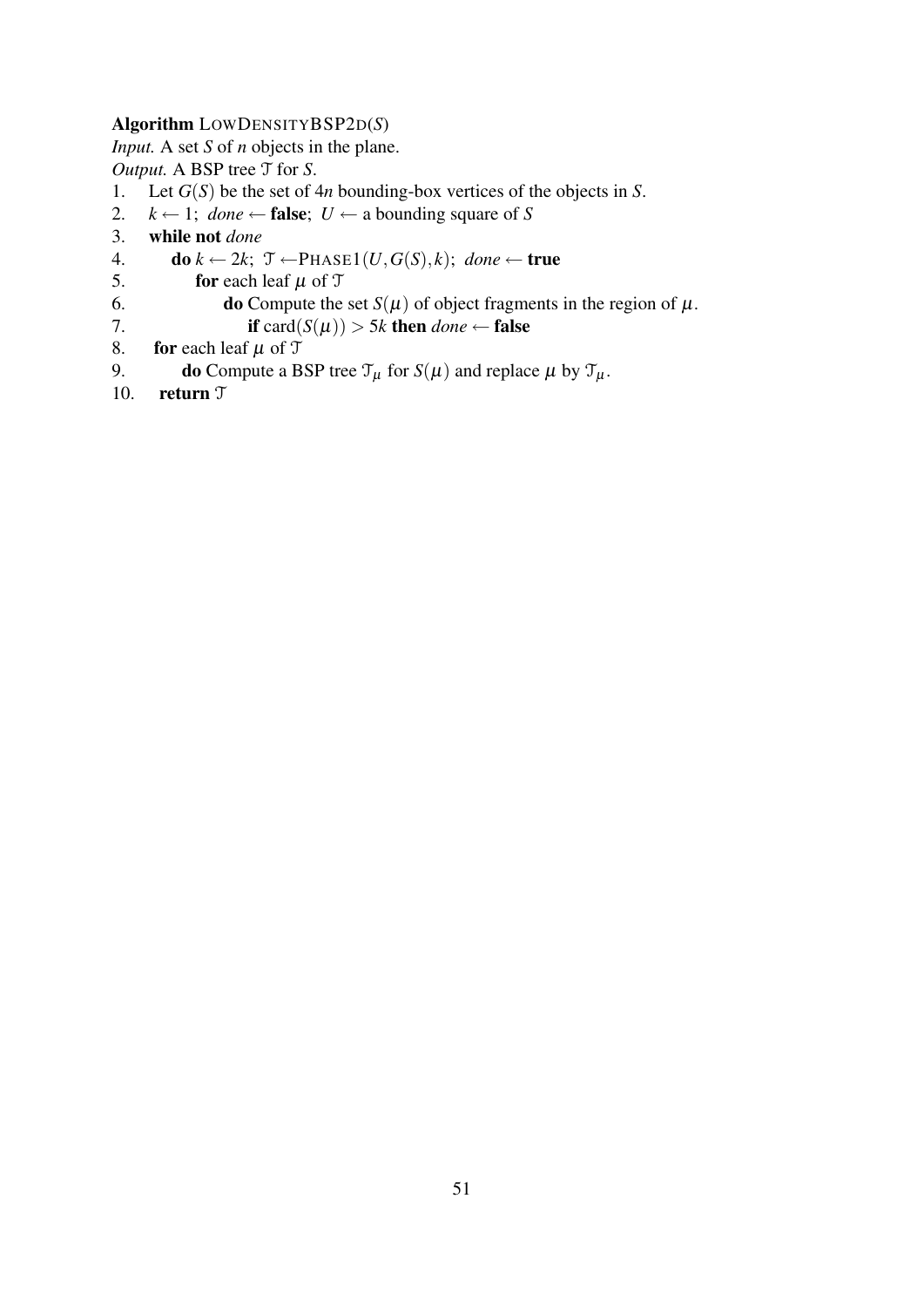**Algorithm** LOWDENSITYBSP2D($S$)
*Input.* A set $S$ of $n$ objects in the plane.
*Output.* A BSP tree $\mathcal{T}$ for $S$.

1. Let $G(S)$ be the set of $4n$ bounding-box vertices of the objects in $S$.
2. $k \leftarrow 1$; *done* $\leftarrow$ **false**; $U \leftarrow$ a bounding square of $S$
3. **while not** *done*
4. **do** $k \leftarrow 2k$; $\mathcal{T} \leftarrow$PHASE1$(U, G(S), k)$; *done* $\leftarrow$ **true**
5. **for** each leaf $\mu$ of $\mathcal{T}$
6. **do** Compute the set $S(\mu)$ of object fragments in the region of $\mu$.
7. **if** $\text{card}(S(\mu)) > 5k$ **then** *done* $\leftarrow$ **false**
8. **for** each leaf $\mu$ of $\mathcal{T}$
9. **do** Compute a BSP tree $\mathcal{T}_\mu$ for $S(\mu)$ and replace $\mu$ by $\mathcal{T}_\mu$.
10. **return** $\mathcal{T}$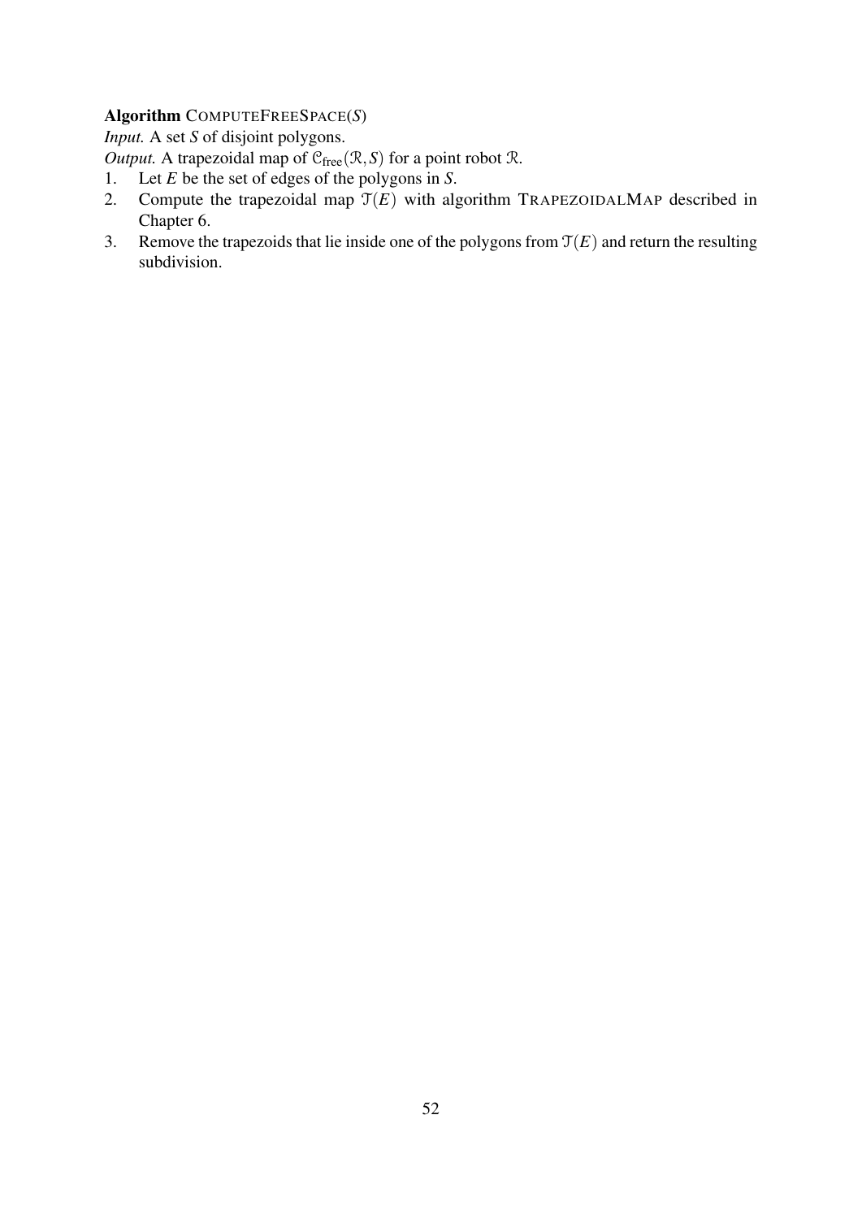**Algorithm** COMPUTEFREESPACE($S$)

*Input.* A set $S$ of disjoint polygons.

*Output.* A trapezoidal map of $\mathcal{C}_{\text{free}}(\mathcal{R}, S)$ for a point robot $\mathcal{R}$.

1. Let $E$ be the set of edges of the polygons in $S$.
2. Compute the trapezoidal map $\mathcal{T}(E)$ with algorithm TRAPEZOIDALMAP described in Chapter 6.
3. Remove the trapezoids that lie inside one of the polygons from $\mathcal{T}(E)$ and return the resulting subdivision.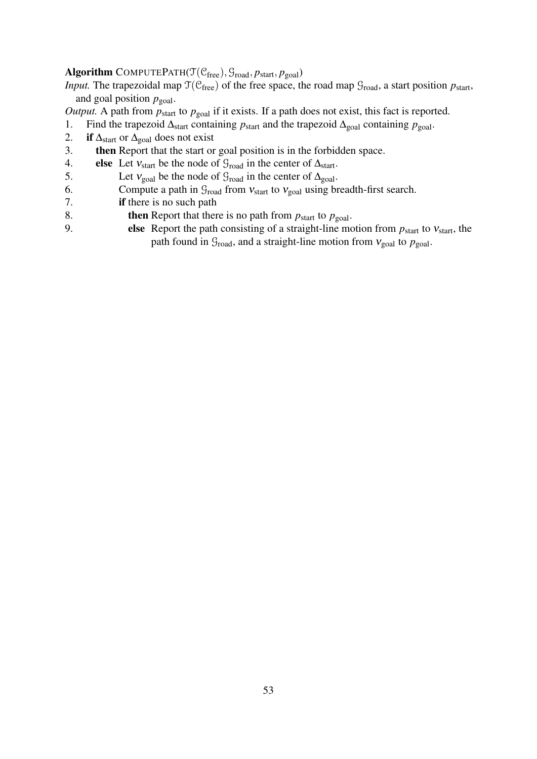**Algorithm** COMPUTEPATH($\mathcal{T}(\mathcal{C}_{\text{free}}), \mathcal{G}_{\text{road}}, p_{\text{start}}, p_{\text{goal}}$)

*Input.* The trapezoidal map $\mathcal{T}(\mathcal{C}_{\text{free}})$ of the free space, the road map $\mathcal{G}_{\text{road}}$, a start position $p_{\text{start}}$, and goal position $p_{\text{goal}}$.

*Output.* A path from $p_{\text{start}}$ to $p_{\text{goal}}$ if it exists. If a path does not exist, this fact is reported.

```
1.  Find the trapezoid Δstart containing pstart and the trapezoid Δgoal containing pgoal.
2.  if Δstart or Δgoal does not exist
3.    then Report that the start or goal position is in the forbidden space.
4.    else Let vstart be the node of Groad in the center of Δstart.
5.         Let vgoal be the node of Groad in the center of Δgoal.
6.         Compute a path in Groad from vstart to vgoal using breadth-first search.
7.         if there is no such path
8.           then Report that there is no path from pstart to pgoal.
9.           else Report the path consisting of a straight-line motion from pstart to vstart, the
                  path found in Groad, and a straight-line motion from vgoal to pgoal.
```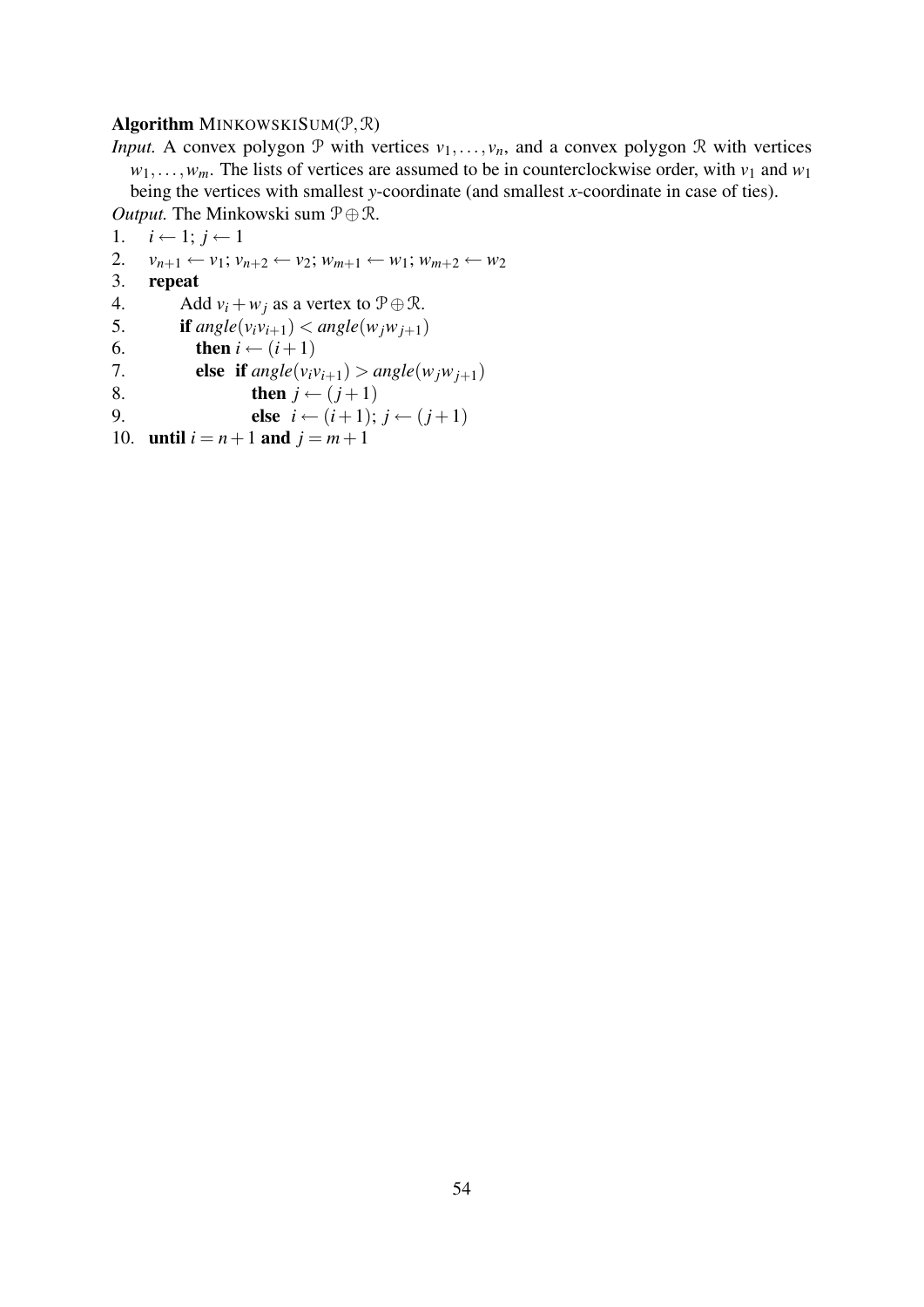**Algorithm** MINKOWSKISUM($\mathcal{P}, \mathcal{R}$)

*Input.* A convex polygon $\mathcal{P}$ with vertices $v_1, \ldots, v_n$, and a convex polygon $\mathcal{R}$ with vertices $w_1, \ldots, w_m$. The lists of vertices are assumed to be in counterclockwise order, with $v_1$ and $w_1$ being the vertices with smallest $y$-coordinate (and smallest $x$-coordinate in case of ties).

*Output.* The Minkowski sum $\mathcal{P} \oplus \mathcal{R}$.

1. $i \leftarrow 1$; $j \leftarrow 1$
2. $v_{n+1} \leftarrow v_1$; $v_{n+2} \leftarrow v_2$; $w_{m+1} \leftarrow w_1$; $w_{m+2} \leftarrow w_2$
3. **repeat**
4. &nbsp;&nbsp;&nbsp;&nbsp;Add $v_i + w_j$ as a vertex to $\mathcal{P} \oplus \mathcal{R}$.
5. &nbsp;&nbsp;&nbsp;&nbsp;**if** $angle(v_i v_{i+1}) < angle(w_j w_{j+1})$
6. &nbsp;&nbsp;&nbsp;&nbsp;&nbsp;&nbsp;**then** $i \leftarrow (i+1)$
7. &nbsp;&nbsp;&nbsp;&nbsp;&nbsp;&nbsp;**else** **if** $angle(v_i v_{i+1}) > angle(w_j w_{j+1})$
8. &nbsp;&nbsp;&nbsp;&nbsp;&nbsp;&nbsp;&nbsp;&nbsp;&nbsp;&nbsp;**then** $j \leftarrow (j+1)$
9. &nbsp;&nbsp;&nbsp;&nbsp;&nbsp;&nbsp;&nbsp;&nbsp;&nbsp;&nbsp;**else** $i \leftarrow (i+1)$; $j \leftarrow (j+1)$
10. **until** $i = n+1$ **and** $j = m+1$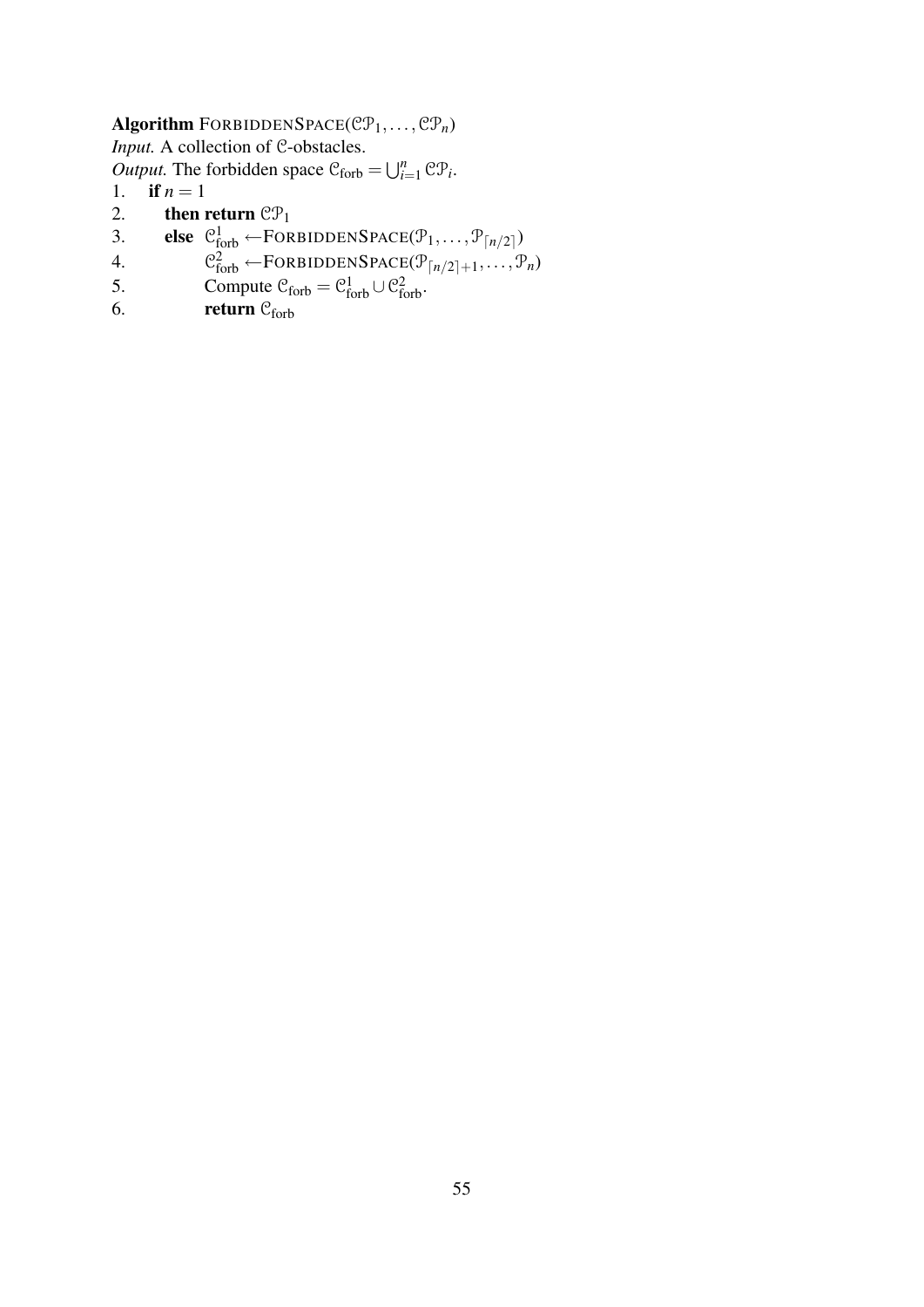**Algorithm** FORBIDDENSPACE($\mathcal{CP}_1, \ldots, \mathcal{CP}_n$)
*Input.* A collection of $\mathcal{C}$-obstacles.
*Output.* The forbidden space $\mathcal{C}_{\text{forb}} = \bigcup_{i=1}^{n} \mathcal{CP}_i$.

1. **if** $n = 1$
2. **then return** $\mathcal{CP}_1$
3. **else** $\mathcal{C}^1_{\text{forb}} \leftarrow$FORBIDDENSPACE($\mathcal{P}_1, \ldots, \mathcal{P}_{\lceil n/2 \rceil}$)
4. $\mathcal{C}^2_{\text{forb}} \leftarrow$FORBIDDENSPACE($\mathcal{P}_{\lceil n/2 \rceil+1}, \ldots, \mathcal{P}_n$)
5. Compute $\mathcal{C}_{\text{forb}} = \mathcal{C}^1_{\text{forb}} \cup \mathcal{C}^2_{\text{forb}}$.
6. **return** $\mathcal{C}_{\text{forb}}$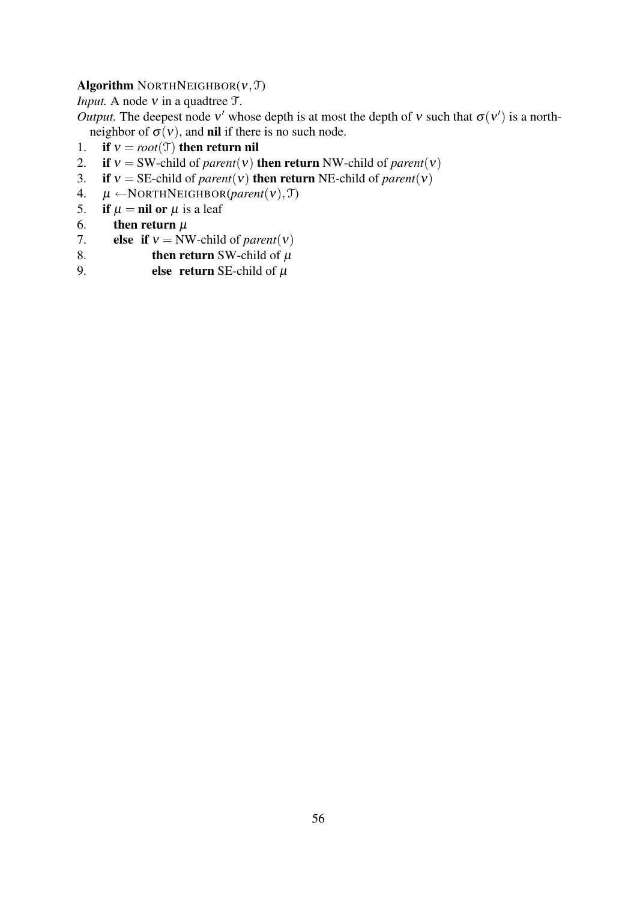**Algorithm** NORTHNEIGHBOR($\nu, \mathcal{T}$)

*Input.* A node $\nu$ in a quadtree $\mathcal{T}$.

*Output.* The deepest node $\nu'$ whose depth is at most the depth of $\nu$ such that $\sigma(\nu')$ is a north-neighbor of $\sigma(\nu)$, and **nil** if there is no such node.

1. **if** $\nu = root(\mathcal{T})$ **then return nil**
2. **if** $\nu =$ SW-child of $parent(\nu)$ **then return** NW-child of $parent(\nu)$
3. **if** $\nu =$ SE-child of $parent(\nu)$ **then return** NE-child of $parent(\nu)$
4. $\mu \leftarrow$NORTHNEIGHBOR($parent(\nu), \mathcal{T}$)
5. **if** $\mu =$ **nil or** $\mu$ is a leaf
6. &nbsp;&nbsp;&nbsp;**then return** $\mu$
7. &nbsp;&nbsp;&nbsp;**else if** $\nu =$ NW-child of $parent(\nu)$
8. &nbsp;&nbsp;&nbsp;&nbsp;&nbsp;&nbsp;&nbsp;&nbsp;&nbsp;**then return** SW-child of $\mu$
9. &nbsp;&nbsp;&nbsp;&nbsp;&nbsp;&nbsp;&nbsp;&nbsp;&nbsp;**else return** SE-child of $\mu$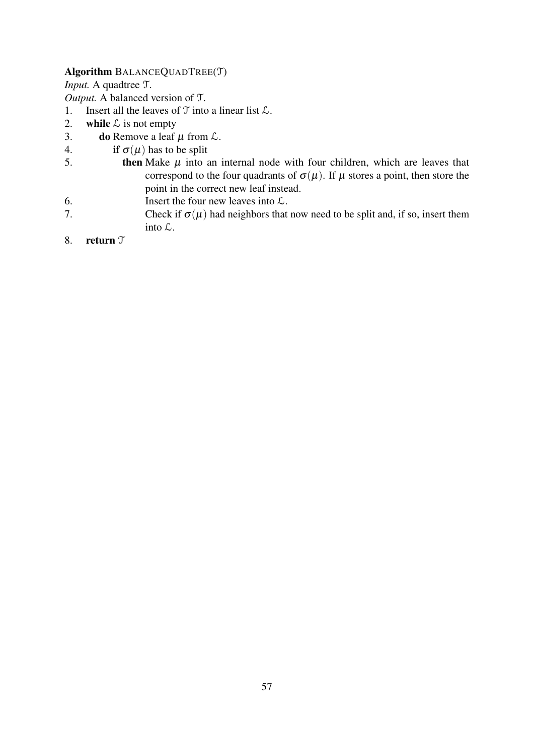**Algorithm** BALANCEQUADTREE($\mathcal{T}$)

*Input.* A quadtree $\mathcal{T}$.

*Output.* A balanced version of $\mathcal{T}$.

1. Insert all the leaves of $\mathcal{T}$ into a linear list $\mathcal{L}$.
2. **while** $\mathcal{L}$ is not empty
3. &nbsp;&nbsp;&nbsp;&nbsp;**do** Remove a leaf $\mu$ from $\mathcal{L}$.
4. &nbsp;&nbsp;&nbsp;&nbsp;&nbsp;&nbsp;&nbsp;&nbsp;**if** $\sigma(\mu)$ has to be split
5. &nbsp;&nbsp;&nbsp;&nbsp;&nbsp;&nbsp;&nbsp;&nbsp;&nbsp;&nbsp;&nbsp;&nbsp;**then** Make $\mu$ into an internal node with four children, which are leaves that correspond to the four quadrants of $\sigma(\mu)$. If $\mu$ stores a point, then store the point in the correct new leaf instead.
6. &nbsp;&nbsp;&nbsp;&nbsp;&nbsp;&nbsp;&nbsp;&nbsp;&nbsp;&nbsp;&nbsp;&nbsp;&nbsp;&nbsp;&nbsp;&nbsp;Insert the four new leaves into $\mathcal{L}$.
7. &nbsp;&nbsp;&nbsp;&nbsp;&nbsp;&nbsp;&nbsp;&nbsp;&nbsp;&nbsp;&nbsp;&nbsp;&nbsp;&nbsp;&nbsp;&nbsp;Check if $\sigma(\mu)$ had neighbors that now need to be split and, if so, insert them into $\mathcal{L}$.
8. **return** $\mathcal{T}$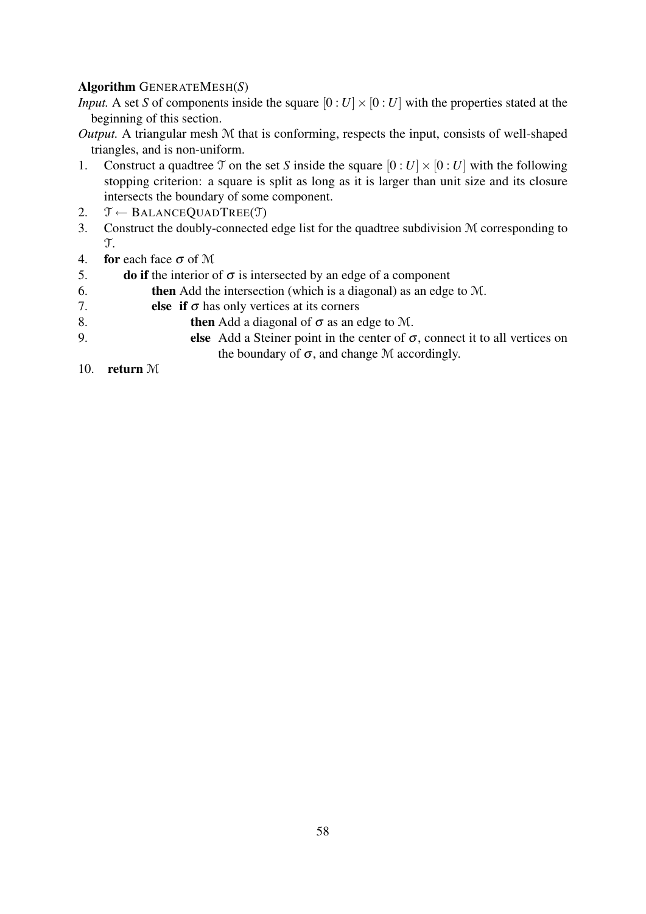**Algorithm** GENERATEMESH($S$)

*Input.* A set $S$ of components inside the square $[0:U] \times [0:U]$ with the properties stated at the beginning of this section.

*Output.* A triangular mesh $\mathcal{M}$ that is conforming, respects the input, consists of well-shaped triangles, and is non-uniform.

1. Construct a quadtree $\mathcal{T}$ on the set $S$ inside the square $[0:U] \times [0:U]$ with the following stopping criterion: a square is split as long as it is larger than unit size and its closure intersects the boundary of some component.
2. $\mathcal{T} \leftarrow$ BALANCEQUADTREE($\mathcal{T}$)
3. Construct the doubly-connected edge list for the quadtree subdivision $\mathcal{M}$ corresponding to $\mathcal{T}$.
4. **for** each face $\sigma$ of $\mathcal{M}$
5. &nbsp;&nbsp;&nbsp;&nbsp;**do if** the interior of $\sigma$ is intersected by an edge of a component
6. &nbsp;&nbsp;&nbsp;&nbsp;&nbsp;&nbsp;&nbsp;&nbsp;**then** Add the intersection (which is a diagonal) as an edge to $\mathcal{M}$.
7. &nbsp;&nbsp;&nbsp;&nbsp;&nbsp;&nbsp;&nbsp;&nbsp;**else if** $\sigma$ has only vertices at its corners
8. &nbsp;&nbsp;&nbsp;&nbsp;&nbsp;&nbsp;&nbsp;&nbsp;&nbsp;&nbsp;&nbsp;&nbsp;**then** Add a diagonal of $\sigma$ as an edge to $\mathcal{M}$.
9. &nbsp;&nbsp;&nbsp;&nbsp;&nbsp;&nbsp;&nbsp;&nbsp;&nbsp;&nbsp;&nbsp;&nbsp;**else** Add a Steiner point in the center of $\sigma$, connect it to all vertices on the boundary of $\sigma$, and change $\mathcal{M}$ accordingly.
10. **return** $\mathcal{M}$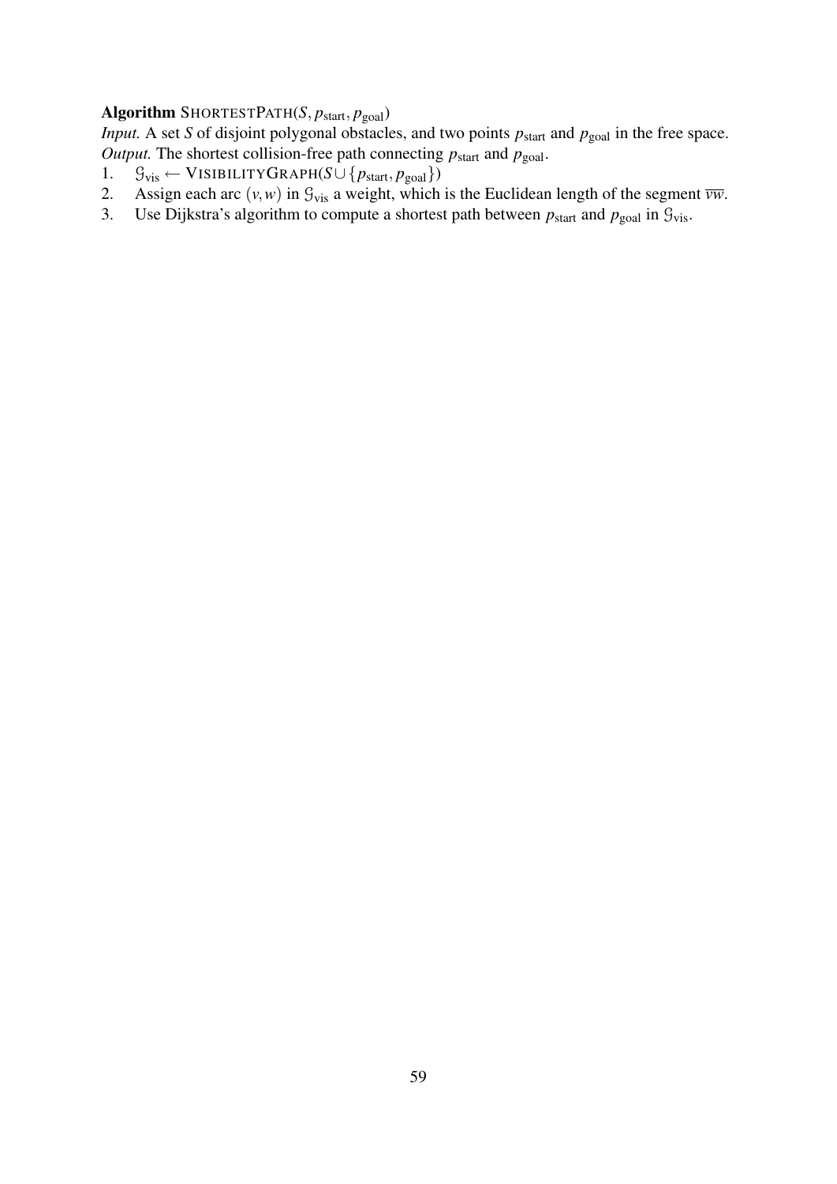**Algorithm** SHORTESTPATH($S, p_{\text{start}}, p_{\text{goal}}$)

*Input.* A set $S$ of disjoint polygonal obstacles, and two points $p_{\text{start}}$ and $p_{\text{goal}}$ in the free space.
*Output.* The shortest collision-free path connecting $p_{\text{start}}$ and $p_{\text{goal}}$.

1. $\mathcal{G}_{\text{vis}} \leftarrow$ VISIBILITYGRAPH($S \cup \{p_{\text{start}}, p_{\text{goal}}\}$)
2. Assign each arc $(v, w)$ in $\mathcal{G}_{\text{vis}}$ a weight, which is the Euclidean length of the segment $\overline{vw}$.
3. Use Dijkstra's algorithm to compute a shortest path between $p_{\text{start}}$ and $p_{\text{goal}}$ in $\mathcal{G}_{\text{vis}}$.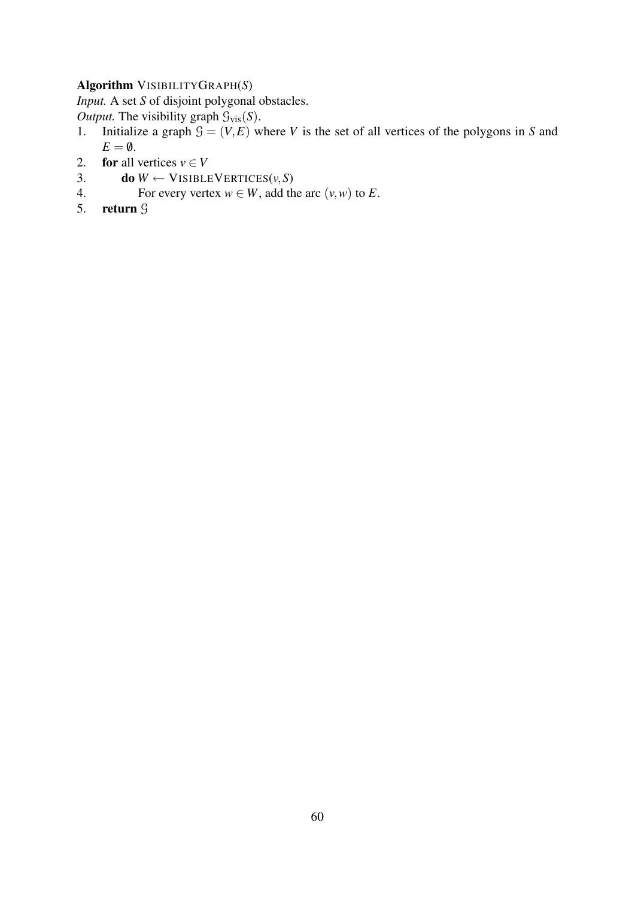**Algorithm** VISIBILITYGRAPH($S$)
*Input.* A set $S$ of disjoint polygonal obstacles.
*Output.* The visibility graph $\mathcal{G}_{\text{vis}}(S)$.

1. Initialize a graph $\mathcal{G} = (V, E)$ where $V$ is the set of all vertices of the polygons in $S$ and $E = \emptyset$.
2. **for** all vertices $v \in V$
3. &nbsp;&nbsp;&nbsp;&nbsp;**do** $W \leftarrow$ VISIBLEVERTICES($v, S$)
4. &nbsp;&nbsp;&nbsp;&nbsp;&nbsp;&nbsp;&nbsp;&nbsp;For every vertex $w \in W$, add the arc $(v, w)$ to $E$.
5. **return** $\mathcal{G}$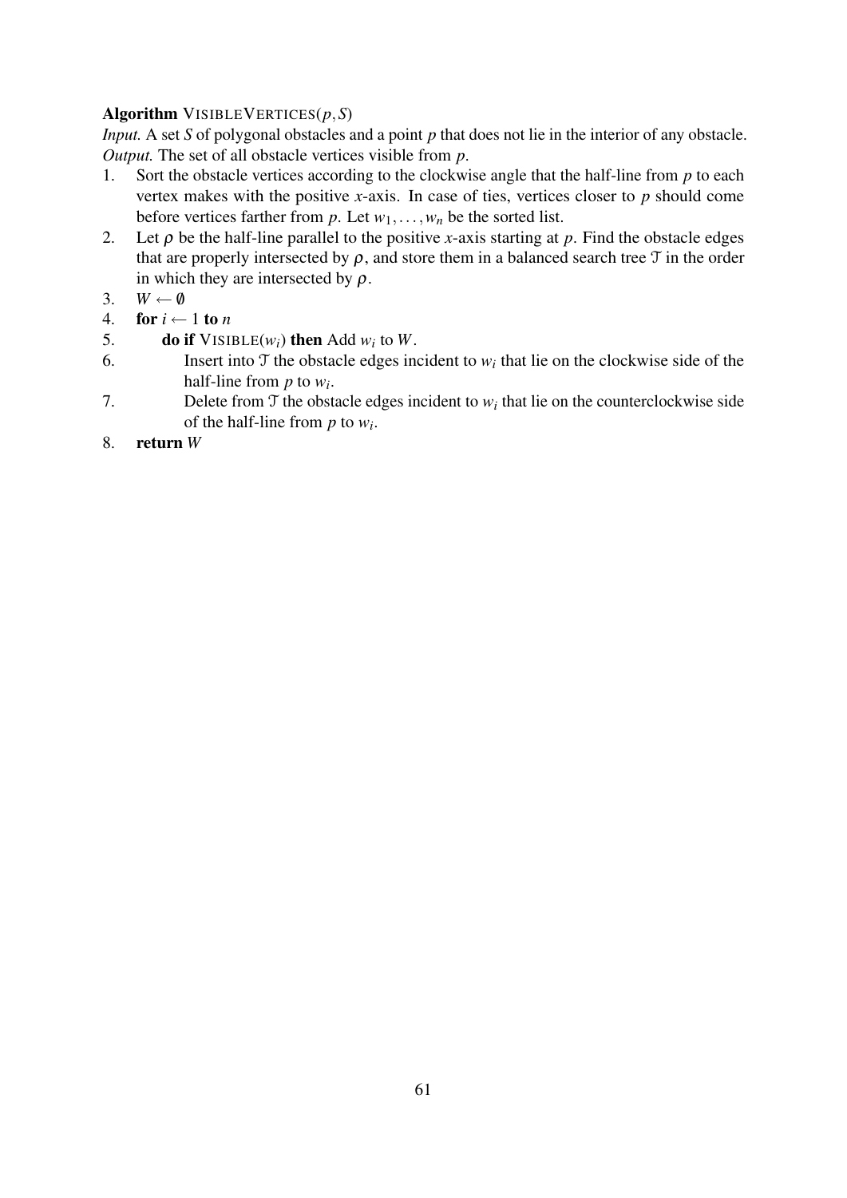**Algorithm** VISIBLEVERTICES($p, S$)

*Input.* A set $S$ of polygonal obstacles and a point $p$ that does not lie in the interior of any obstacle.
*Output.* The set of all obstacle vertices visible from $p$.

1. Sort the obstacle vertices according to the clockwise angle that the half-line from $p$ to each vertex makes with the positive $x$-axis. In case of ties, vertices closer to $p$ should come before vertices farther from $p$. Let $w_1, \ldots, w_n$ be the sorted list.
2. Let $\rho$ be the half-line parallel to the positive $x$-axis starting at $p$. Find the obstacle edges that are properly intersected by $\rho$, and store them in a balanced search tree $\mathcal{T}$ in the order in which they are intersected by $\rho$.
3. $W \leftarrow \emptyset$
4. **for** $i \leftarrow 1$ **to** $n$
5. &nbsp;&nbsp;&nbsp;&nbsp;**do if** VISIBLE($w_i$) **then** Add $w_i$ to $W$.
6. &nbsp;&nbsp;&nbsp;&nbsp;&nbsp;&nbsp;&nbsp;&nbsp;Insert into $\mathcal{T}$ the obstacle edges incident to $w_i$ that lie on the clockwise side of the half-line from $p$ to $w_i$.
7. &nbsp;&nbsp;&nbsp;&nbsp;&nbsp;&nbsp;&nbsp;&nbsp;Delete from $\mathcal{T}$ the obstacle edges incident to $w_i$ that lie on the counterclockwise side of the half-line from $p$ to $w_i$.
8. **return** $W$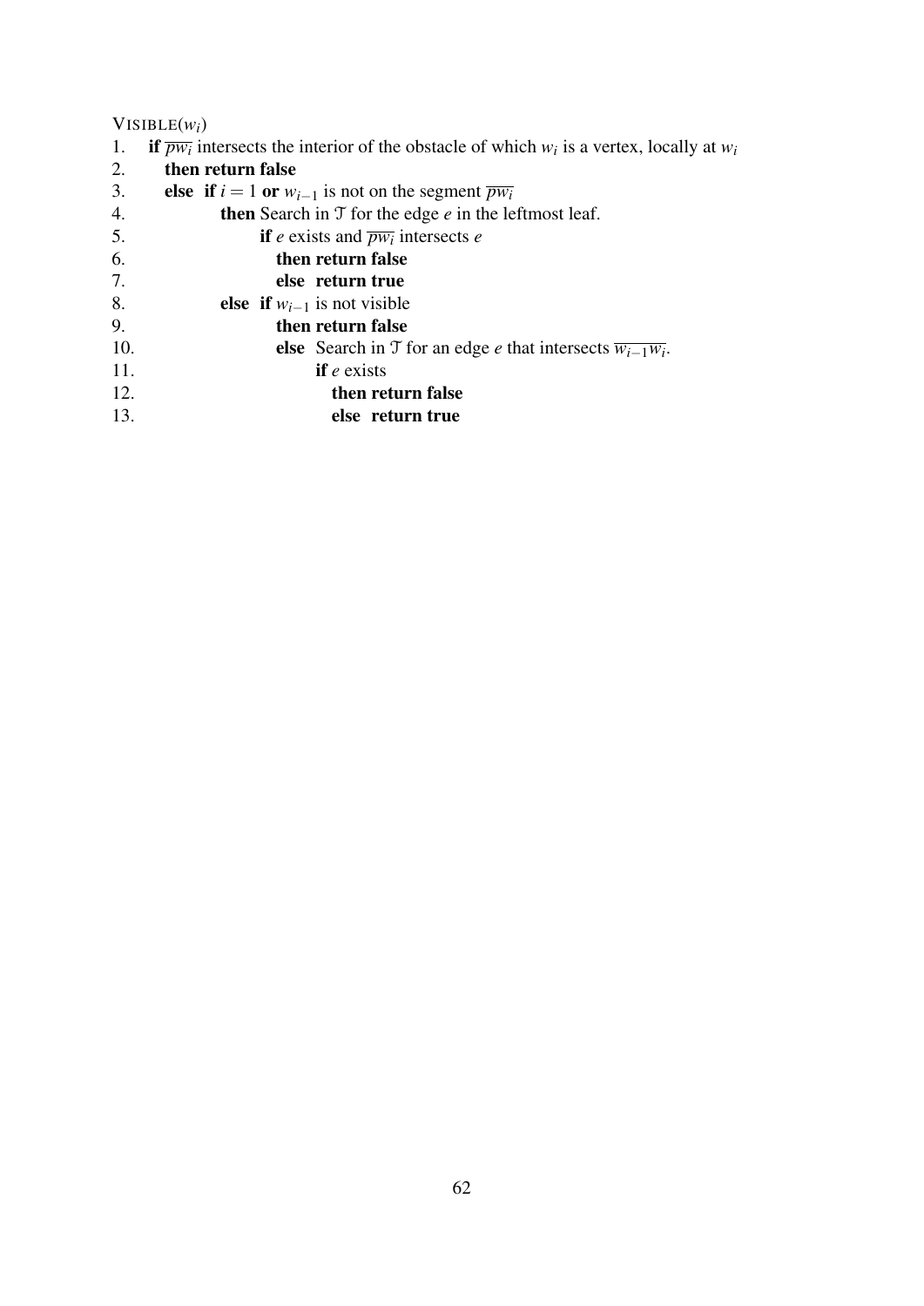VISIBLE($w_i$)

```
1.   if pw_i intersects the interior of the obstacle of which w_i is a vertex, locally at w_i
2.     then return false
3.     else  if i = 1 or w_{i-1} is not on the segment pw_i
4.             then Search in T for the edge e in the leftmost leaf.
5.                  if e exists and pw_i intersects e
6.                    then return false
7.                    else  return true
8.             else  if w_{i-1} is not visible
9.                    then return false
10.                   else  Search in T for an edge e that intersects w_{i-1}w_i.
11.                         if e exists
12.                           then return false
13.                           else  return true
```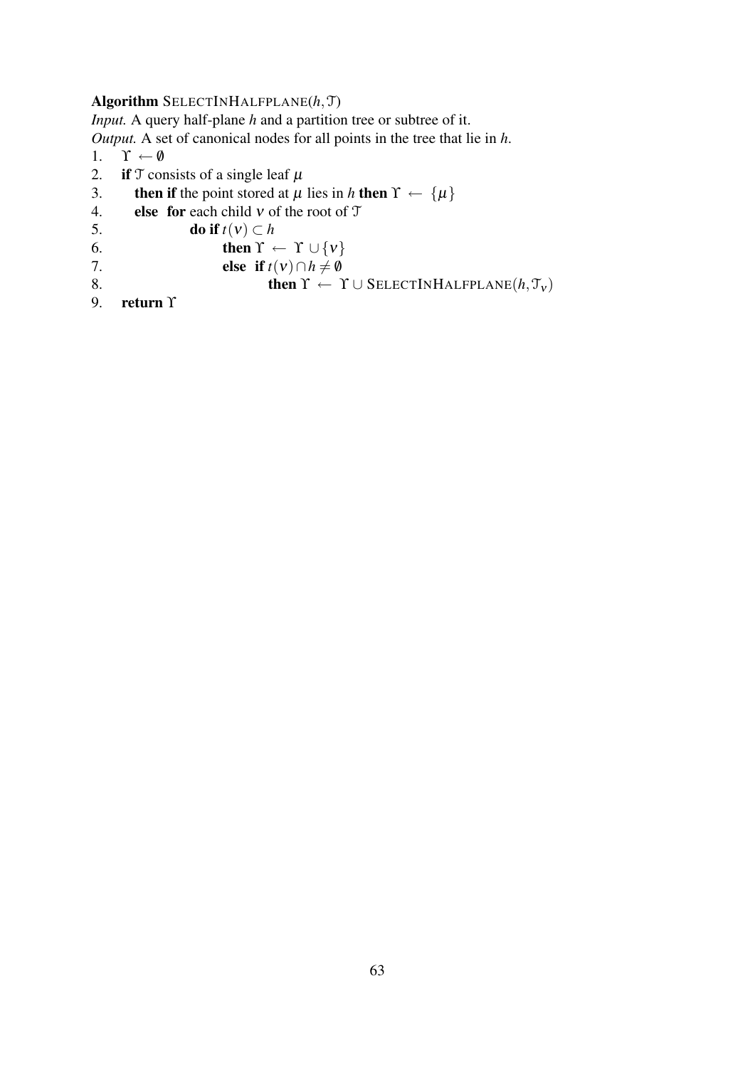**Algorithm** SELECTINHALFPLANE($h, \mathcal{T}$)

*Input.* A query half-plane $h$ and a partition tree or subtree of it.

*Output.* A set of canonical nodes for all points in the tree that lie in $h$.

1. $\Upsilon \leftarrow \emptyset$
2. **if** $\mathcal{T}$ consists of a single leaf $\mu$
3. &nbsp;&nbsp;&nbsp;**then if** the point stored at $\mu$ lies in $h$ **then** $\Upsilon \leftarrow \{\mu\}$
4. &nbsp;&nbsp;&nbsp;**else for** each child $\nu$ of the root of $\mathcal{T}$
5. &nbsp;&nbsp;&nbsp;&nbsp;&nbsp;&nbsp;&nbsp;&nbsp;**do if** $t(\nu) \subset h$
6. &nbsp;&nbsp;&nbsp;&nbsp;&nbsp;&nbsp;&nbsp;&nbsp;&nbsp;&nbsp;&nbsp;&nbsp;**then** $\Upsilon \leftarrow \Upsilon \cup \{\nu\}$
7. &nbsp;&nbsp;&nbsp;&nbsp;&nbsp;&nbsp;&nbsp;&nbsp;&nbsp;&nbsp;&nbsp;&nbsp;**else if** $t(\nu) \cap h \neq \emptyset$
8. &nbsp;&nbsp;&nbsp;&nbsp;&nbsp;&nbsp;&nbsp;&nbsp;&nbsp;&nbsp;&nbsp;&nbsp;&nbsp;&nbsp;&nbsp;&nbsp;**then** $\Upsilon \leftarrow \Upsilon \cup$ SELECTINHALFPLANE($h, \mathcal{T}_\nu$)
9. **return** $\Upsilon$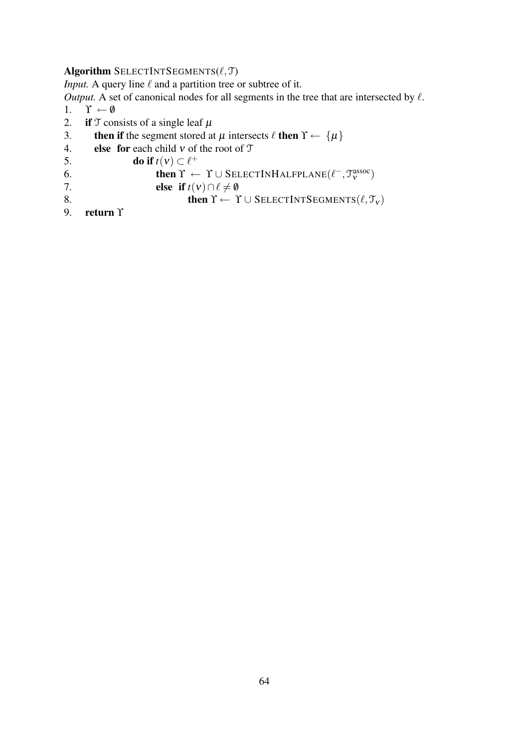**Algorithm** SELECTINTSEGMENTS($\ell, \mathcal{T}$)

*Input.* A query line $\ell$ and a partition tree or subtree of it.

*Output.* A set of canonical nodes for all segments in the tree that are intersected by $\ell$.

1. $\Upsilon \leftarrow \emptyset$
2. **if** $\mathcal{T}$ consists of a single leaf $\mu$
3. &nbsp;&nbsp;&nbsp;**then if** the segment stored at $\mu$ intersects $\ell$ **then** $\Upsilon \leftarrow \{\mu\}$
4. &nbsp;&nbsp;&nbsp;**else for** each child $\nu$ of the root of $\mathcal{T}$
5. &nbsp;&nbsp;&nbsp;&nbsp;&nbsp;&nbsp;&nbsp;&nbsp;**do if** $t(\nu) \subset \ell^{+}$
6. &nbsp;&nbsp;&nbsp;&nbsp;&nbsp;&nbsp;&nbsp;&nbsp;&nbsp;&nbsp;&nbsp;&nbsp;**then** $\Upsilon \leftarrow \Upsilon \cup$ SELECTINHALFPLANE($\ell^{-}, \mathcal{T}_{\nu}^{\text{assoc}}$)
7. &nbsp;&nbsp;&nbsp;&nbsp;&nbsp;&nbsp;&nbsp;&nbsp;&nbsp;&nbsp;&nbsp;&nbsp;**else if** $t(\nu) \cap \ell \neq \emptyset$
8. &nbsp;&nbsp;&nbsp;&nbsp;&nbsp;&nbsp;&nbsp;&nbsp;&nbsp;&nbsp;&nbsp;&nbsp;&nbsp;&nbsp;&nbsp;&nbsp;**then** $\Upsilon \leftarrow \Upsilon \cup$ SELECTINTSEGMENTS($\ell, \mathcal{T}_{\nu}$)
9. **return** $\Upsilon$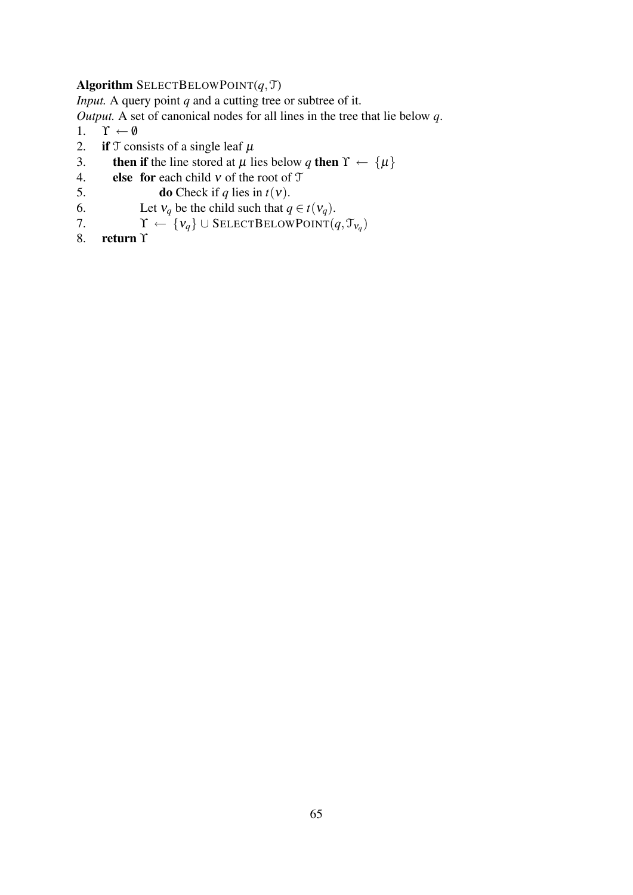**Algorithm** SELECTBELOWPOINT($q, \mathcal{T}$)

*Input.* A query point $q$ and a cutting tree or subtree of it.

*Output.* A set of canonical nodes for all lines in the tree that lie below $q$.

1. $\Upsilon \leftarrow \emptyset$
2. **if** $\mathcal{T}$ consists of a single leaf $\mu$
3. &nbsp;&nbsp;&nbsp;**then if** the line stored at $\mu$ lies below $q$ **then** $\Upsilon \leftarrow \{\mu\}$
4. &nbsp;&nbsp;&nbsp;**else for** each child $\nu$ of the root of $\mathcal{T}$
5. &nbsp;&nbsp;&nbsp;&nbsp;&nbsp;&nbsp;&nbsp;&nbsp;&nbsp;**do** Check if $q$ lies in $t(\nu)$.
6. &nbsp;&nbsp;&nbsp;&nbsp;&nbsp;&nbsp;Let $\nu_q$ be the child such that $q \in t(\nu_q)$.
7. &nbsp;&nbsp;&nbsp;&nbsp;&nbsp;&nbsp;$\Upsilon \leftarrow \{\nu_q\} \cup$ SELECTBELOWPOINT$(q, \mathcal{T}_{\nu_q})$
8. **return** $\Upsilon$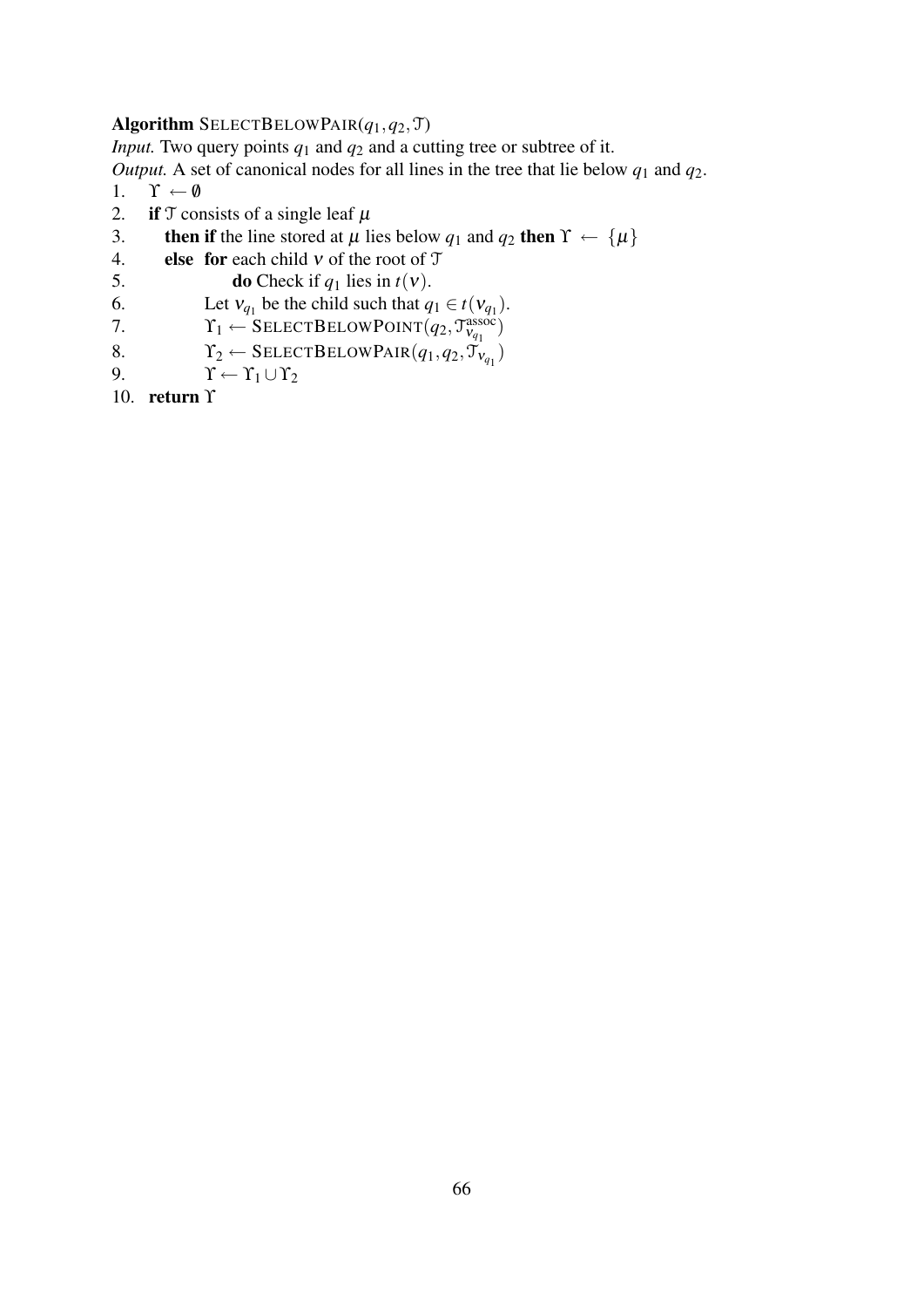**Algorithm** SELECTBELOWPAIR($q_1, q_2, \mathcal{T}$)

*Input.* Two query points $q_1$ and $q_2$ and a cutting tree or subtree of it.

*Output.* A set of canonical nodes for all lines in the tree that lie below $q_1$ and $q_2$.

```
1.   ϒ ← ∅
2.   if 𝒯 consists of a single leaf μ
3.      then if the line stored at μ lies below q1 and q2 then ϒ ← {μ}
4.      else for each child ν of the root of 𝒯
5.               do Check if q1 lies in t(ν).
6.            Let ν_{q1} be the child such that q1 ∈ t(ν_{q1}).
7.            ϒ1 ← SELECTBELOWPOINT(q2, 𝒯^{assoc}_{ν_{q1}})
8.            ϒ2 ← SELECTBELOWPAIR(q1, q2, 𝒯_{ν_{q1}})
9.            ϒ ← ϒ1 ∪ ϒ2
10.  return ϒ
```